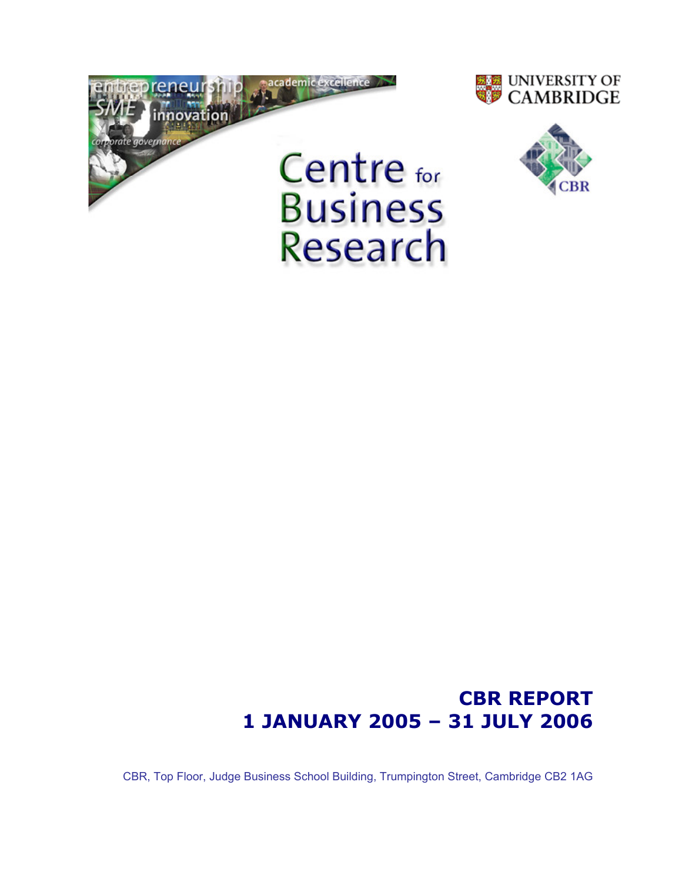UNIVERSITY OF CAMBRIDGE

# Centre for Business Research

CBR

## CBR REPORT
## 1 JANUARY 2005 – 31 JULY 2006

CBR, Top Floor, Judge Business School Building, Trumpington Street, Cambridge CB2 1AG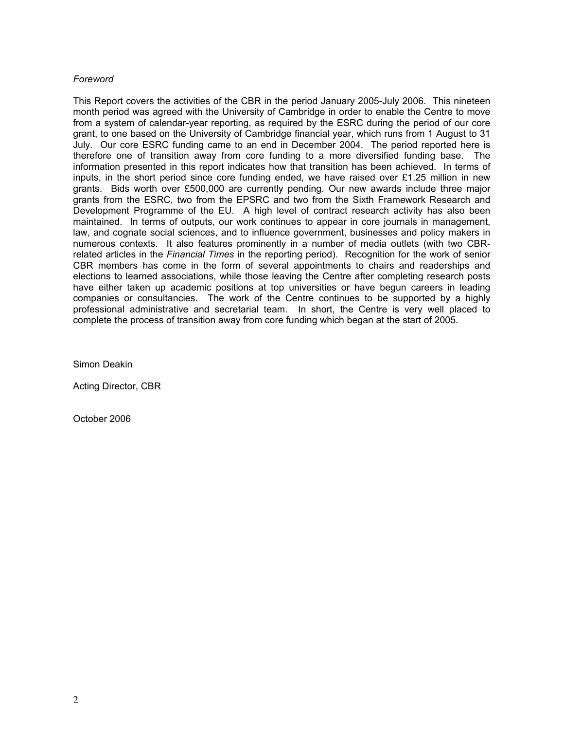*Foreword*

This Report covers the activities of the CBR in the period January 2005-July 2006. This nineteen month period was agreed with the University of Cambridge in order to enable the Centre to move from a system of calendar-year reporting, as required by the ESRC during the period of our core grant, to one based on the University of Cambridge financial year, which runs from 1 August to 31 July. Our core ESRC funding came to an end in December 2004. The period reported here is therefore one of transition away from core funding to a more diversified funding base. The information presented in this report indicates how that transition has been achieved. In terms of inputs, in the short period since core funding ended, we have raised over £1.25 million in new grants. Bids worth over £500,000 are currently pending. Our new awards include three major grants from the ESRC, two from the EPSRC and two from the Sixth Framework Research and Development Programme of the EU. A high level of contract research activity has also been maintained. In terms of outputs, our work continues to appear in core journals in management, law, and cognate social sciences, and to influence government, businesses and policy makers in numerous contexts. It also features prominently in a number of media outlets (with two CBR-related articles in the *Financial Times* in the reporting period). Recognition for the work of senior CBR members has come in the form of several appointments to chairs and readerships and elections to learned associations, while those leaving the Centre after completing research posts have either taken up academic positions at top universities or have begun careers in leading companies or consultancies. The work of the Centre continues to be supported by a highly professional administrative and secretarial team. In short, the Centre is very well placed to complete the process of transition away from core funding which began at the start of 2005.

Simon Deakin

Acting Director, CBR

October 2006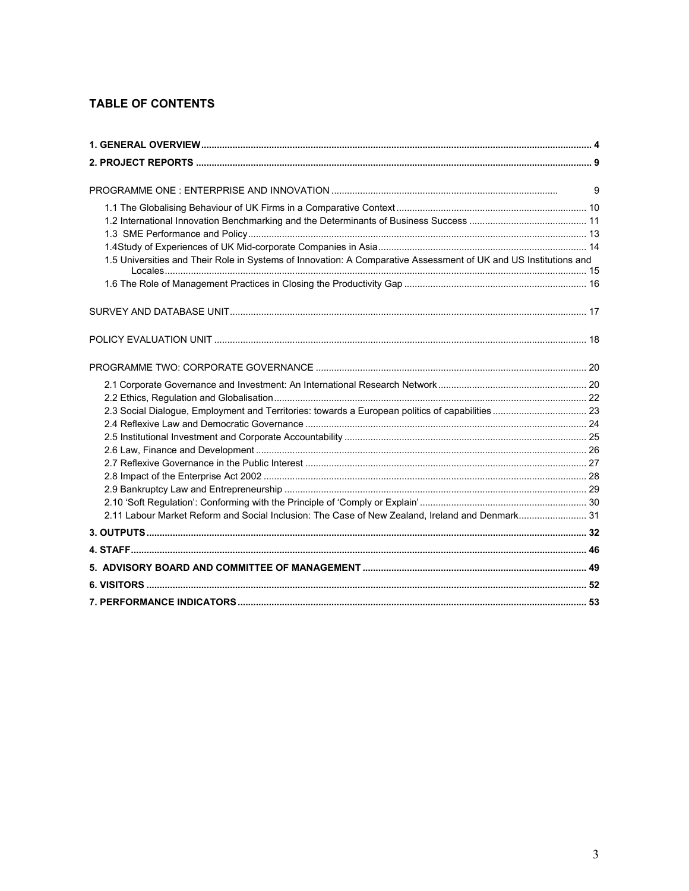## TABLE OF CONTENTS

**1. GENERAL OVERVIEW** .......... **4**

**2. PROJECT REPORTS** .......... **9**

PROGRAMME ONE : ENTERPRISE AND INNOVATION .......... 9

- 1.1 The Globalising Behaviour of UK Firms in a Comparative Context .......... 10
- 1.2 International Innovation Benchmarking and the Determinants of Business Success .......... 11
- 1.3 SME Performance and Policy .......... 13
- 1.4Study of Experiences of UK Mid-corporate Companies in Asia .......... 14
- 1.5 Universities and Their Role in Systems of Innovation: A Comparative Assessment of UK and US Institutions and Locales .......... 15
- 1.6 The Role of Management Practices in Closing the Productivity Gap .......... 16

SURVEY AND DATABASE UNIT .......... 17

POLICY EVALUATION UNIT .......... 18

PROGRAMME TWO: CORPORATE GOVERNANCE .......... 20

- 2.1 Corporate Governance and Investment: An International Research Network .......... 20
- 2.2 Ethics, Regulation and Globalisation .......... 22
- 2.3 Social Dialogue, Employment and Territories: towards a European politics of capabilities .......... 23
- 2.4 Reflexive Law and Democratic Governance .......... 24
- 2.5 Institutional Investment and Corporate Accountability .......... 25
- 2.6 Law, Finance and Development .......... 26
- 2.7 Reflexive Governance in the Public Interest .......... 27
- 2.8 Impact of the Enterprise Act 2002 .......... 28
- 2.9 Bankruptcy Law and Entrepreneurship .......... 29
- 2.10 'Soft Regulation': Conforming with the Principle of 'Comply or Explain' .......... 30
- 2.11 Labour Market Reform and Social Inclusion: The Case of New Zealand, Ireland and Denmark .......... 31

**3. OUTPUTS** .......... **32**

**4. STAFF** .......... **46**

**5. ADVISORY BOARD AND COMMITTEE OF MANAGEMENT** .......... **49**

**6. VISITORS** .......... **52**

**7. PERFORMANCE INDICATORS** .......... **53**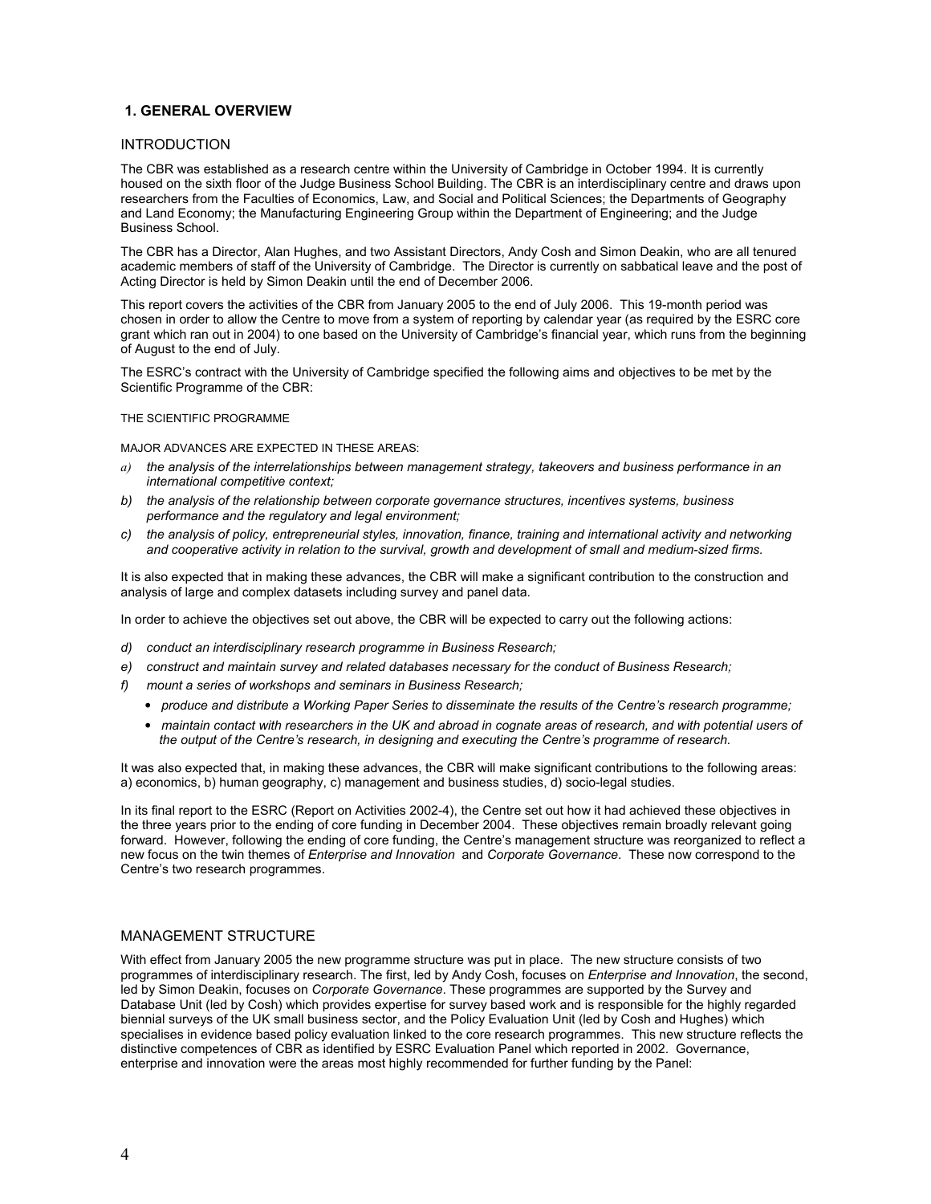## 1. GENERAL OVERVIEW

### INTRODUCTION

The CBR was established as a research centre within the University of Cambridge in October 1994. It is currently housed on the sixth floor of the Judge Business School Building. The CBR is an interdisciplinary centre and draws upon researchers from the Faculties of Economics, Law, and Social and Political Sciences; the Departments of Geography and Land Economy; the Manufacturing Engineering Group within the Department of Engineering; and the Judge Business School.

The CBR has a Director, Alan Hughes, and two Assistant Directors, Andy Cosh and Simon Deakin, who are all tenured academic members of staff of the University of Cambridge. The Director is currently on sabbatical leave and the post of Acting Director is held by Simon Deakin until the end of December 2006.

This report covers the activities of the CBR from January 2005 to the end of July 2006. This 19-month period was chosen in order to allow the Centre to move from a system of reporting by calendar year (as required by the ESRC core grant which ran out in 2004) to one based on the University of Cambridge's financial year, which runs from the beginning of August to the end of July.

The ESRC's contract with the University of Cambridge specified the following aims and objectives to be met by the Scientific Programme of the CBR:

THE SCIENTIFIC PROGRAMME

MAJOR ADVANCES ARE EXPECTED IN THESE AREAS:

a) *the analysis of the interrelationships between management strategy, takeovers and business performance in an international competitive context;*
b) *the analysis of the relationship between corporate governance structures, incentives systems, business performance and the regulatory and legal environment;*
c) *the analysis of policy, entrepreneurial styles, innovation, finance, training and international activity and networking and cooperative activity in relation to the survival, growth and development of small and medium-sized firms.*

It is also expected that in making these advances, the CBR will make a significant contribution to the construction and analysis of large and complex datasets including survey and panel data.

In order to achieve the objectives set out above, the CBR will be expected to carry out the following actions:

d) *conduct an interdisciplinary research programme in Business Research;*
e) *construct and maintain survey and related databases necessary for the conduct of Business Research;*
f) *mount a series of workshops and seminars in Business Research;*
   - *produce and distribute a Working Paper Series to disseminate the results of the Centre's research programme;*
   - *maintain contact with researchers in the UK and abroad in cognate areas of research, and with potential users of the output of the Centre's research, in designing and executing the Centre's programme of research.*

It was also expected that, in making these advances, the CBR will make significant contributions to the following areas: a) economics, b) human geography, c) management and business studies, d) socio-legal studies.

In its final report to the ESRC (Report on Activities 2002-4), the Centre set out how it had achieved these objectives in the three years prior to the ending of core funding in December 2004. These objectives remain broadly relevant going forward. However, following the ending of core funding, the Centre's management structure was reorganized to reflect a new focus on the twin themes of *Enterprise and Innovation* and *Corporate Governance.* These now correspond to the Centre's two research programmes.

### MANAGEMENT STRUCTURE

With effect from January 2005 the new programme structure was put in place. The new structure consists of two programmes of interdisciplinary research. The first, led by Andy Cosh, focuses on *Enterprise and Innovation*, the second, led by Simon Deakin, focuses on *Corporate Governance*. These programmes are supported by the Survey and Database Unit (led by Cosh) which provides expertise for survey based work and is responsible for the highly regarded biennial surveys of the UK small business sector, and the Policy Evaluation Unit (led by Cosh and Hughes) which specialises in evidence based policy evaluation linked to the core research programmes. This new structure reflects the distinctive competences of CBR as identified by ESRC Evaluation Panel which reported in 2002. Governance, enterprise and innovation were the areas most highly recommended for further funding by the Panel: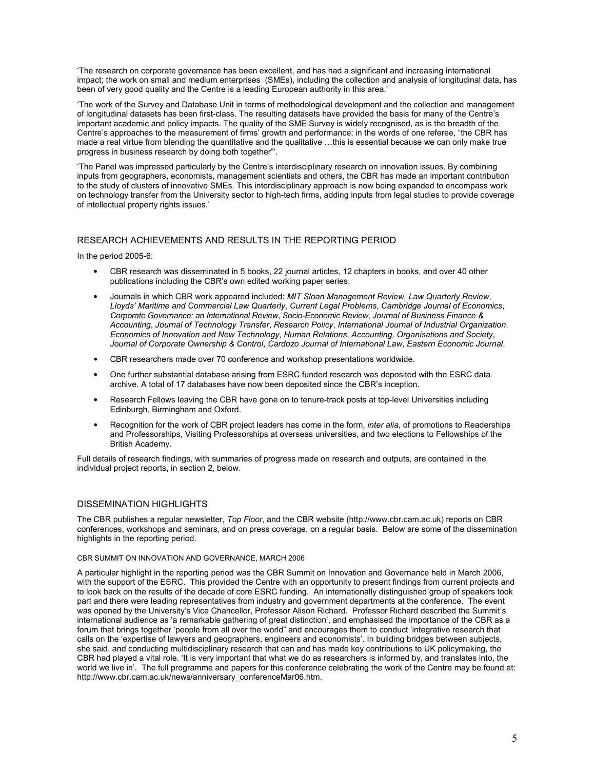'The research on corporate governance has been excellent, and has had a significant and increasing international impact; the work on small and medium enterprises (SMEs), including the collection and analysis of longitudinal data, has been of very good quality and the Centre is a leading European authority in this area.'

'The work of the Survey and Database Unit in terms of methodological development and the collection and management of longitudinal datasets has been first-class. The resulting datasets have provided the basis for many of the Centre's important academic and policy impacts. The quality of the SME Survey is widely recognised, as is the breadth of the Centre's approaches to the measurement of firms' growth and performance; in the words of one referee, "the CBR has made a real virtue from blending the quantitative and the qualitative …this is essential because we can only make true progress in business research by doing both together"'.

'The Panel was impressed particularly by the Centre's interdisciplinary research on innovation issues. By combining inputs from geographers, economists, management scientists and others, the CBR has made an important contribution to the study of clusters of innovative SMEs. This interdisciplinary approach is now being expanded to encompass work on technology transfer from the University sector to high-tech firms, adding inputs from legal studies to provide coverage of intellectual property rights issues.'

## RESEARCH ACHIEVEMENTS AND RESULTS IN THE REPORTING PERIOD

In the period 2005-6:

- CBR research was disseminated in 5 books, 22 journal articles, 12 chapters in books, and over 40 other publications including the CBR's own edited working paper series.
- Journals in which CBR work appeared included: *MIT Sloan Management Review*, *Law Quarterly Review*, *Lloyds' Maritime and Commercial Law Quarterly*, *Current Legal Problems*, *Cambridge Journal of Economics*, *Corporate Governance: an International Review*, *Socio-Economic Review*, *Journal of Business Finance & Accounting*, *Journal of Technology Transfer*, *Research Policy*, *International Journal of Industrial Organization*, *Economics of Innovation and New Technology*, *Human Relations*, *Accounting, Organisations and Society*, *Journal of Corporate Ownership & Control*, *Cardozo Journal of International Law*, *Eastern Economic Journal*.
- CBR researchers made over 70 conference and workshop presentations worldwide.
- One further substantial database arising from ESRC funded research was deposited with the ESRC data archive. A total of 17 databases have now been deposited since the CBR's inception.
- Research Fellows leaving the CBR have gone on to tenure-track posts at top-level Universities including Edinburgh, Birmingham and Oxford.
- Recognition for the work of CBR project leaders has come in the form, *inter alia*, of promotions to Readerships and Professorships, Visiting Professorships at overseas universities, and two elections to Fellowships of the British Academy.

Full details of research findings, with summaries of progress made on research and outputs, are contained in the individual project reports, in section 2, below.

## DISSEMINATION HIGHLIGHTS

The CBR publishes a regular newsletter, *Top Floor*, and the CBR website (http://www.cbr.cam.ac.uk) reports on CBR conferences, workshops and seminars, and on press coverage, on a regular basis. Below are some of the dissemination highlights in the reporting period.

### CBR SUMMIT ON INNOVATION AND GOVERNANCE, MARCH 2006

A particular highlight in the reporting period was the CBR Summit on Innovation and Governance held in March 2006, with the support of the ESRC. This provided the Centre with an opportunity to present findings from current projects and to look back on the results of the decade of core ESRC funding. An internationally distinguished group of speakers took part and there were leading representatives from industry and government departments at the conference. The event was opened by the University's Vice Chancellor, Professor Alison Richard. Professor Richard described the Summit's international audience as 'a remarkable gathering of great distinction', and emphasised the importance of the CBR as a forum that brings together 'people from all over the world" and encourages them to conduct 'integrative research that calls on the 'expertise of lawyers and geographers, engineers and economists'. In building bridges between subjects, she said, and conducting multidisciplinary research that can and has made key contributions to UK policymaking, the CBR had played a vital role. 'It is very important that what we do as researchers is informed by, and translates into, the world we live in'. The full programme and papers for this conference celebrating the work of the Centre may be found at: http://www.cbr.cam.ac.uk/news/anniversary_conferenceMar06.htm.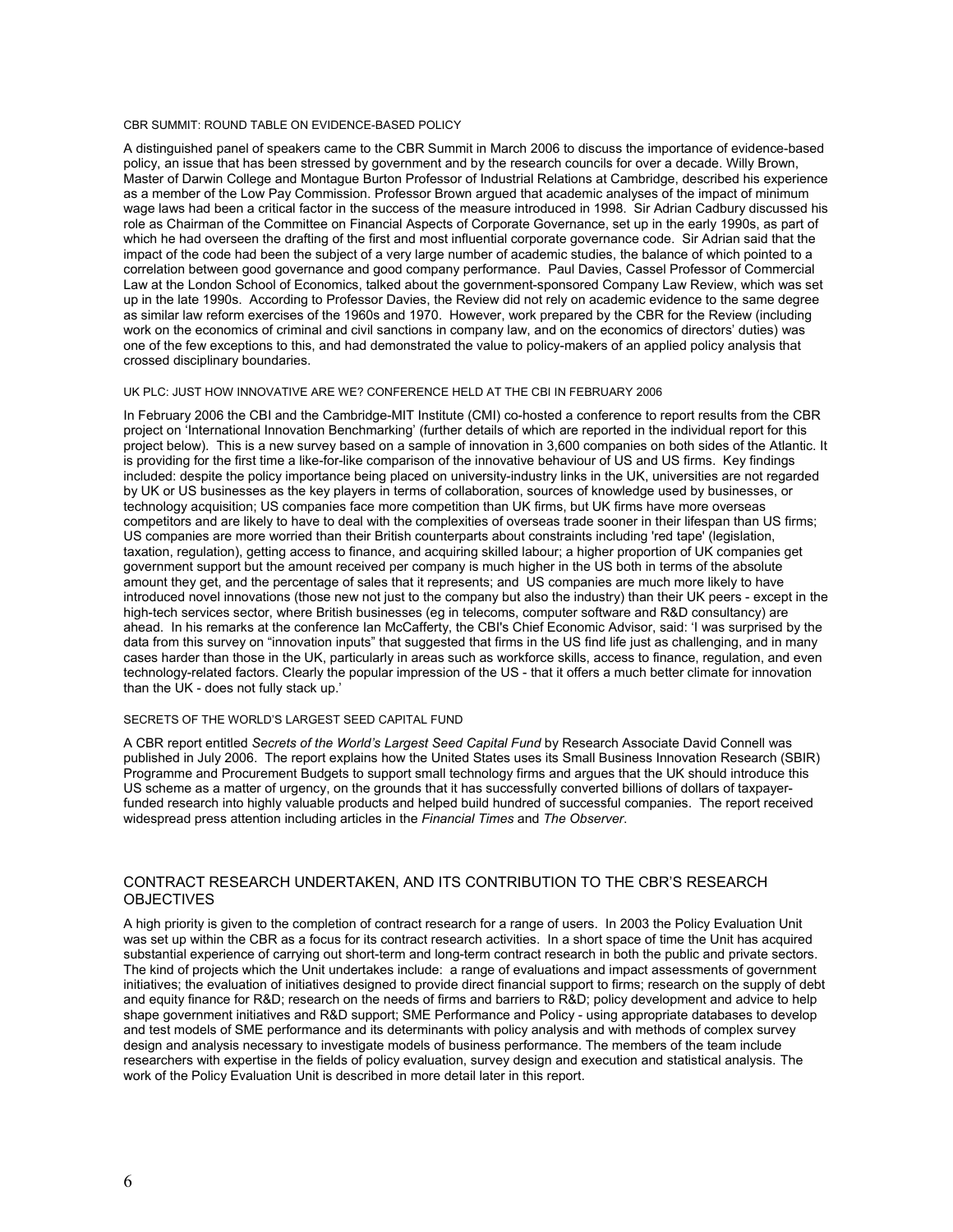### CBR SUMMIT: ROUND TABLE ON EVIDENCE-BASED POLICY

A distinguished panel of speakers came to the CBR Summit in March 2006 to discuss the importance of evidence-based policy, an issue that has been stressed by government and by the research councils for over a decade. Willy Brown, Master of Darwin College and Montague Burton Professor of Industrial Relations at Cambridge, described his experience as a member of the Low Pay Commission. Professor Brown argued that academic analyses of the impact of minimum wage laws had been a critical factor in the success of the measure introduced in 1998. Sir Adrian Cadbury discussed his role as Chairman of the Committee on Financial Aspects of Corporate Governance, set up in the early 1990s, as part of which he had overseen the drafting of the first and most influential corporate governance code. Sir Adrian said that the impact of the code had been the subject of a very large number of academic studies, the balance of which pointed to a correlation between good governance and good company performance. Paul Davies, Cassel Professor of Commercial Law at the London School of Economics, talked about the government-sponsored Company Law Review, which was set up in the late 1990s. According to Professor Davies, the Review did not rely on academic evidence to the same degree as similar law reform exercises of the 1960s and 1970. However, work prepared by the CBR for the Review (including work on the economics of criminal and civil sanctions in company law, and on the economics of directors' duties) was one of the few exceptions to this, and had demonstrated the value to policy-makers of an applied policy analysis that crossed disciplinary boundaries.

### UK PLC: JUST HOW INNOVATIVE ARE WE? CONFERENCE HELD AT THE CBI IN FEBRUARY 2006

In February 2006 the CBI and the Cambridge-MIT Institute (CMI) co-hosted a conference to report results from the CBR project on 'International Innovation Benchmarking' (further details of which are reported in the individual report for this project below). This is a new survey based on a sample of innovation in 3,600 companies on both sides of the Atlantic. It is providing for the first time a like-for-like comparison of the innovative behaviour of US and US firms. Key findings included: despite the policy importance being placed on university-industry links in the UK, universities are not regarded by UK or US businesses as the key players in terms of collaboration, sources of knowledge used by businesses, or technology acquisition; US companies face more competition than UK firms, but UK firms have more overseas competitors and are likely to have to deal with the complexities of overseas trade sooner in their lifespan than US firms; US companies are more worried than their British counterparts about constraints including 'red tape' (legislation, taxation, regulation), getting access to finance, and acquiring skilled labour; a higher proportion of UK companies get government support but the amount received per company is much higher in the US both in terms of the absolute amount they get, and the percentage of sales that it represents; and US companies are much more likely to have introduced novel innovations (those new not just to the company but also the industry) than their UK peers - except in the high-tech services sector, where British businesses (eg in telecoms, computer software and R&D consultancy) are ahead. In his remarks at the conference Ian McCafferty, the CBI's Chief Economic Advisor, said: 'I was surprised by the data from this survey on "innovation inputs" that suggested that firms in the US find life just as challenging, and in many cases harder than those in the UK, particularly in areas such as workforce skills, access to finance, regulation, and even technology-related factors. Clearly the popular impression of the US - that it offers a much better climate for innovation than the UK - does not fully stack up.'

### SECRETS OF THE WORLD'S LARGEST SEED CAPITAL FUND

A CBR report entitled *Secrets of the World's Largest Seed Capital Fund* by Research Associate David Connell was published in July 2006. The report explains how the United States uses its Small Business Innovation Research (SBIR) Programme and Procurement Budgets to support small technology firms and argues that the UK should introduce this US scheme as a matter of urgency, on the grounds that it has successfully converted billions of dollars of taxpayer-funded research into highly valuable products and helped build hundred of successful companies. The report received widespread press attention including articles in the *Financial Times* and *The Observer*.

## CONTRACT RESEARCH UNDERTAKEN, AND ITS CONTRIBUTION TO THE CBR'S RESEARCH OBJECTIVES

A high priority is given to the completion of contract research for a range of users. In 2003 the Policy Evaluation Unit was set up within the CBR as a focus for its contract research activities. In a short space of time the Unit has acquired substantial experience of carrying out short-term and long-term contract research in both the public and private sectors. The kind of projects which the Unit undertakes include: a range of evaluations and impact assessments of government initiatives; the evaluation of initiatives designed to provide direct financial support to firms; research on the supply of debt and equity finance for R&D; research on the needs of firms and barriers to R&D; policy development and advice to help shape government initiatives and R&D support; SME Performance and Policy - using appropriate databases to develop and test models of SME performance and its determinants with policy analysis and with methods of complex survey design and analysis necessary to investigate models of business performance. The members of the team include researchers with expertise in the fields of policy evaluation, survey design and execution and statistical analysis. The work of the Policy Evaluation Unit is described in more detail later in this report.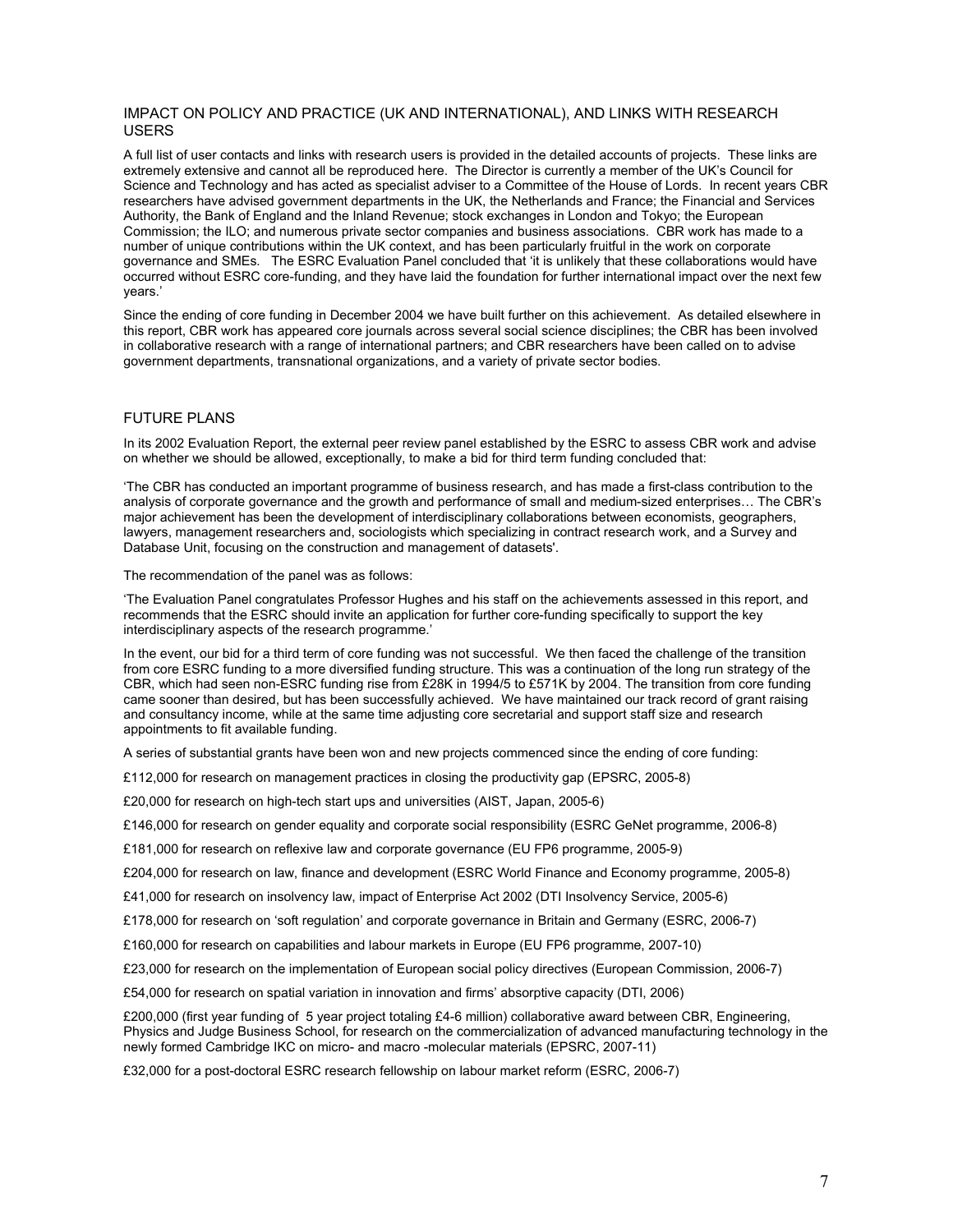## IMPACT ON POLICY AND PRACTICE (UK AND INTERNATIONAL), AND LINKS WITH RESEARCH USERS

A full list of user contacts and links with research users is provided in the detailed accounts of projects. These links are extremely extensive and cannot all be reproduced here. The Director is currently a member of the UK's Council for Science and Technology and has acted as specialist adviser to a Committee of the House of Lords. In recent years CBR researchers have advised government departments in the UK, the Netherlands and France; the Financial and Services Authority, the Bank of England and the Inland Revenue; stock exchanges in London and Tokyo; the European Commission; the ILO; and numerous private sector companies and business associations. CBR work has made to a number of unique contributions within the UK context, and has been particularly fruitful in the work on corporate governance and SMEs. The ESRC Evaluation Panel concluded that 'it is unlikely that these collaborations would have occurred without ESRC core-funding, and they have laid the foundation for further international impact over the next few years.'

Since the ending of core funding in December 2004 we have built further on this achievement. As detailed elsewhere in this report, CBR work has appeared core journals across several social science disciplines; the CBR has been involved in collaborative research with a range of international partners; and CBR researchers have been called on to advise government departments, transnational organizations, and a variety of private sector bodies.

## FUTURE PLANS

In its 2002 Evaluation Report, the external peer review panel established by the ESRC to assess CBR work and advise on whether we should be allowed, exceptionally, to make a bid for third term funding concluded that:

'The CBR has conducted an important programme of business research, and has made a first-class contribution to the analysis of corporate governance and the growth and performance of small and medium-sized enterprises… The CBR's major achievement has been the development of interdisciplinary collaborations between economists, geographers, lawyers, management researchers and, sociologists which specializing in contract research work, and a Survey and Database Unit, focusing on the construction and management of datasets'.

The recommendation of the panel was as follows:

'The Evaluation Panel congratulates Professor Hughes and his staff on the achievements assessed in this report, and recommends that the ESRC should invite an application for further core-funding specifically to support the key interdisciplinary aspects of the research programme.'

In the event, our bid for a third term of core funding was not successful. We then faced the challenge of the transition from core ESRC funding to a more diversified funding structure. This was a continuation of the long run strategy of the CBR, which had seen non-ESRC funding rise from £28K in 1994/5 to £571K by 2004. The transition from core funding came sooner than desired, but has been successfully achieved. We have maintained our track record of grant raising and consultancy income, while at the same time adjusting core secretarial and support staff size and research appointments to fit available funding.

A series of substantial grants have been won and new projects commenced since the ending of core funding:

£112,000 for research on management practices in closing the productivity gap (EPSRC, 2005-8)

£20,000 for research on high-tech start ups and universities (AIST, Japan, 2005-6)

£146,000 for research on gender equality and corporate social responsibility (ESRC GeNet programme, 2006-8)

£181,000 for research on reflexive law and corporate governance (EU FP6 programme, 2005-9)

£204,000 for research on law, finance and development (ESRC World Finance and Economy programme, 2005-8)

£41,000 for research on insolvency law, impact of Enterprise Act 2002 (DTI Insolvency Service, 2005-6)

£178,000 for research on 'soft regulation' and corporate governance in Britain and Germany (ESRC, 2006-7)

£160,000 for research on capabilities and labour markets in Europe (EU FP6 programme, 2007-10)

£23,000 for research on the implementation of European social policy directives (European Commission, 2006-7)

£54,000 for research on spatial variation in innovation and firms' absorptive capacity (DTI, 2006)

£200,000 (first year funding of 5 year project totaling £4-6 million) collaborative award between CBR, Engineering, Physics and Judge Business School, for research on the commercialization of advanced manufacturing technology in the newly formed Cambridge IKC on micro- and macro -molecular materials (EPSRC, 2007-11)

£32,000 for a post-doctoral ESRC research fellowship on labour market reform (ESRC, 2006-7)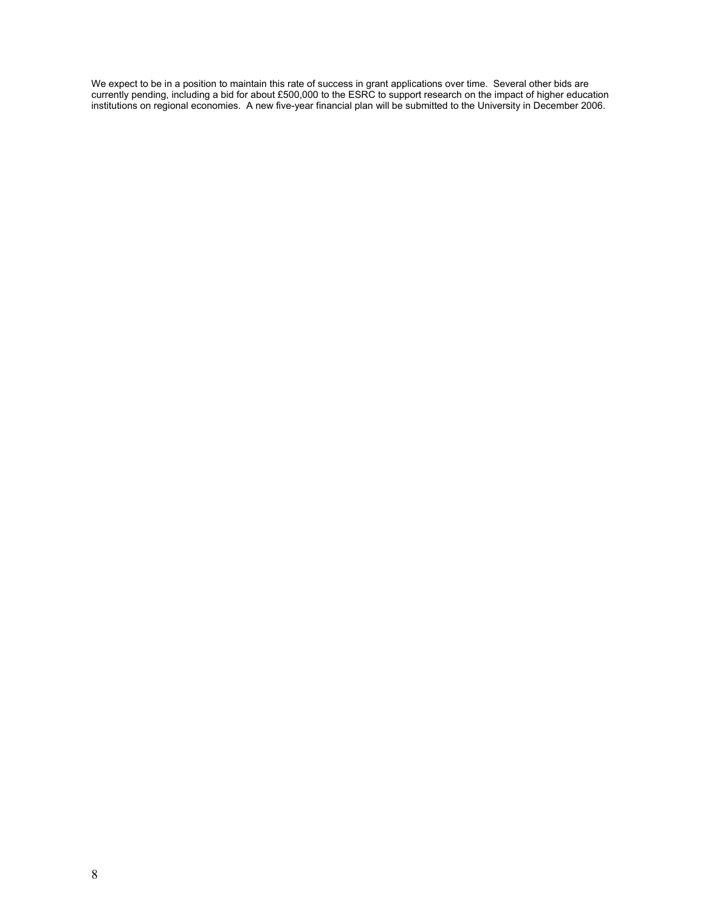We expect to be in a position to maintain this rate of success in grant applications over time. Several other bids are currently pending, including a bid for about £500,000 to the ESRC to support research on the impact of higher education institutions on regional economies. A new five-year financial plan will be submitted to the University in December 2006.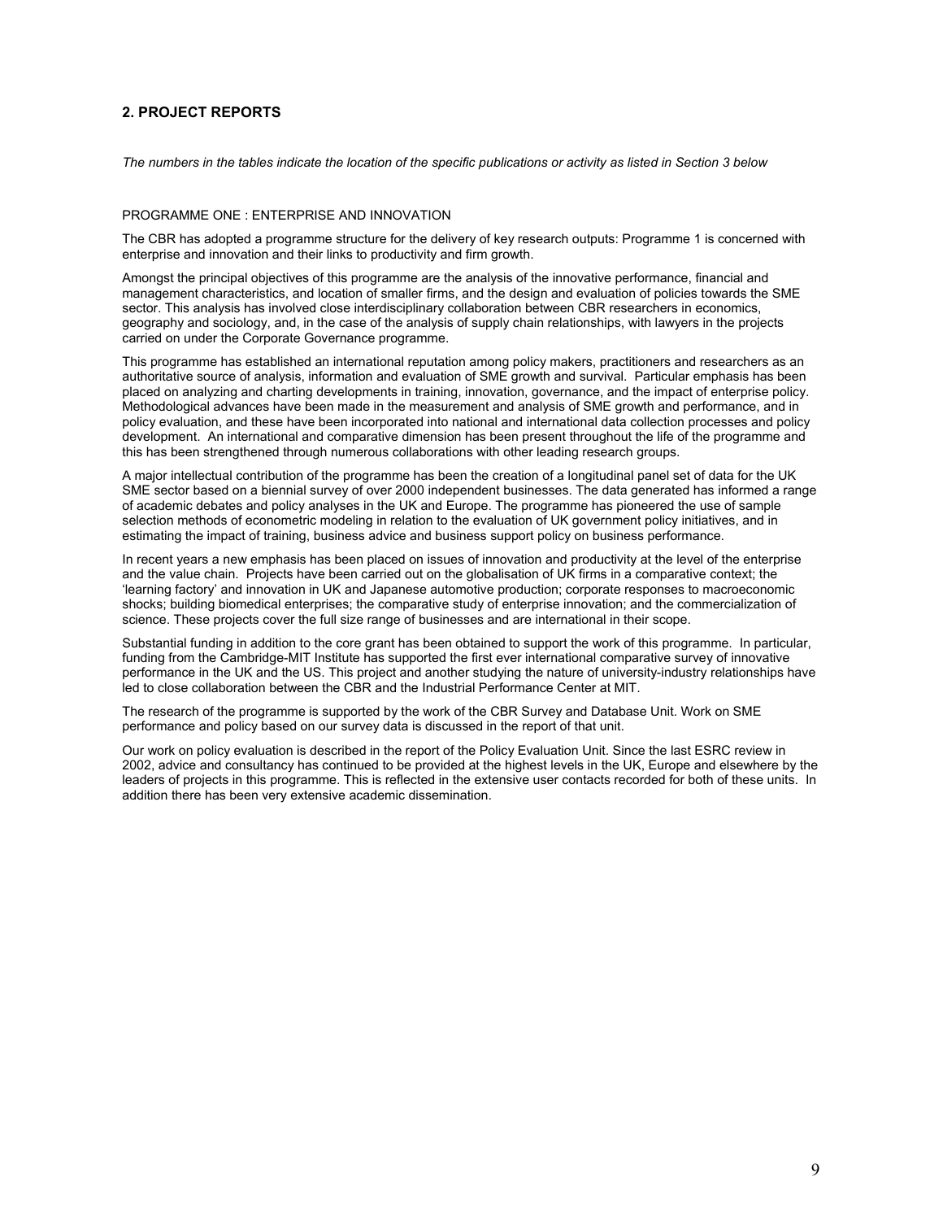## 2. PROJECT REPORTS

*The numbers in the tables indicate the location of the specific publications or activity as listed in Section 3 below*

PROGRAMME ONE : ENTERPRISE AND INNOVATION

The CBR has adopted a programme structure for the delivery of key research outputs: Programme 1 is concerned with enterprise and innovation and their links to productivity and firm growth.

Amongst the principal objectives of this programme are the analysis of the innovative performance, financial and management characteristics, and location of smaller firms, and the design and evaluation of policies towards the SME sector. This analysis has involved close interdisciplinary collaboration between CBR researchers in economics, geography and sociology, and, in the case of the analysis of supply chain relationships, with lawyers in the projects carried on under the Corporate Governance programme.

This programme has established an international reputation among policy makers, practitioners and researchers as an authoritative source of analysis, information and evaluation of SME growth and survival. Particular emphasis has been placed on analyzing and charting developments in training, innovation, governance, and the impact of enterprise policy. Methodological advances have been made in the measurement and analysis of SME growth and performance, and in policy evaluation, and these have been incorporated into national and international data collection processes and policy development. An international and comparative dimension has been present throughout the life of the programme and this has been strengthened through numerous collaborations with other leading research groups.

A major intellectual contribution of the programme has been the creation of a longitudinal panel set of data for the UK SME sector based on a biennial survey of over 2000 independent businesses. The data generated has informed a range of academic debates and policy analyses in the UK and Europe. The programme has pioneered the use of sample selection methods of econometric modeling in relation to the evaluation of UK government policy initiatives, and in estimating the impact of training, business advice and business support policy on business performance.

In recent years a new emphasis has been placed on issues of innovation and productivity at the level of the enterprise and the value chain. Projects have been carried out on the globalisation of UK firms in a comparative context; the 'learning factory' and innovation in UK and Japanese automotive production; corporate responses to macroeconomic shocks; building biomedical enterprises; the comparative study of enterprise innovation; and the commercialization of science. These projects cover the full size range of businesses and are international in their scope.

Substantial funding in addition to the core grant has been obtained to support the work of this programme. In particular, funding from the Cambridge-MIT Institute has supported the first ever international comparative survey of innovative performance in the UK and the US. This project and another studying the nature of university-industry relationships have led to close collaboration between the CBR and the Industrial Performance Center at MIT.

The research of the programme is supported by the work of the CBR Survey and Database Unit. Work on SME performance and policy based on our survey data is discussed in the report of that unit.

Our work on policy evaluation is described in the report of the Policy Evaluation Unit. Since the last ESRC review in 2002, advice and consultancy has continued to be provided at the highest levels in the UK, Europe and elsewhere by the leaders of projects in this programme. This is reflected in the extensive user contacts recorded for both of these units. In addition there has been very extensive academic dissemination.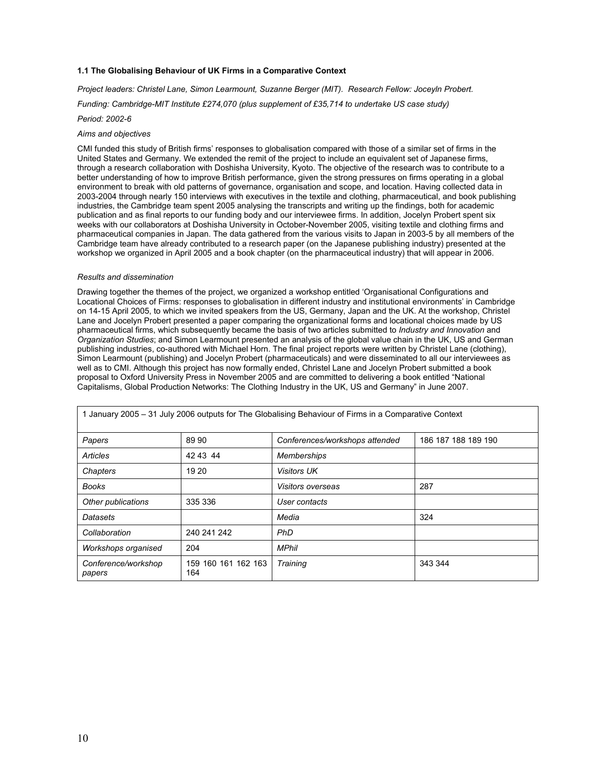### 1.1 The Globalising Behaviour of UK Firms in a Comparative Context

*Project leaders: Christel Lane, Simon Learmount, Suzanne Berger (MIT). Research Fellow: Joceyln Probert.*

*Funding: Cambridge-MIT Institute £274,070 (plus supplement of £35,714 to undertake US case study)*

*Period: 2002-6*

*Aims and objectives*

CMI funded this study of British firms' responses to globalisation compared with those of a similar set of firms in the United States and Germany. We extended the remit of the project to include an equivalent set of Japanese firms, through a research collaboration with Doshisha University, Kyoto. The objective of the research was to contribute to a better understanding of how to improve British performance, given the strong pressures on firms operating in a global environment to break with old patterns of governance, organisation and scope, and location. Having collected data in 2003-2004 through nearly 150 interviews with executives in the textile and clothing, pharmaceutical, and book publishing industries, the Cambridge team spent 2005 analysing the transcripts and writing up the findings, both for academic publication and as final reports to our funding body and our interviewee firms. In addition, Jocelyn Probert spent six weeks with our collaborators at Doshisha University in October-November 2005, visiting textile and clothing firms and pharmaceutical companies in Japan. The data gathered from the various visits to Japan in 2003-5 by all members of the Cambridge team have already contributed to a research paper (on the Japanese publishing industry) presented at the workshop we organized in April 2005 and a book chapter (on the pharmaceutical industry) that will appear in 2006.

*Results and dissemination*

Drawing together the themes of the project, we organized a workshop entitled 'Organisational Configurations and Locational Choices of Firms: responses to globalisation in different industry and institutional environments' in Cambridge on 14-15 April 2005, to which we invited speakers from the US, Germany, Japan and the UK. At the workshop, Christel Lane and Jocelyn Probert presented a paper comparing the organizational forms and locational choices made by US pharmaceutical firms, which subsequently became the basis of two articles submitted to *Industry and Innovation* and *Organization Studies*; and Simon Learmount presented an analysis of the global value chain in the UK, US and German publishing industries, co-authored with Michael Horn. The final project reports were written by Christel Lane (clothing), Simon Learmount (publishing) and Jocelyn Probert (pharmaceuticals) and were disseminated to all our interviewees as well as to CMI. Although this project has now formally ended, Christel Lane and Jocelyn Probert submitted a book proposal to Oxford University Press in November 2005 and are committed to delivering a book entitled "National Capitalisms, Global Production Networks: The Clothing Industry in the UK, US and Germany" in June 2007.

| 1 January 2005 – 31 July 2006 outputs for The Globalising Behaviour of Firms in a Comparative Context | | | |
|---|---|---|---|
| *Papers* | 89 90 | *Conferences/workshops attended* | 186 187 188 189 190 |
| *Articles* | 42 43 44 | *Memberships* | |
| *Chapters* | 19 20 | *Visitors UK* | |
| *Books* | | *Visitors overseas* | 287 |
| *Other publications* | 335 336 | *User contacts* | |
| *Datasets* | | *Media* | 324 |
| *Collaboration* | 240 241 242 | *PhD* | |
| *Workshops organised* | 204 | *MPhil* | |
| *Conference/workshop papers* | 159 160 161 162 163 164 | *Training* | 343 344 |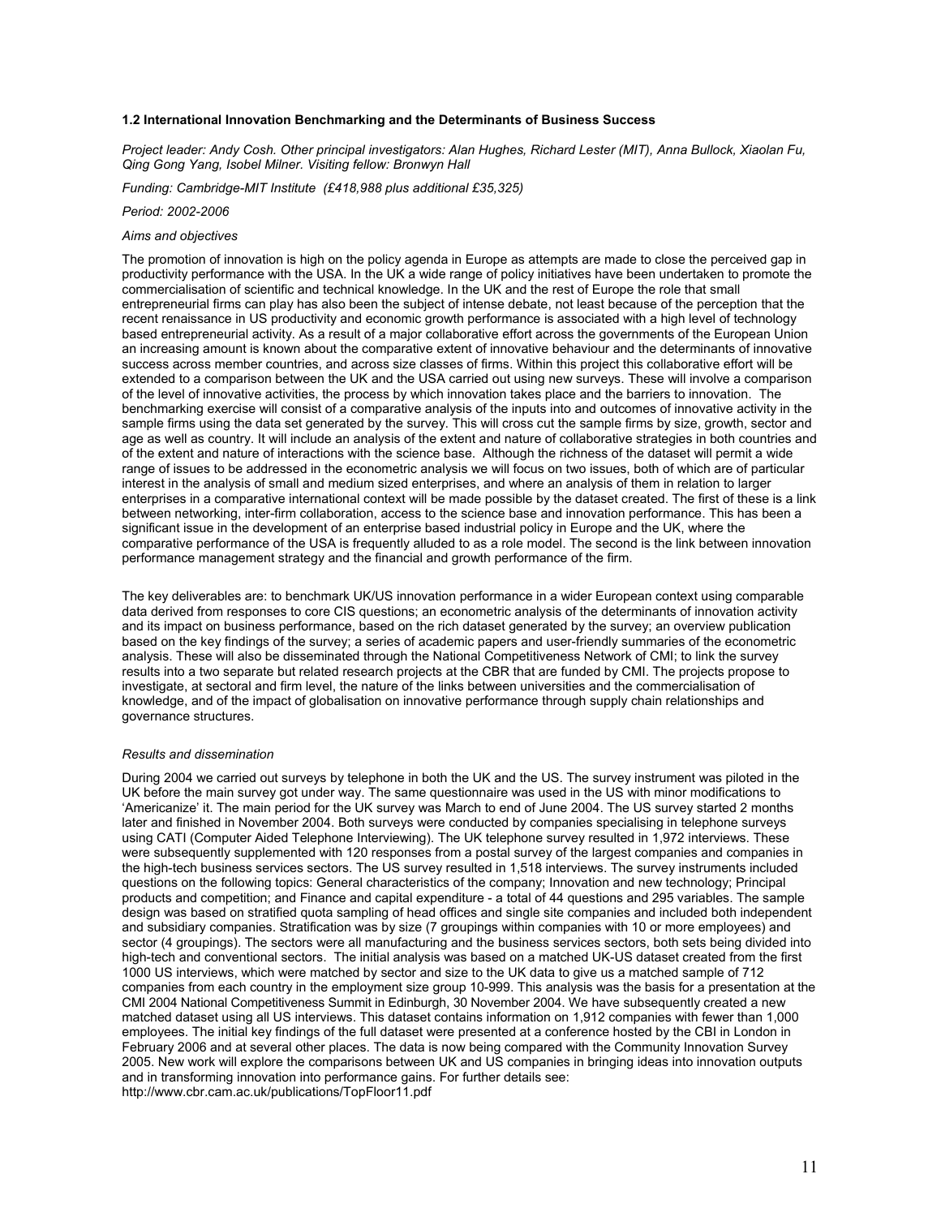### 1.2 International Innovation Benchmarking and the Determinants of Business Success

*Project leader: Andy Cosh. Other principal investigators: Alan Hughes, Richard Lester (MIT), Anna Bullock, Xiaolan Fu, Qing Gong Yang, Isobel Milner. Visiting fellow: Bronwyn Hall*

*Funding: Cambridge-MIT Institute (£418,988 plus additional £35,325)*

*Period: 2002-2006*

*Aims and objectives*

The promotion of innovation is high on the policy agenda in Europe as attempts are made to close the perceived gap in productivity performance with the USA. In the UK a wide range of policy initiatives have been undertaken to promote the commercialisation of scientific and technical knowledge. In the UK and the rest of Europe the role that small entrepreneurial firms can play has also been the subject of intense debate, not least because of the perception that the recent renaissance in US productivity and economic growth performance is associated with a high level of technology based entrepreneurial activity. As a result of a major collaborative effort across the governments of the European Union an increasing amount is known about the comparative extent of innovative behaviour and the determinants of innovative success across member countries, and across size classes of firms. Within this project this collaborative effort will be extended to a comparison between the UK and the USA carried out using new surveys. These will involve a comparison of the level of innovative activities, the process by which innovation takes place and the barriers to innovation. The benchmarking exercise will consist of a comparative analysis of the inputs into and outcomes of innovative activity in the sample firms using the data set generated by the survey. This will cross cut the sample firms by size, growth, sector and age as well as country. It will include an analysis of the extent and nature of collaborative strategies in both countries and of the extent and nature of interactions with the science base. Although the richness of the dataset will permit a wide range of issues to be addressed in the econometric analysis we will focus on two issues, both of which are of particular interest in the analysis of small and medium sized enterprises, and where an analysis of them in relation to larger enterprises in a comparative international context will be made possible by the dataset created. The first of these is a link between networking, inter-firm collaboration, access to the science base and innovation performance. This has been a significant issue in the development of an enterprise based industrial policy in Europe and the UK, where the comparative performance of the USA is frequently alluded to as a role model. The second is the link between innovation performance management strategy and the financial and growth performance of the firm.

The key deliverables are: to benchmark UK/US innovation performance in a wider European context using comparable data derived from responses to core CIS questions; an econometric analysis of the determinants of innovation activity and its impact on business performance, based on the rich dataset generated by the survey; an overview publication based on the key findings of the survey; a series of academic papers and user-friendly summaries of the econometric analysis. These will also be disseminated through the National Competitiveness Network of CMI; to link the survey results into a two separate but related research projects at the CBR that are funded by CMI. The projects propose to investigate, at sectoral and firm level, the nature of the links between universities and the commercialisation of knowledge, and of the impact of globalisation on innovative performance through supply chain relationships and governance structures.

*Results and dissemination*

During 2004 we carried out surveys by telephone in both the UK and the US. The survey instrument was piloted in the UK before the main survey got under way. The same questionnaire was used in the US with minor modifications to 'Americanize' it. The main period for the UK survey was March to end of June 2004. The US survey started 2 months later and finished in November 2004. Both surveys were conducted by companies specialising in telephone surveys using CATI (Computer Aided Telephone Interviewing). The UK telephone survey resulted in 1,972 interviews. These were subsequently supplemented with 120 responses from a postal survey of the largest companies and companies in the high-tech business services sectors. The US survey resulted in 1,518 interviews. The survey instruments included questions on the following topics: General characteristics of the company; Innovation and new technology; Principal products and competition; and Finance and capital expenditure - a total of 44 questions and 295 variables. The sample design was based on stratified quota sampling of head offices and single site companies and included both independent and subsidiary companies. Stratification was by size (7 groupings within companies with 10 or more employees) and sector (4 groupings). The sectors were all manufacturing and the business services sectors, both sets being divided into high-tech and conventional sectors. The initial analysis was based on a matched UK-US dataset created from the first 1000 US interviews, which were matched by sector and size to the UK data to give us a matched sample of 712 companies from each country in the employment size group 10-999. This analysis was the basis for a presentation at the CMI 2004 National Competitiveness Summit in Edinburgh, 30 November 2004. We have subsequently created a new matched dataset using all US interviews. This dataset contains information on 1,912 companies with fewer than 1,000 employees. The initial key findings of the full dataset were presented at a conference hosted by the CBI in London in February 2006 and at several other places. The data is now being compared with the Community Innovation Survey 2005. New work will explore the comparisons between UK and US companies in bringing ideas into innovation outputs and in transforming innovation into performance gains. For further details see: http://www.cbr.cam.ac.uk/publications/TopFloor11.pdf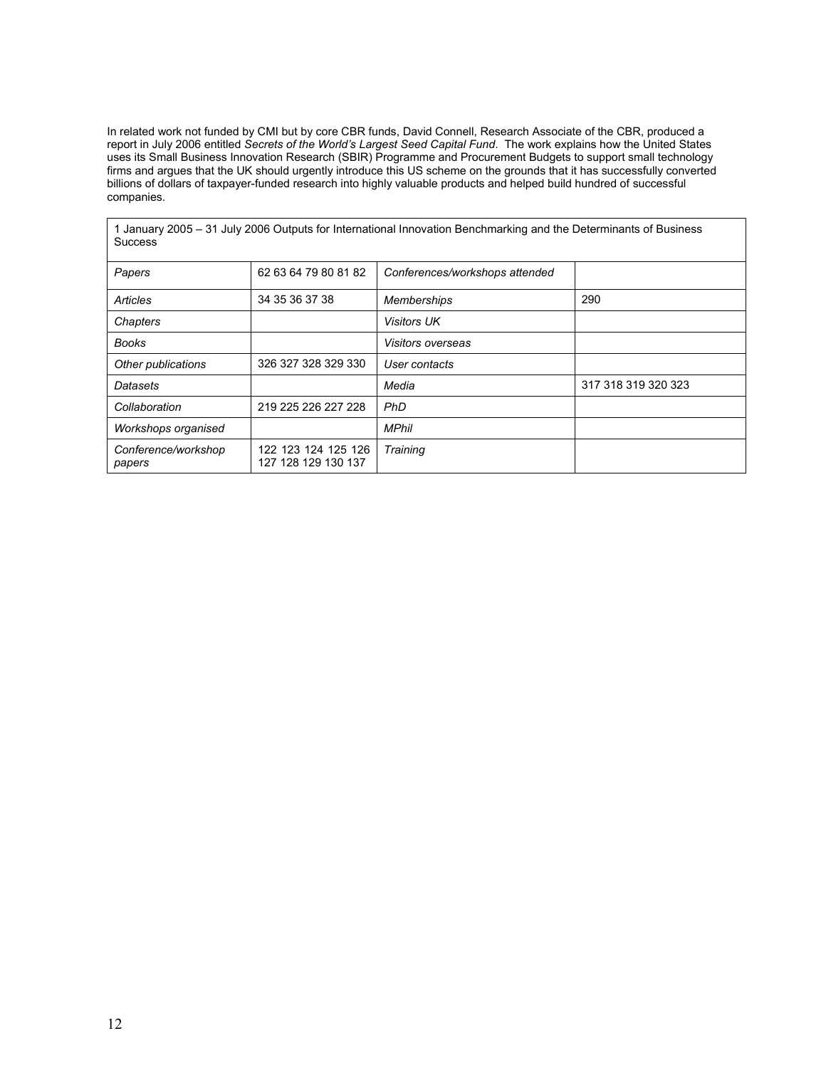In related work not funded by CMI but by core CBR funds, David Connell, Research Associate of the CBR, produced a report in July 2006 entitled *Secrets of the World's Largest Seed Capital Fund*. The work explains how the United States uses its Small Business Innovation Research (SBIR) Programme and Procurement Budgets to support small technology firms and argues that the UK should urgently introduce this US scheme on the grounds that it has successfully converted billions of dollars of taxpayer-funded research into highly valuable products and helped build hundred of successful companies.

| 1 January 2005 – 31 July 2006 Outputs for International Innovation Benchmarking and the Determinants of Business Success | | | |
|---|---|---|---|
| *Papers* | 62 63 64 79 80 81 82 | *Conferences/workshops attended* | |
| *Articles* | 34 35 36 37 38 | *Memberships* | 290 |
| *Chapters* | | *Visitors UK* | |
| *Books* | | *Visitors overseas* | |
| *Other publications* | 326 327 328 329 330 | *User contacts* | |
| *Datasets* | | *Media* | 317 318 319 320 323 |
| *Collaboration* | 219 225 226 227 228 | *PhD* | |
| *Workshops organised* | | *MPhil* | |
| *Conference/workshop papers* | 122 123 124 125 126 127 128 129 130 137 | *Training* | |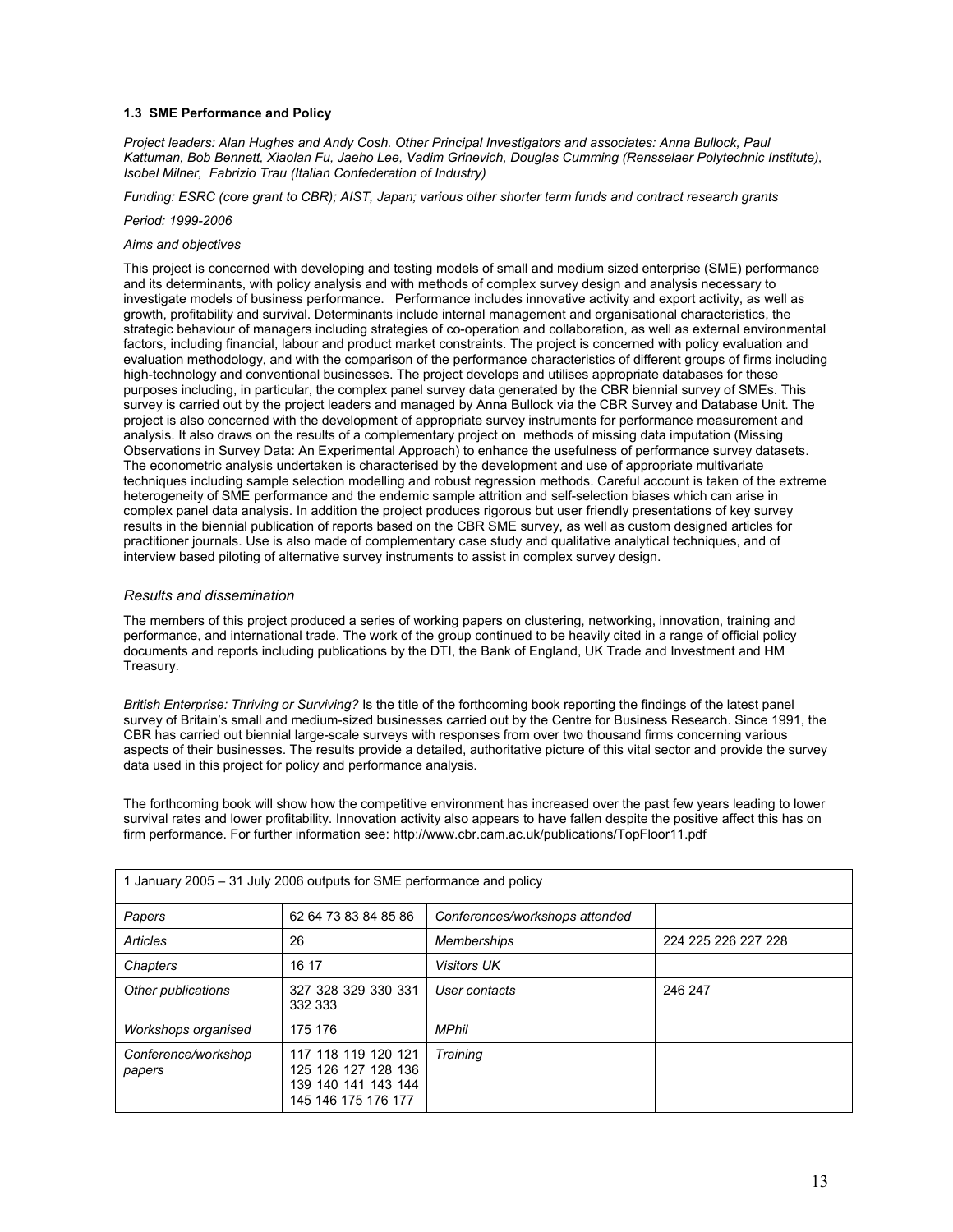### 1.3 SME Performance and Policy

*Project leaders: Alan Hughes and Andy Cosh. Other Principal Investigators and associates: Anna Bullock, Paul Kattuman, Bob Bennett, Xiaolan Fu, Jaeho Lee, Vadim Grinevich, Douglas Cumming (Rensselaer Polytechnic Institute), Isobel Milner, Fabrizio Trau (Italian Confederation of Industry)*

*Funding: ESRC (core grant to CBR); AIST, Japan; various other shorter term funds and contract research grants*

*Period: 1999-2006*

*Aims and objectives*

This project is concerned with developing and testing models of small and medium sized enterprise (SME) performance and its determinants, with policy analysis and with methods of complex survey design and analysis necessary to investigate models of business performance. Performance includes innovative activity and export activity, as well as growth, profitability and survival. Determinants include internal management and organisational characteristics, the strategic behaviour of managers including strategies of co-operation and collaboration, as well as external environmental factors, including financial, labour and product market constraints. The project is concerned with policy evaluation and evaluation methodology, and with the comparison of the performance characteristics of different groups of firms including high-technology and conventional businesses. The project develops and utilises appropriate databases for these purposes including, in particular, the complex panel survey data generated by the CBR biennial survey of SMEs. This survey is carried out by the project leaders and managed by Anna Bullock via the CBR Survey and Database Unit. The project is also concerned with the development of appropriate survey instruments for performance measurement and analysis. It also draws on the results of a complementary project on methods of missing data imputation (Missing Observations in Survey Data: An Experimental Approach) to enhance the usefulness of performance survey datasets. The econometric analysis undertaken is characterised by the development and use of appropriate multivariate techniques including sample selection modelling and robust regression methods. Careful account is taken of the extreme heterogeneity of SME performance and the endemic sample attrition and self-selection biases which can arise in complex panel data analysis. In addition the project produces rigorous but user friendly presentations of key survey results in the biennial publication of reports based on the CBR SME survey, as well as custom designed articles for practitioner journals. Use is also made of complementary case study and qualitative analytical techniques, and of interview based piloting of alternative survey instruments to assist in complex survey design.

#### *Results and dissemination*

The members of this project produced a series of working papers on clustering, networking, innovation, training and performance, and international trade. The work of the group continued to be heavily cited in a range of official policy documents and reports including publications by the DTI, the Bank of England, UK Trade and Investment and HM Treasury.

*British Enterprise: Thriving or Surviving?* Is the title of the forthcoming book reporting the findings of the latest panel survey of Britain's small and medium-sized businesses carried out by the Centre for Business Research. Since 1991, the CBR has carried out biennial large-scale surveys with responses from over two thousand firms concerning various aspects of their businesses. The results provide a detailed, authoritative picture of this vital sector and provide the survey data used in this project for policy and performance analysis.

The forthcoming book will show how the competitive environment has increased over the past few years leading to lower survival rates and lower profitability. Innovation activity also appears to have fallen despite the positive affect this has on firm performance. For further information see: http://www.cbr.cam.ac.uk/publications/TopFloor11.pdf

| 1 January 2005 – 31 July 2006 outputs for SME performance and policy | | | |
|---|---|---|---|
| *Papers* | 62 64 73 83 84 85 86 | *Conferences/workshops attended* | |
| *Articles* | 26 | *Memberships* | 224 225 226 227 228 |
| *Chapters* | 16 17 | *Visitors UK* | |
| *Other publications* | 327 328 329 330 331 332 333 | *User contacts* | 246 247 |
| *Workshops organised* | 175 176 | *MPhil* | |
| *Conference/workshop papers* | 117 118 119 120 121 125 126 127 128 136 139 140 141 143 144 145 146 175 176 177 | *Training* | |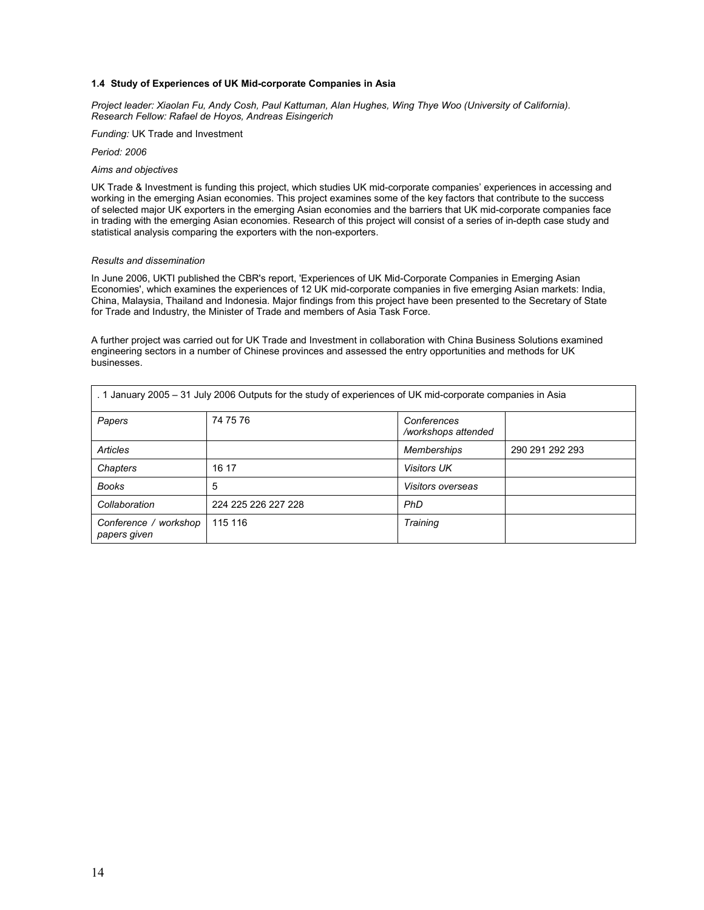### 1.4 Study of Experiences of UK Mid-corporate Companies in Asia

*Project leader: Xiaolan Fu, Andy Cosh, Paul Kattuman, Alan Hughes, Wing Thye Woo (University of California). Research Fellow: Rafael de Hoyos, Andreas Eisingerich*

*Funding:* UK Trade and Investment

*Period: 2006*

*Aims and objectives*

UK Trade & Investment is funding this project, which studies UK mid-corporate companies' experiences in accessing and working in the emerging Asian economies. This project examines some of the key factors that contribute to the success of selected major UK exporters in the emerging Asian economies and the barriers that UK mid-corporate companies face in trading with the emerging Asian economies. Research of this project will consist of a series of in-depth case study and statistical analysis comparing the exporters with the non-exporters.

*Results and dissemination*

In June 2006, UKTI published the CBR's report, 'Experiences of UK Mid-Corporate Companies in Emerging Asian Economies', which examines the experiences of 12 UK mid-corporate companies in five emerging Asian markets: India, China, Malaysia, Thailand and Indonesia. Major findings from this project have been presented to the Secretary of State for Trade and Industry, the Minister of Trade and members of Asia Task Force.

A further project was carried out for UK Trade and Investment in collaboration with China Business Solutions examined engineering sectors in a number of Chinese provinces and assessed the entry opportunities and methods for UK businesses.

| . 1 January 2005 – 31 July 2006 Outputs for the study of experiences of UK mid-corporate companies in Asia | | | |
|---|---|---|---|
| *Papers* | 74 75 76 | *Conferences /workshops attended* | |
| *Articles* | | *Memberships* | 290 291 292 293 |
| *Chapters* | 16 17 | *Visitors UK* | |
| *Books* | 5 | *Visitors overseas* | |
| *Collaboration* | 224 225 226 227 228 | *PhD* | |
| *Conference / workshop papers given* | 115 116 | *Training* | |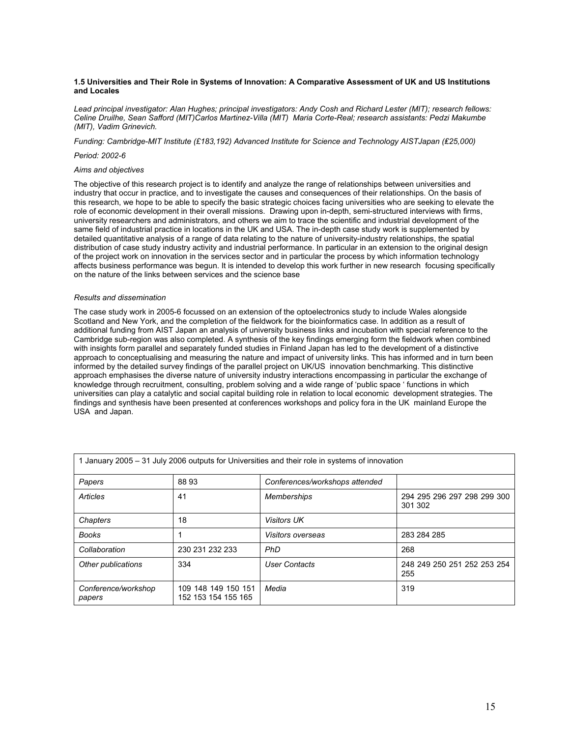### 1.5 Universities and Their Role in Systems of Innovation: A Comparative Assessment of UK and US Institutions and Locales

*Lead principal investigator: Alan Hughes; principal investigators: Andy Cosh and Richard Lester (MIT); research fellows: Celine Druilhe, Sean Safford (MIT)Carlos Martinez-Villa (MIT) Maria Corte-Real; research assistants: Pedzi Makumbe (MIT), Vadim Grinevich.*

*Funding: Cambridge-MIT Institute (£183,192) Advanced Institute for Science and Technology AISTJapan (£25,000)*

*Period: 2002-6*

*Aims and objectives*

The objective of this research project is to identify and analyze the range of relationships between universities and industry that occur in practice, and to investigate the causes and consequences of their relationships. On the basis of this research, we hope to be able to specify the basic strategic choices facing universities who are seeking to elevate the role of economic development in their overall missions. Drawing upon in-depth, semi-structured interviews with firms, university researchers and administrators, and others we aim to trace the scientific and industrial development of the same field of industrial practice in locations in the UK and USA. The in-depth case study work is supplemented by detailed quantitative analysis of a range of data relating to the nature of university-industry relationships, the spatial distribution of case study industry activity and industrial performance. In particular in an extension to the original design of the project work on innovation in the services sector and in particular the process by which information technology affects business performance was begun. It is intended to develop this work further in new research focusing specifically on the nature of the links between services and the science base

*Results and dissemination*

The case study work in 2005-6 focussed on an extension of the optoelectronics study to include Wales alongside Scotland and New York, and the completion of the fieldwork for the bioinformatics case. In addition as a result of additional funding from AIST Japan an analysis of university business links and incubation with special reference to the Cambridge sub-region was also completed. A synthesis of the key findings emerging form the fieldwork when combined with insights form parallel and separately funded studies in Finland Japan has led to the development of a distinctive approach to conceptualising and measuring the nature and impact of university links. This has informed and in turn been informed by the detailed survey findings of the parallel project on UK/US innovation benchmarking. This distinctive approach emphasises the diverse nature of university industry interactions encompassing in particular the exchange of knowledge through recruitment, consulting, problem solving and a wide range of 'public space ' functions in which universities can play a catalytic and social capital building role in relation to local economic development strategies. The findings and synthesis have been presented at conferences workshops and policy fora in the UK mainland Europe the USA and Japan.

| 1 January 2005 – 31 July 2006 outputs for Universities and their role in systems of innovation | | | |
|---|---|---|---|
| *Papers* | 88 93 | *Conferences/workshops attended* | |
| *Articles* | 41 | *Memberships* | 294 295 296 297 298 299 300 301 302 |
| *Chapters* | 18 | *Visitors UK* | |
| *Books* | 1 | *Visitors overseas* | 283 284 285 |
| *Collaboration* | 230 231 232 233 | *PhD* | 268 |
| *Other publications* | 334 | *User Contacts* | 248 249 250 251 252 253 254 255 |
| *Conference/workshop papers* | 109 148 149 150 151 152 153 154 155 165 | *Media* | 319 |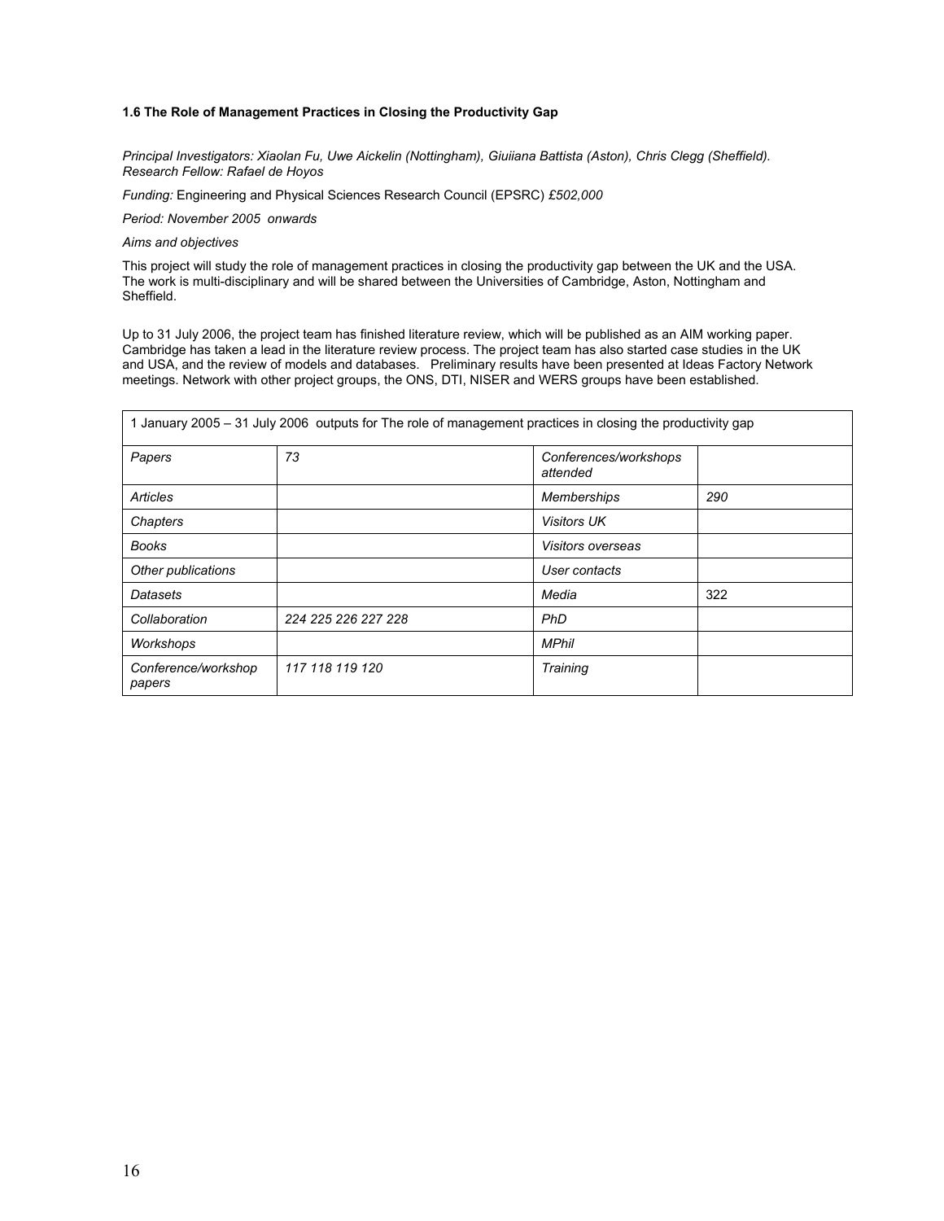### 1.6 The Role of Management Practices in Closing the Productivity Gap

*Principal Investigators: Xiaolan Fu, Uwe Aickelin (Nottingham), Giuiiana Battista (Aston), Chris Clegg (Sheffield). Research Fellow: Rafael de Hoyos*

*Funding:* Engineering and Physical Sciences Research Council (EPSRC) *£502,000*

*Period: November 2005 onwards*

*Aims and objectives*

This project will study the role of management practices in closing the productivity gap between the UK and the USA. The work is multi-disciplinary and will be shared between the Universities of Cambridge, Aston, Nottingham and Sheffield.

Up to 31 July 2006, the project team has finished literature review, which will be published as an AIM working paper. Cambridge has taken a lead in the literature review process. The project team has also started case studies in the UK and USA, and the review of models and databases. Preliminary results have been presented at Ideas Factory Network meetings. Network with other project groups, the ONS, DTI, NISER and WERS groups have been established.

| 1 January 2005 – 31 July 2006 outputs for The role of management practices in closing the productivity gap | | | |
|---|---|---|---|
| *Papers* | *73* | *Conferences/workshops attended* | |
| *Articles* | | *Memberships* | *290* |
| *Chapters* | | *Visitors UK* | |
| *Books* | | *Visitors overseas* | |
| *Other publications* | | *User contacts* | |
| *Datasets* | | *Media* | 322 |
| *Collaboration* | *224 225 226 227 228* | *PhD* | |
| *Workshops* | | *MPhil* | |
| *Conference/workshop papers* | *117 118 119 120* | *Training* | |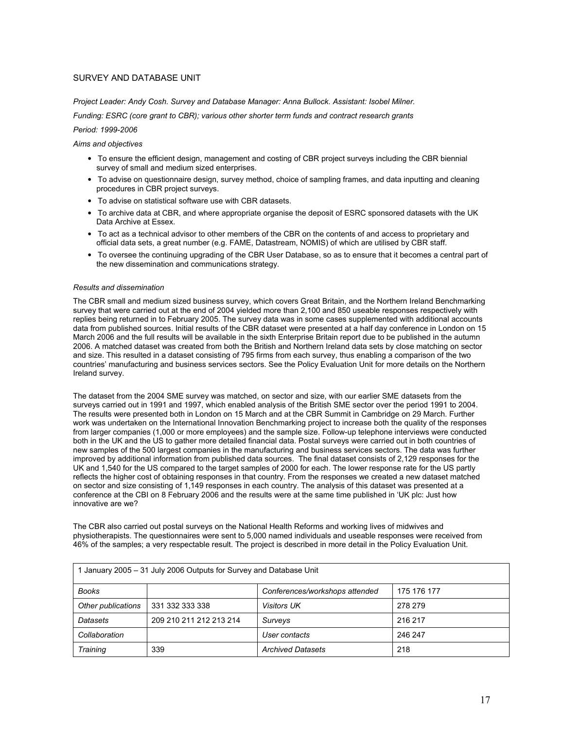## SURVEY AND DATABASE UNIT

*Project Leader: Andy Cosh. Survey and Database Manager: Anna Bullock. Assistant: Isobel Milner.*

*Funding: ESRC (core grant to CBR); various other shorter term funds and contract research grants*

*Period: 1999-2006*

*Aims and objectives*

- To ensure the efficient design, management and costing of CBR project surveys including the CBR biennial survey of small and medium sized enterprises.
- To advise on questionnaire design, survey method, choice of sampling frames, and data inputting and cleaning procedures in CBR project surveys.
- To advise on statistical software use with CBR datasets.
- To archive data at CBR, and where appropriate organise the deposit of ESRC sponsored datasets with the UK Data Archive at Essex.
- To act as a technical advisor to other members of the CBR on the contents of and access to proprietary and official data sets, a great number (e.g. FAME, Datastream, NOMIS) of which are utilised by CBR staff.
- To oversee the continuing upgrading of the CBR User Database, so as to ensure that it becomes a central part of the new dissemination and communications strategy.

*Results and dissemination*

The CBR small and medium sized business survey, which covers Great Britain, and the Northern Ireland Benchmarking survey that were carried out at the end of 2004 yielded more than 2,100 and 850 useable responses respectively with replies being returned in to February 2005. The survey data was in some cases supplemented with additional accounts data from published sources. Initial results of the CBR dataset were presented at a half day conference in London on 15 March 2006 and the full results will be available in the sixth Enterprise Britain report due to be published in the autumn 2006. A matched dataset was created from both the British and Northern Ireland data sets by close matching on sector and size. This resulted in a dataset consisting of 795 firms from each survey, thus enabling a comparison of the two countries' manufacturing and business services sectors. See the Policy Evaluation Unit for more details on the Northern Ireland survey.

The dataset from the 2004 SME survey was matched, on sector and size, with our earlier SME datasets from the surveys carried out in 1991 and 1997, which enabled analysis of the British SME sector over the period 1991 to 2004. The results were presented both in London on 15 March and at the CBR Summit in Cambridge on 29 March. Further work was undertaken on the International Innovation Benchmarking project to increase both the quality of the responses from larger companies (1,000 or more employees) and the sample size. Follow-up telephone interviews were conducted both in the UK and the US to gather more detailed financial data. Postal surveys were carried out in both countries of new samples of the 500 largest companies in the manufacturing and business services sectors. The data was further improved by additional information from published data sources. The final dataset consists of 2,129 responses for the UK and 1,540 for the US compared to the target samples of 2000 for each. The lower response rate for the US partly reflects the higher cost of obtaining responses in that country. From the responses we created a new dataset matched on sector and size consisting of 1,149 responses in each country. The analysis of this dataset was presented at a conference at the CBI on 8 February 2006 and the results were at the same time published in 'UK plc: Just how innovative are we?

The CBR also carried out postal surveys on the National Health Reforms and working lives of midwives and physiotherapists. The questionnaires were sent to 5,000 named individuals and useable responses were received from 46% of the samples; a very respectable result. The project is described in more detail in the Policy Evaluation Unit.

| 1 January 2005 – 31 July 2006 Outputs for Survey and Database Unit | | | |
|---|---|---|---|
| *Books* | | *Conferences/workshops attended* | 175 176 177 |
| *Other publications* | 331 332 333 338 | *Visitors UK* | 278 279 |
| *Datasets* | 209 210 211 212 213 214 | *Surveys* | 216 217 |
| *Collaboration* | | *User contacts* | 246 247 |
| *Training* | 339 | *Archived Datasets* | 218 |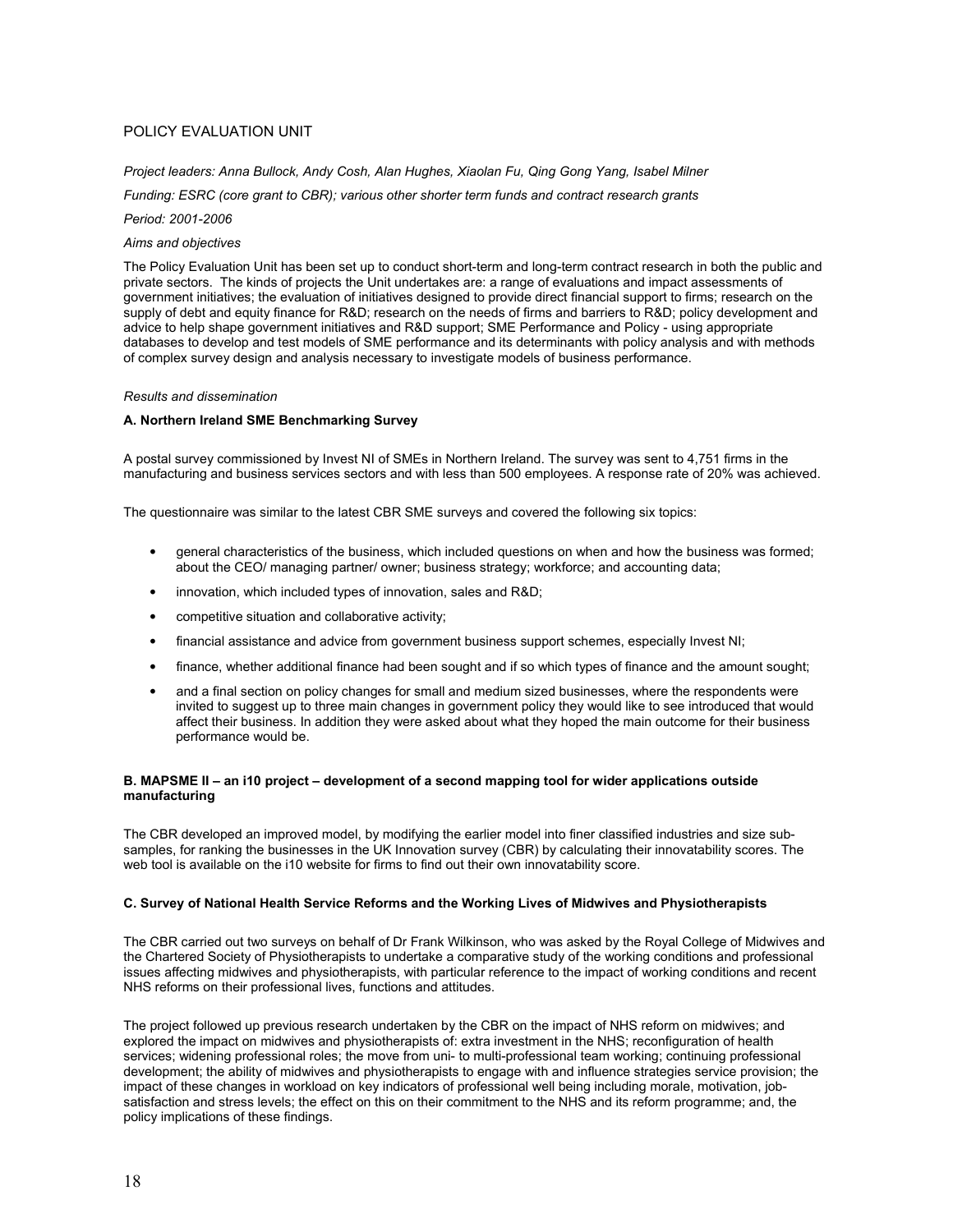## POLICY EVALUATION UNIT

*Project leaders: Anna Bullock, Andy Cosh, Alan Hughes, Xiaolan Fu, Qing Gong Yang, Isabel Milner*

*Funding: ESRC (core grant to CBR); various other shorter term funds and contract research grants*

*Period: 2001-2006*

*Aims and objectives*

The Policy Evaluation Unit has been set up to conduct short-term and long-term contract research in both the public and private sectors. The kinds of projects the Unit undertakes are: a range of evaluations and impact assessments of government initiatives; the evaluation of initiatives designed to provide direct financial support to firms; research on the supply of debt and equity finance for R&D; research on the needs of firms and barriers to R&D; policy development and advice to help shape government initiatives and R&D support; SME Performance and Policy - using appropriate databases to develop and test models of SME performance and its determinants with policy analysis and with methods of complex survey design and analysis necessary to investigate models of business performance.

*Results and dissemination*

**A. Northern Ireland SME Benchmarking Survey**

A postal survey commissioned by Invest NI of SMEs in Northern Ireland. The survey was sent to 4,751 firms in the manufacturing and business services sectors and with less than 500 employees. A response rate of 20% was achieved.

The questionnaire was similar to the latest CBR SME surveys and covered the following six topics:

- general characteristics of the business, which included questions on when and how the business was formed; about the CEO/ managing partner/ owner; business strategy; workforce; and accounting data;
- innovation, which included types of innovation, sales and R&D;
- competitive situation and collaborative activity;
- financial assistance and advice from government business support schemes, especially Invest NI;
- finance, whether additional finance had been sought and if so which types of finance and the amount sought;
- and a final section on policy changes for small and medium sized businesses, where the respondents were invited to suggest up to three main changes in government policy they would like to see introduced that would affect their business. In addition they were asked about what they hoped the main outcome for their business performance would be.

**B. MAPSME II – an i10 project – development of a second mapping tool for wider applications outside manufacturing**

The CBR developed an improved model, by modifying the earlier model into finer classified industries and size sub-samples, for ranking the businesses in the UK Innovation survey (CBR) by calculating their innovatability scores. The web tool is available on the i10 website for firms to find out their own innovatability score.

**C. Survey of National Health Service Reforms and the Working Lives of Midwives and Physiotherapists**

The CBR carried out two surveys on behalf of Dr Frank Wilkinson, who was asked by the Royal College of Midwives and the Chartered Society of Physiotherapists to undertake a comparative study of the working conditions and professional issues affecting midwives and physiotherapists, with particular reference to the impact of working conditions and recent NHS reforms on their professional lives, functions and attitudes.

The project followed up previous research undertaken by the CBR on the impact of NHS reform on midwives; and explored the impact on midwives and physiotherapists of: extra investment in the NHS; reconfiguration of health services; widening professional roles; the move from uni- to multi-professional team working; continuing professional development; the ability of midwives and physiotherapists to engage with and influence strategies service provision; the impact of these changes in workload on key indicators of professional well being including morale, motivation, job-satisfaction and stress levels; the effect on this on their commitment to the NHS and its reform programme; and, the policy implications of these findings.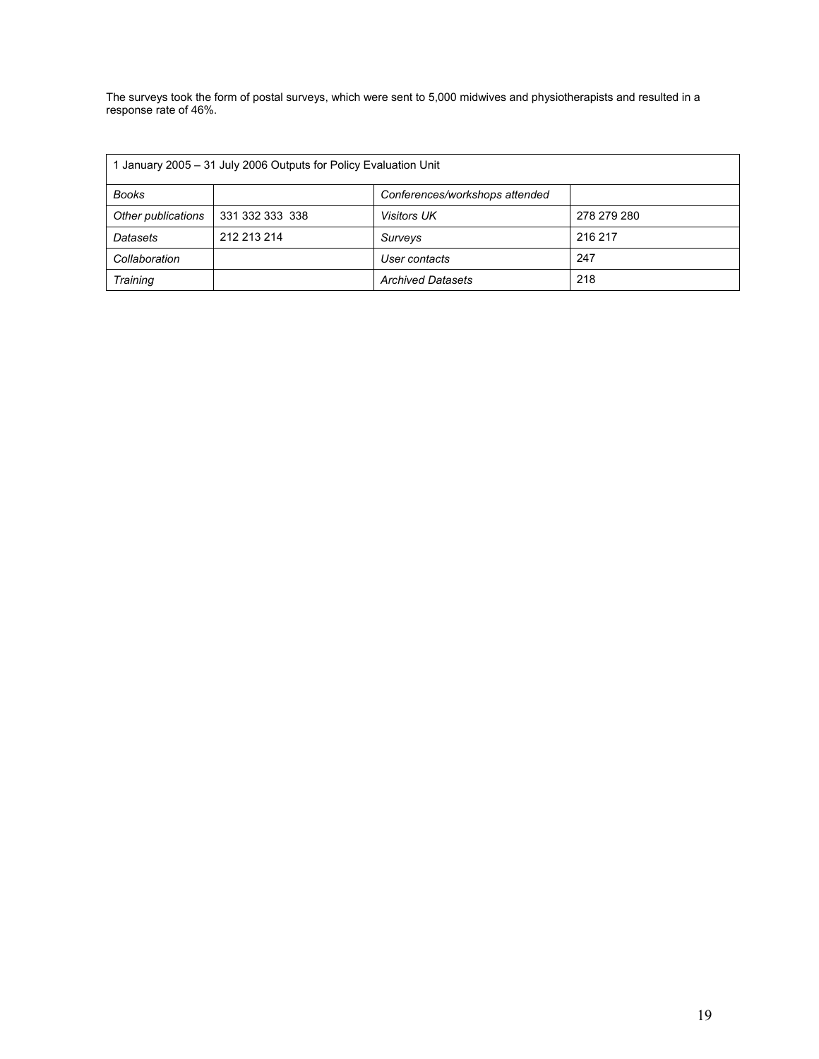The surveys took the form of postal surveys, which were sent to 5,000 midwives and physiotherapists and resulted in a response rate of 46%.

| 1 January 2005 – 31 July 2006 Outputs for Policy Evaluation Unit | | | |
|---|---|---|---|
| *Books* | | *Conferences/workshops attended* | |
| *Other publications* | 331 332 333 338 | *Visitors UK* | 278 279 280 |
| *Datasets* | 212 213 214 | *Surveys* | 216 217 |
| *Collaboration* | | *User contacts* | 247 |
| *Training* | | *Archived Datasets* | 218 |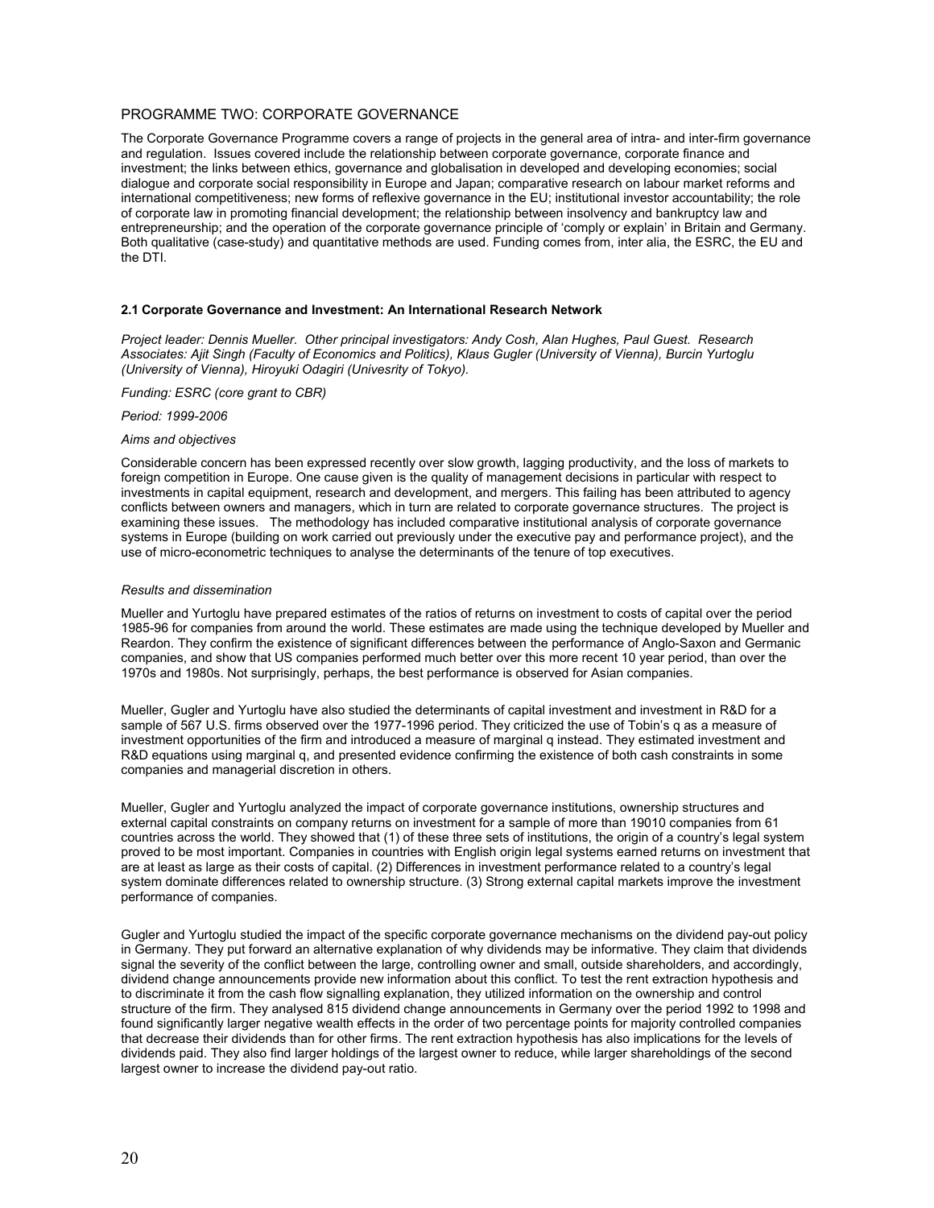## PROGRAMME TWO: CORPORATE GOVERNANCE

The Corporate Governance Programme covers a range of projects in the general area of intra- and inter-firm governance and regulation. Issues covered include the relationship between corporate governance, corporate finance and investment; the links between ethics, governance and globalisation in developed and developing economies; social dialogue and corporate social responsibility in Europe and Japan; comparative research on labour market reforms and international competitiveness; new forms of reflexive governance in the EU; institutional investor accountability; the role of corporate law in promoting financial development; the relationship between insolvency and bankruptcy law and entrepreneurship; and the operation of the corporate governance principle of 'comply or explain' in Britain and Germany. Both qualitative (case-study) and quantitative methods are used. Funding comes from, inter alia, the ESRC, the EU and the DTI.

### 2.1 Corporate Governance and Investment: An International Research Network

*Project leader: Dennis Mueller. Other principal investigators: Andy Cosh, Alan Hughes, Paul Guest. Research Associates: Ajit Singh (Faculty of Economics and Politics), Klaus Gugler (University of Vienna), Burcin Yurtoglu (University of Vienna), Hiroyuki Odagiri (Univesrity of Tokyo).*

*Funding: ESRC (core grant to CBR)*

*Period: 1999-2006*

*Aims and objectives*

Considerable concern has been expressed recently over slow growth, lagging productivity, and the loss of markets to foreign competition in Europe. One cause given is the quality of management decisions in particular with respect to investments in capital equipment, research and development, and mergers. This failing has been attributed to agency conflicts between owners and managers, which in turn are related to corporate governance structures. The project is examining these issues. The methodology has included comparative institutional analysis of corporate governance systems in Europe (building on work carried out previously under the executive pay and performance project), and the use of micro-econometric techniques to analyse the determinants of the tenure of top executives.

*Results and dissemination*

Mueller and Yurtoglu have prepared estimates of the ratios of returns on investment to costs of capital over the period 1985-96 for companies from around the world. These estimates are made using the technique developed by Mueller and Reardon. They confirm the existence of significant differences between the performance of Anglo-Saxon and Germanic companies, and show that US companies performed much better over this more recent 10 year period, than over the 1970s and 1980s. Not surprisingly, perhaps, the best performance is observed for Asian companies.

Mueller, Gugler and Yurtoglu have also studied the determinants of capital investment and investment in R&D for a sample of 567 U.S. firms observed over the 1977-1996 period. They criticized the use of Tobin's q as a measure of investment opportunities of the firm and introduced a measure of marginal q instead. They estimated investment and R&D equations using marginal q, and presented evidence confirming the existence of both cash constraints in some companies and managerial discretion in others.

Mueller, Gugler and Yurtoglu analyzed the impact of corporate governance institutions, ownership structures and external capital constraints on company returns on investment for a sample of more than 19010 companies from 61 countries across the world. They showed that (1) of these three sets of institutions, the origin of a country's legal system proved to be most important. Companies in countries with English origin legal systems earned returns on investment that are at least as large as their costs of capital. (2) Differences in investment performance related to a country's legal system dominate differences related to ownership structure. (3) Strong external capital markets improve the investment performance of companies.

Gugler and Yurtoglu studied the impact of the specific corporate governance mechanisms on the dividend pay-out policy in Germany. They put forward an alternative explanation of why dividends may be informative. They claim that dividends signal the severity of the conflict between the large, controlling owner and small, outside shareholders, and accordingly, dividend change announcements provide new information about this conflict. To test the rent extraction hypothesis and to discriminate it from the cash flow signalling explanation, they utilized information on the ownership and control structure of the firm. They analysed 815 dividend change announcements in Germany over the period 1992 to 1998 and found significantly larger negative wealth effects in the order of two percentage points for majority controlled companies that decrease their dividends than for other firms. The rent extraction hypothesis has also implications for the levels of dividends paid. They also find larger holdings of the largest owner to reduce, while larger shareholdings of the second largest owner to increase the dividend pay-out ratio.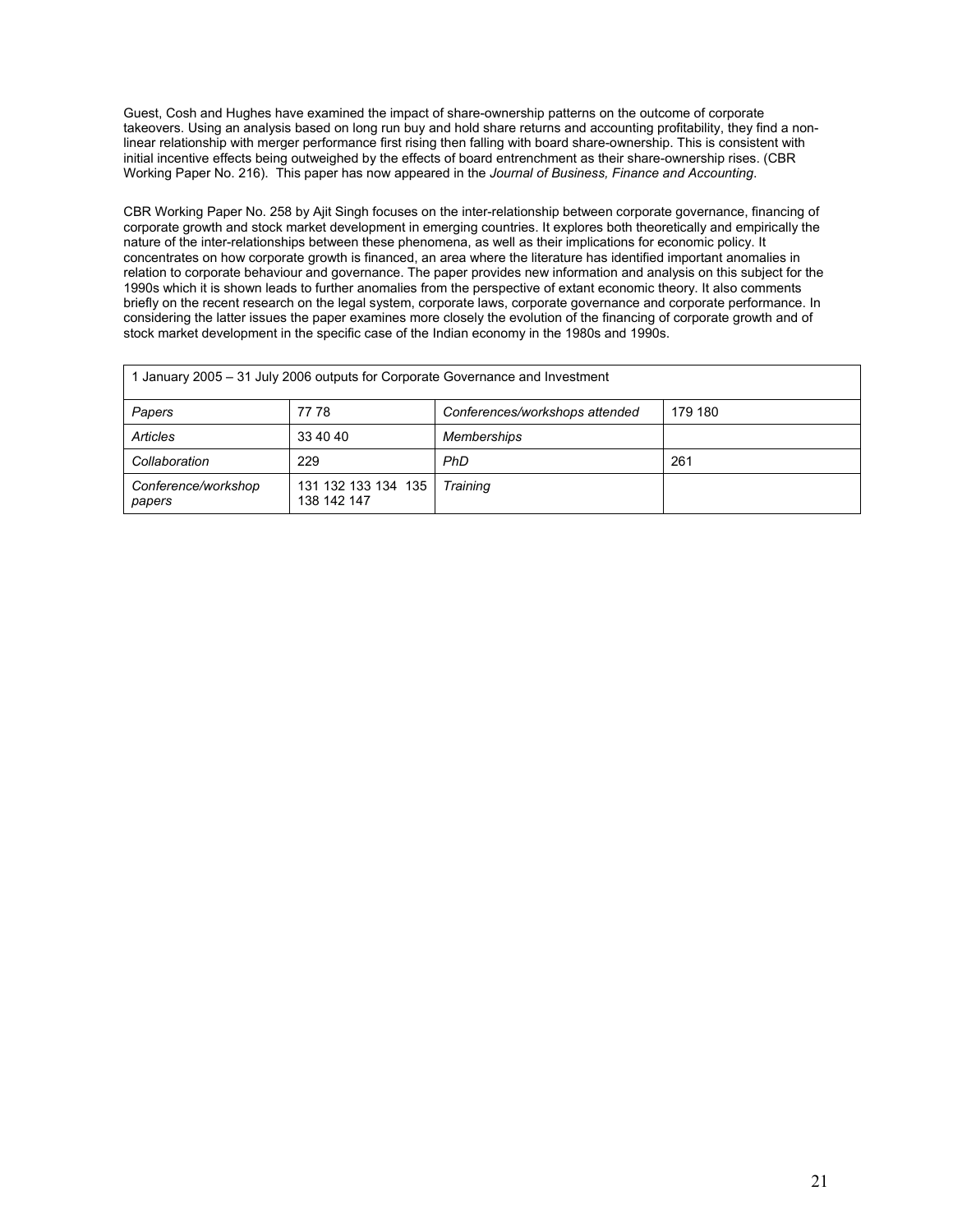Guest, Cosh and Hughes have examined the impact of share-ownership patterns on the outcome of corporate takeovers. Using an analysis based on long run buy and hold share returns and accounting profitability, they find a non-linear relationship with merger performance first rising then falling with board share-ownership. This is consistent with initial incentive effects being outweighed by the effects of board entrenchment as their share-ownership rises. (CBR Working Paper No. 216). This paper has now appeared in the *Journal of Business, Finance and Accounting*.

CBR Working Paper No. 258 by Ajit Singh focuses on the inter-relationship between corporate governance, financing of corporate growth and stock market development in emerging countries. It explores both theoretically and empirically the nature of the inter-relationships between these phenomena, as well as their implications for economic policy. It concentrates on how corporate growth is financed, an area where the literature has identified important anomalies in relation to corporate behaviour and governance. The paper provides new information and analysis on this subject for the 1990s which it is shown leads to further anomalies from the perspective of extant economic theory. It also comments briefly on the recent research on the legal system, corporate laws, corporate governance and corporate performance. In considering the latter issues the paper examines more closely the evolution of the financing of corporate growth and of stock market development in the specific case of the Indian economy in the 1980s and 1990s.

| 1 January 2005 – 31 July 2006 outputs for Corporate Governance and Investment | | | |
|---|---|---|---|
| *Papers* | 77 78 | *Conferences/workshops attended* | 179 180 |
| *Articles* | 33 40 40 | *Memberships* | |
| *Collaboration* | 229 | *PhD* | 261 |
| *Conference/workshop papers* | 131 132 133 134 135 138 142 147 | *Training* | |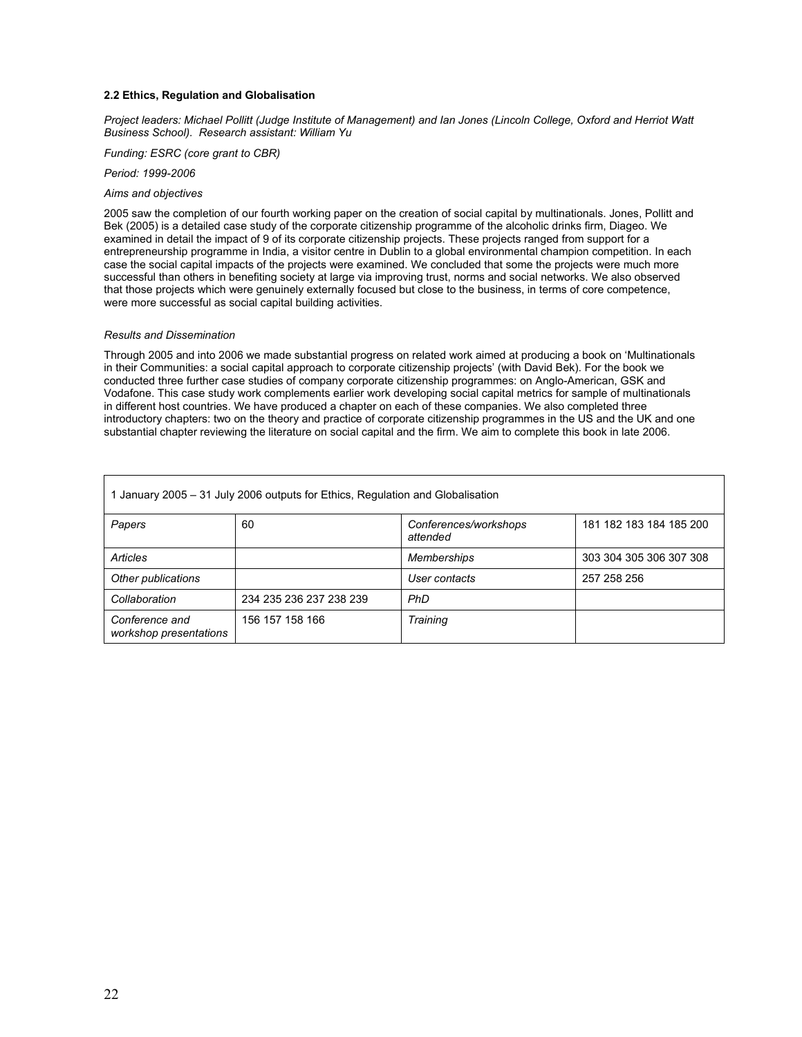### 2.2 Ethics, Regulation and Globalisation

*Project leaders: Michael Pollitt (Judge Institute of Management) and Ian Jones (Lincoln College, Oxford and Herriot Watt Business School). Research assistant: William Yu*

*Funding: ESRC (core grant to CBR)*

*Period: 1999-2006*

*Aims and objectives*

2005 saw the completion of our fourth working paper on the creation of social capital by multinationals. Jones, Pollitt and Bek (2005) is a detailed case study of the corporate citizenship programme of the alcoholic drinks firm, Diageo. We examined in detail the impact of 9 of its corporate citizenship projects. These projects ranged from support for a entrepreneurship programme in India, a visitor centre in Dublin to a global environmental champion competition. In each case the social capital impacts of the projects were examined. We concluded that some the projects were much more successful than others in benefiting society at large via improving trust, norms and social networks. We also observed that those projects which were genuinely externally focused but close to the business, in terms of core competence, were more successful as social capital building activities.

*Results and Dissemination*

Through 2005 and into 2006 we made substantial progress on related work aimed at producing a book on 'Multinationals in their Communities: a social capital approach to corporate citizenship projects' (with David Bek). For the book we conducted three further case studies of company corporate citizenship programmes: on Anglo-American, GSK and Vodafone. This case study work complements earlier work developing social capital metrics for sample of multinationals in different host countries. We have produced a chapter on each of these companies. We also completed three introductory chapters: two on the theory and practice of corporate citizenship programmes in the US and the UK and one substantial chapter reviewing the literature on social capital and the firm. We aim to complete this book in late 2006.

| 1 January 2005 – 31 July 2006 outputs for Ethics, Regulation and Globalisation | | | |
|---|---|---|---|
| *Papers* | 60 | *Conferences/workshops attended* | 181 182 183 184 185 200 |
| *Articles* | | *Memberships* | 303 304 305 306 307 308 |
| *Other publications* | | *User contacts* | 257 258 256 |
| *Collaboration* | 234 235 236 237 238 239 | *PhD* | |
| *Conference and workshop presentations* | 156 157 158 166 | *Training* | |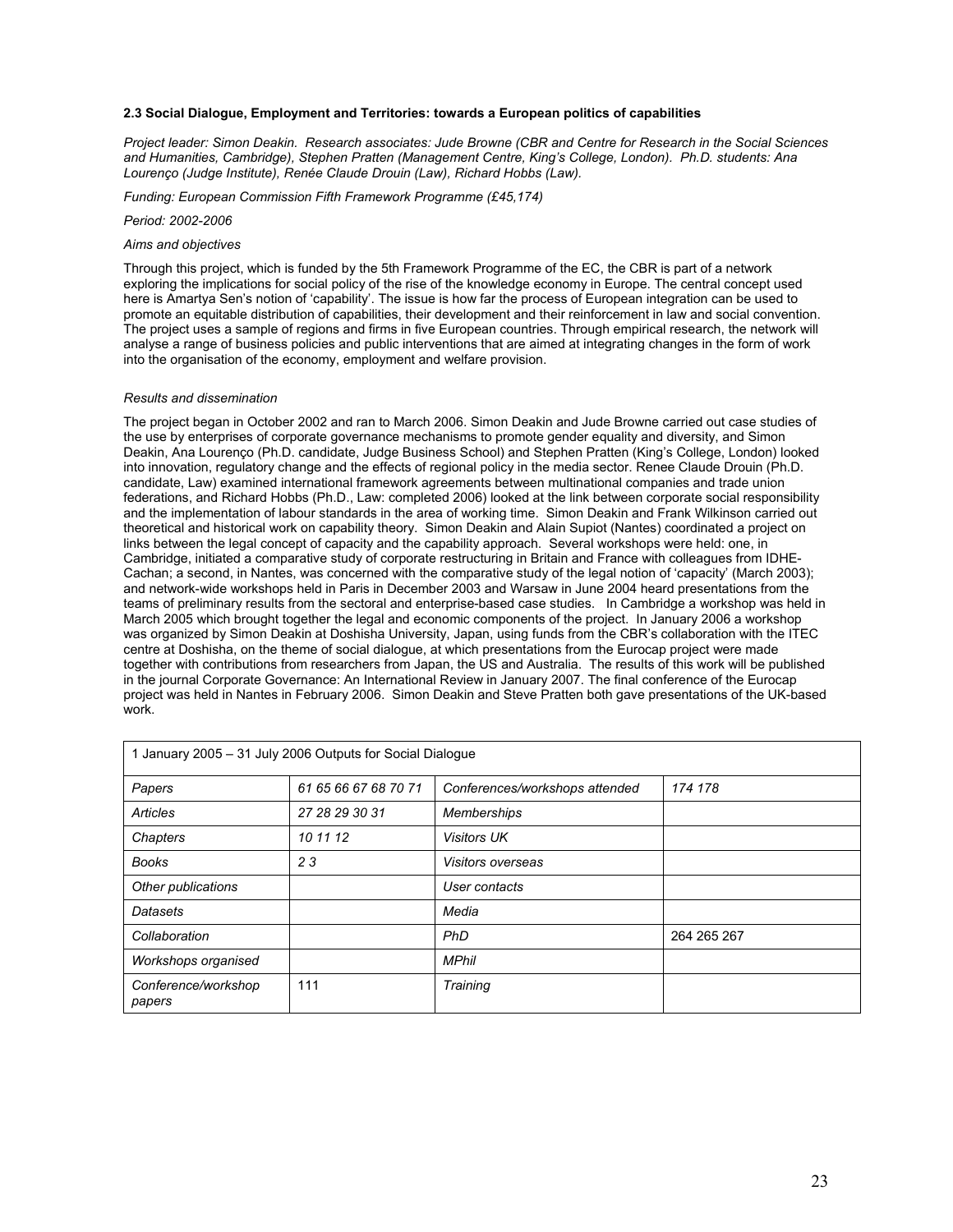### 2.3 Social Dialogue, Employment and Territories: towards a European politics of capabilities

*Project leader: Simon Deakin. Research associates: Jude Browne (CBR and Centre for Research in the Social Sciences and Humanities, Cambridge), Stephen Pratten (Management Centre, King's College, London). Ph.D. students: Ana Lourenço (Judge Institute), Renée Claude Drouin (Law), Richard Hobbs (Law).*

*Funding: European Commission Fifth Framework Programme (£45,174)*

*Period: 2002-2006*

*Aims and objectives*

Through this project, which is funded by the 5th Framework Programme of the EC, the CBR is part of a network exploring the implications for social policy of the rise of the knowledge economy in Europe. The central concept used here is Amartya Sen's notion of 'capability'. The issue is how far the process of European integration can be used to promote an equitable distribution of capabilities, their development and their reinforcement in law and social convention. The project uses a sample of regions and firms in five European countries. Through empirical research, the network will analyse a range of business policies and public interventions that are aimed at integrating changes in the form of work into the organisation of the economy, employment and welfare provision.

*Results and dissemination*

The project began in October 2002 and ran to March 2006. Simon Deakin and Jude Browne carried out case studies of the use by enterprises of corporate governance mechanisms to promote gender equality and diversity, and Simon Deakin, Ana Lourenço (Ph.D. candidate, Judge Business School) and Stephen Pratten (King's College, London) looked into innovation, regulatory change and the effects of regional policy in the media sector. Renee Claude Drouin (Ph.D. candidate, Law) examined international framework agreements between multinational companies and trade union federations, and Richard Hobbs (Ph.D., Law: completed 2006) looked at the link between corporate social responsibility and the implementation of labour standards in the area of working time. Simon Deakin and Frank Wilkinson carried out theoretical and historical work on capability theory. Simon Deakin and Alain Supiot (Nantes) coordinated a project on links between the legal concept of capacity and the capability approach. Several workshops were held: one, in Cambridge, initiated a comparative study of corporate restructuring in Britain and France with colleagues from IDHE-Cachan; a second, in Nantes, was concerned with the comparative study of the legal notion of 'capacity' (March 2003); and network-wide workshops held in Paris in December 2003 and Warsaw in June 2004 heard presentations from the teams of preliminary results from the sectoral and enterprise-based case studies. In Cambridge a workshop was held in March 2005 which brought together the legal and economic components of the project. In January 2006 a workshop was organized by Simon Deakin at Doshisha University, Japan, using funds from the CBR's collaboration with the ITEC centre at Doshisha, on the theme of social dialogue, at which presentations from the Eurocap project were made together with contributions from researchers from Japan, the US and Australia. The results of this work will be published in the journal Corporate Governance: An International Review in January 2007. The final conference of the Eurocap project was held in Nantes in February 2006. Simon Deakin and Steve Pratten both gave presentations of the UK-based work.

| 1 January 2005 – 31 July 2006 Outputs for Social Dialogue | | | |
|---|---|---|---|
| *Papers* | *61 65 66 67 68 70 71* | *Conferences/workshops attended* | *174 178* |
| *Articles* | *27 28 29 30 31* | *Memberships* | |
| *Chapters* | *10 11 12* | *Visitors UK* | |
| *Books* | *2 3* | *Visitors overseas* | |
| *Other publications* | | *User contacts* | |
| *Datasets* | | *Media* | |
| *Collaboration* | | *PhD* | 264 265 267 |
| *Workshops organised* | | *MPhil* | |
| *Conference/workshop papers* | 111 | *Training* | |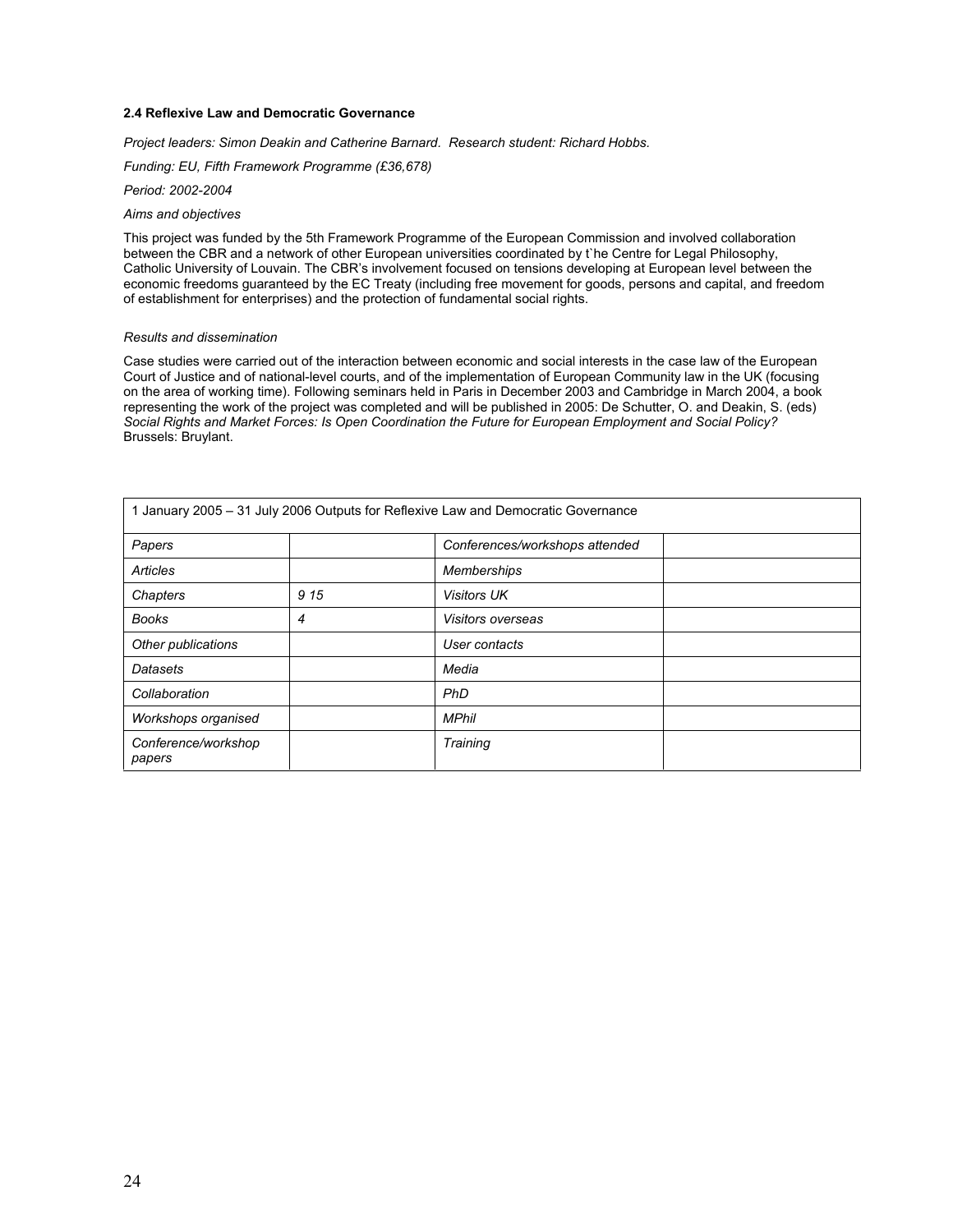**2.4 Reflexive Law and Democratic Governance**

*Project leaders: Simon Deakin and Catherine Barnard. Research student: Richard Hobbs.*

*Funding: EU, Fifth Framework Programme (£36,678)*

*Period: 2002-2004*

*Aims and objectives*

This project was funded by the 5th Framework Programme of the European Commission and involved collaboration between the CBR and a network of other European universities coordinated by t`he Centre for Legal Philosophy, Catholic University of Louvain. The CBR's involvement focused on tensions developing at European level between the economic freedoms guaranteed by the EC Treaty (including free movement for goods, persons and capital, and freedom of establishment for enterprises) and the protection of fundamental social rights.

*Results and dissemination*

Case studies were carried out of the interaction between economic and social interests in the case law of the European Court of Justice and of national-level courts, and of the implementation of European Community law in the UK (focusing on the area of working time). Following seminars held in Paris in December 2003 and Cambridge in March 2004, a book representing the work of the project was completed and will be published in 2005: De Schutter, O. and Deakin, S. (eds) *Social Rights and Market Forces: Is Open Coordination the Future for European Employment and Social Policy?* Brussels: Bruylant.

| 1 January 2005 – 31 July 2006 Outputs for Reflexive Law and Democratic Governance | | | |
|---|---|---|---|
| *Papers* | | *Conferences/workshops attended* | |
| *Articles* | | *Memberships* | |
| *Chapters* | *9 15* | *Visitors UK* | |
| *Books* | *4* | *Visitors overseas* | |
| *Other publications* | | *User contacts* | |
| *Datasets* | | *Media* | |
| *Collaboration* | | *PhD* | |
| *Workshops organised* | | *MPhil* | |
| *Conference/workshop papers* | | *Training* | |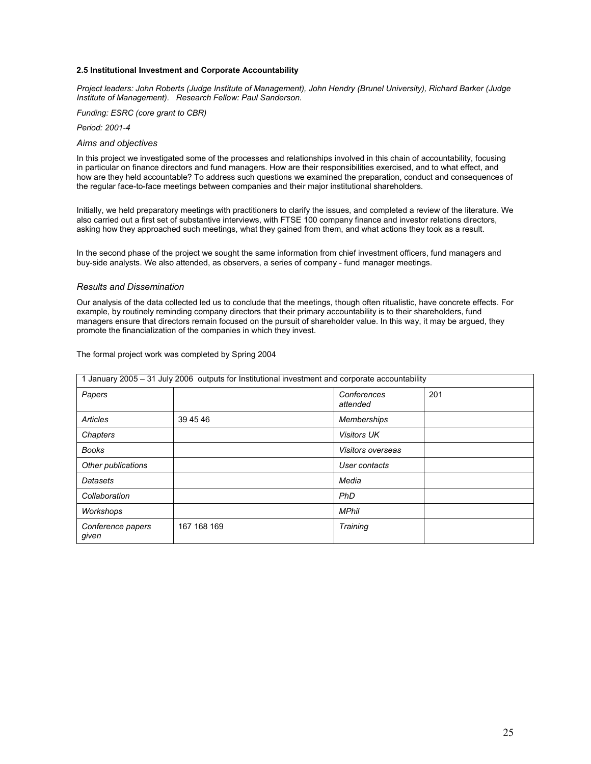### 2.5 Institutional Investment and Corporate Accountability

*Project leaders: John Roberts (Judge Institute of Management), John Hendry (Brunel University), Richard Barker (Judge Institute of Management). Research Fellow: Paul Sanderson.*

*Funding: ESRC (core grant to CBR)*

*Period: 2001-4*

#### *Aims and objectives*

In this project we investigated some of the processes and relationships involved in this chain of accountability, focusing in particular on finance directors and fund managers. How are their responsibilities exercised, and to what effect, and how are they held accountable? To address such questions we examined the preparation, conduct and consequences of the regular face-to-face meetings between companies and their major institutional shareholders.

Initially, we held preparatory meetings with practitioners to clarify the issues, and completed a review of the literature. We also carried out a first set of substantive interviews, with FTSE 100 company finance and investor relations directors, asking how they approached such meetings, what they gained from them, and what actions they took as a result.

In the second phase of the project we sought the same information from chief investment officers, fund managers and buy-side analysts. We also attended, as observers, a series of company - fund manager meetings.

#### *Results and Dissemination*

Our analysis of the data collected led us to conclude that the meetings, though often ritualistic, have concrete effects. For example, by routinely reminding company directors that their primary accountability is to their shareholders, fund managers ensure that directors remain focused on the pursuit of shareholder value. In this way, it may be argued, they promote the financialization of the companies in which they invest.

The formal project work was completed by Spring 2004

| 1 January 2005 – 31 July 2006 outputs for Institutional investment and corporate accountability | | | |
|---|---|---|---|
| *Papers* | | *Conferences attended* | 201 |
| *Articles* | 39 45 46 | *Memberships* | |
| *Chapters* | | *Visitors UK* | |
| *Books* | | *Visitors overseas* | |
| *Other publications* | | *User contacts* | |
| *Datasets* | | *Media* | |
| *Collaboration* | | *PhD* | |
| *Workshops* | | *MPhil* | |
| *Conference papers given* | 167 168 169 | *Training* | |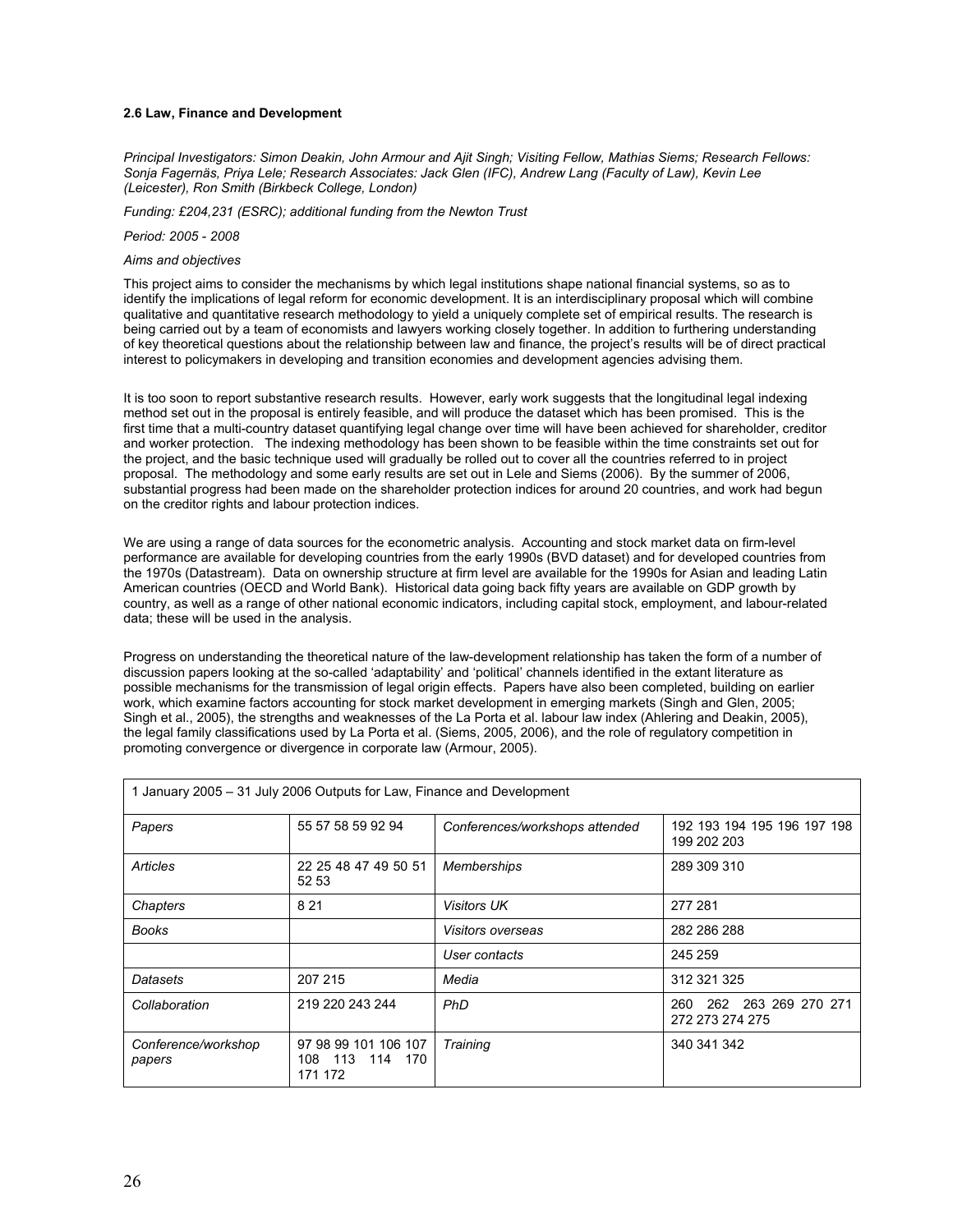### 2.6 Law, Finance and Development

*Principal Investigators: Simon Deakin, John Armour and Ajit Singh; Visiting Fellow, Mathias Siems; Research Fellows: Sonja Fagernäs, Priya Lele; Research Associates: Jack Glen (IFC), Andrew Lang (Faculty of Law), Kevin Lee (Leicester), Ron Smith (Birkbeck College, London)*

*Funding: £204,231 (ESRC); additional funding from the Newton Trust*

*Period: 2005 - 2008*

*Aims and objectives*

This project aims to consider the mechanisms by which legal institutions shape national financial systems, so as to identify the implications of legal reform for economic development. It is an interdisciplinary proposal which will combine qualitative and quantitative research methodology to yield a uniquely complete set of empirical results. The research is being carried out by a team of economists and lawyers working closely together. In addition to furthering understanding of key theoretical questions about the relationship between law and finance, the project's results will be of direct practical interest to policymakers in developing and transition economies and development agencies advising them.

It is too soon to report substantive research results. However, early work suggests that the longitudinal legal indexing method set out in the proposal is entirely feasible, and will produce the dataset which has been promised. This is the first time that a multi-country dataset quantifying legal change over time will have been achieved for shareholder, creditor and worker protection. The indexing methodology has been shown to be feasible within the time constraints set out for the project, and the basic technique used will gradually be rolled out to cover all the countries referred to in project proposal. The methodology and some early results are set out in Lele and Siems (2006). By the summer of 2006, substantial progress had been made on the shareholder protection indices for around 20 countries, and work had begun on the creditor rights and labour protection indices.

We are using a range of data sources for the econometric analysis. Accounting and stock market data on firm-level performance are available for developing countries from the early 1990s (BVD dataset) and for developed countries from the 1970s (Datastream). Data on ownership structure at firm level are available for the 1990s for Asian and leading Latin American countries (OECD and World Bank). Historical data going back fifty years are available on GDP growth by country, as well as a range of other national economic indicators, including capital stock, employment, and labour-related data; these will be used in the analysis.

Progress on understanding the theoretical nature of the law-development relationship has taken the form of a number of discussion papers looking at the so-called 'adaptability' and 'political' channels identified in the extant literature as possible mechanisms for the transmission of legal origin effects. Papers have also been completed, building on earlier work, which examine factors accounting for stock market development in emerging markets (Singh and Glen, 2005; Singh et al., 2005), the strengths and weaknesses of the La Porta et al. labour law index (Ahlering and Deakin, 2005), the legal family classifications used by La Porta et al. (Siems, 2005, 2006), and the role of regulatory competition in promoting convergence or divergence in corporate law (Armour, 2005).

| 1 January 2005 – 31 July 2006 Outputs for Law, Finance and Development | | | |
|---|---|---|---|
| *Papers* | 55 57 58 59 92 94 | *Conferences/workshops attended* | 192 193 194 195 196 197 198 199 202 203 |
| *Articles* | 22 25 48 47 49 50 51 52 53 | *Memberships* | 289 309 310 |
| *Chapters* | 8 21 | *Visitors UK* | 277 281 |
| *Books* | | *Visitors overseas* | 282 286 288 |
| | | *User contacts* | 245 259 |
| *Datasets* | 207 215 | *Media* | 312 321 325 |
| *Collaboration* | 219 220 243 244 | *PhD* | 260 262 263 269 270 271 272 273 274 275 |
| *Conference/workshop papers* | 97 98 99 101 106 107 108 113 114 170 171 172 | *Training* | 340 341 342 |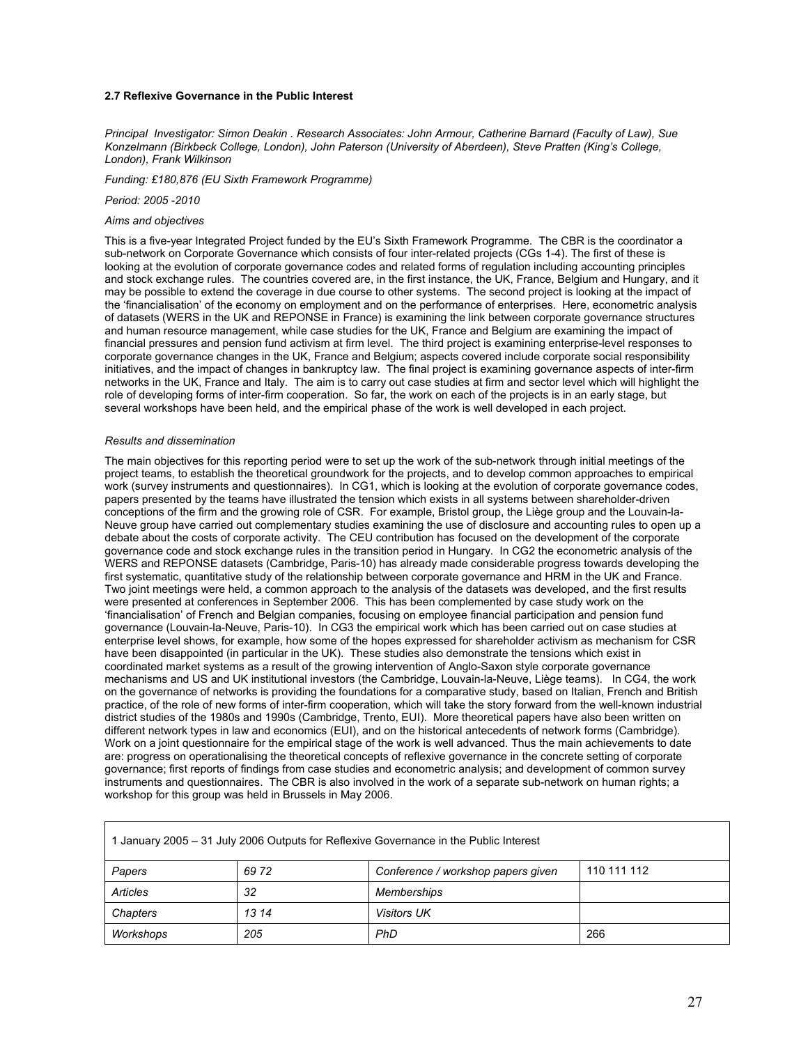**2.7 Reflexive Governance in the Public Interest**

*Principal Investigator: Simon Deakin . Research Associates: John Armour, Catherine Barnard (Faculty of Law), Sue Konzelmann (Birkbeck College, London), John Paterson (University of Aberdeen), Steve Pratten (King's College, London), Frank Wilkinson*

*Funding: £180,876 (EU Sixth Framework Programme)*

*Period: 2005 -2010*

*Aims and objectives*

This is a five-year Integrated Project funded by the EU's Sixth Framework Programme. The CBR is the coordinator a sub-network on Corporate Governance which consists of four inter-related projects (CGs 1-4). The first of these is looking at the evolution of corporate governance codes and related forms of regulation including accounting principles and stock exchange rules. The countries covered are, in the first instance, the UK, France, Belgium and Hungary, and it may be possible to extend the coverage in due course to other systems. The second project is looking at the impact of the 'financialisation' of the economy on employment and on the performance of enterprises. Here, econometric analysis of datasets (WERS in the UK and REPONSE in France) is examining the link between corporate governance structures and human resource management, while case studies for the UK, France and Belgium are examining the impact of financial pressures and pension fund activism at firm level. The third project is examining enterprise-level responses to corporate governance changes in the UK, France and Belgium; aspects covered include corporate social responsibility initiatives, and the impact of changes in bankruptcy law. The final project is examining governance aspects of inter-firm networks in the UK, France and Italy. The aim is to carry out case studies at firm and sector level which will highlight the role of developing forms of inter-firm cooperation. So far, the work on each of the projects is in an early stage, but several workshops have been held, and the empirical phase of the work is well developed in each project.

*Results and dissemination*

The main objectives for this reporting period were to set up the work of the sub-network through initial meetings of the project teams, to establish the theoretical groundwork for the projects, and to develop common approaches to empirical work (survey instruments and questionnaires). In CG1, which is looking at the evolution of corporate governance codes, papers presented by the teams have illustrated the tension which exists in all systems between shareholder-driven conceptions of the firm and the growing role of CSR. For example, Bristol group, the Liège group and the Louvain-la-Neuve group have carried out complementary studies examining the use of disclosure and accounting rules to open up a debate about the costs of corporate activity. The CEU contribution has focused on the development of the corporate governance code and stock exchange rules in the transition period in Hungary. In CG2 the econometric analysis of the WERS and REPONSE datasets (Cambridge, Paris-10) has already made considerable progress towards developing the first systematic, quantitative study of the relationship between corporate governance and HRM in the UK and France. Two joint meetings were held, a common approach to the analysis of the datasets was developed, and the first results were presented at conferences in September 2006. This has been complemented by case study work on the 'financialisation' of French and Belgian companies, focusing on employee financial participation and pension fund governance (Louvain-la-Neuve, Paris-10). In CG3 the empirical work which has been carried out on case studies at enterprise level shows, for example, how some of the hopes expressed for shareholder activism as mechanism for CSR have been disappointed (in particular in the UK). These studies also demonstrate the tensions which exist in coordinated market systems as a result of the growing intervention of Anglo-Saxon style corporate governance mechanisms and US and UK institutional investors (the Cambridge, Louvain-la-Neuve, Liège teams). In CG4, the work on the governance of networks is providing the foundations for a comparative study, based on Italian, French and British practice, of the role of new forms of inter-firm cooperation, which will take the story forward from the well-known industrial district studies of the 1980s and 1990s (Cambridge, Trento, EUI). More theoretical papers have also been written on different network types in law and economics (EUI), and on the historical antecedents of network forms (Cambridge). Work on a joint questionnaire for the empirical stage of the work is well advanced. Thus the main achievements to date are: progress on operationalising the theoretical concepts of reflexive governance in the concrete setting of corporate governance; first reports of findings from case studies and econometric analysis; and development of common survey instruments and questionnaires. The CBR is also involved in the work of a separate sub-network on human rights; a workshop for this group was held in Brussels in May 2006.

| 1 January 2005 – 31 July 2006 Outputs for Reflexive Governance in the Public Interest | | | |
|---|---|---|---|
| *Papers* | *69 72* | *Conference / workshop papers given* | 110 111 112 |
| *Articles* | *32* | *Memberships* | |
| *Chapters* | *13 14* | *Visitors UK* | |
| *Workshops* | *205* | *PhD* | 266 |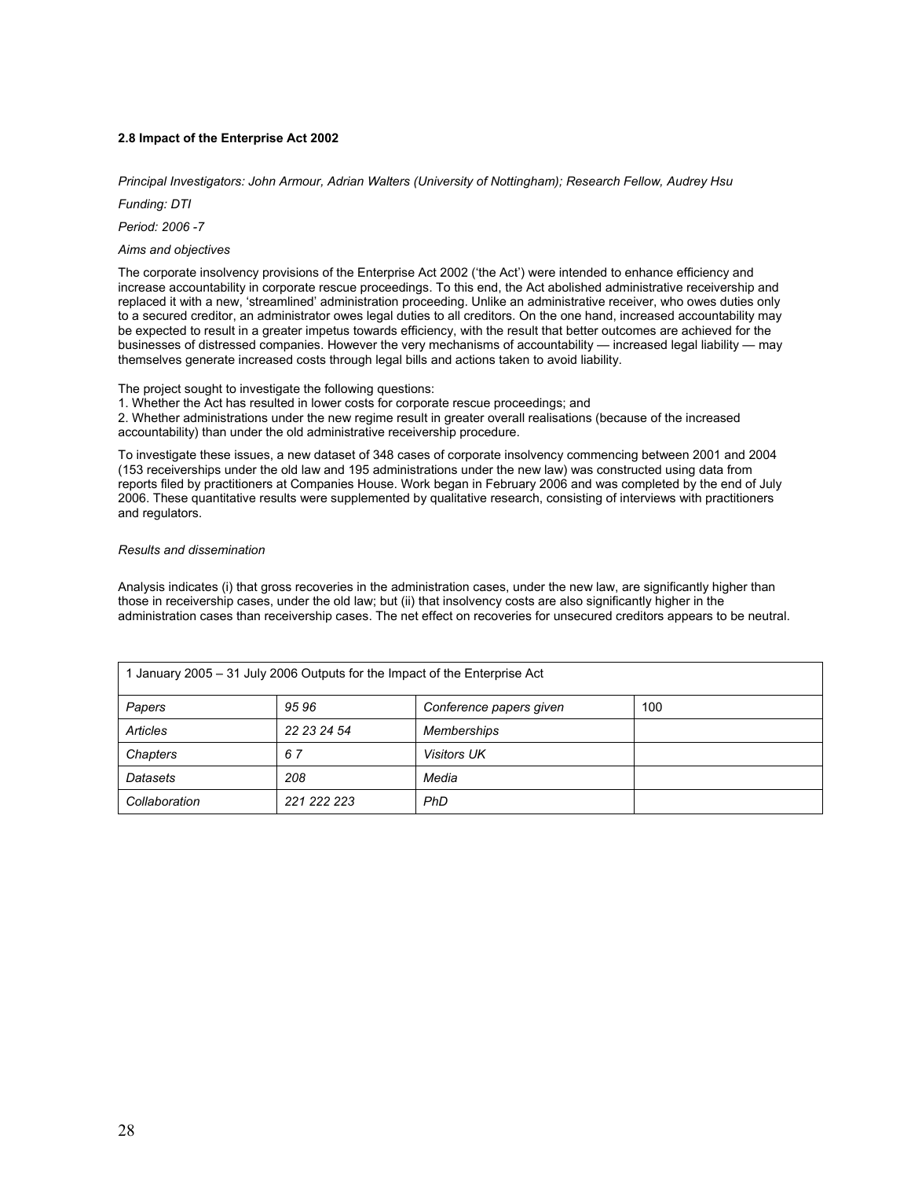#### 2.8 Impact of the Enterprise Act 2002

*Principal Investigators: John Armour, Adrian Walters (University of Nottingham); Research Fellow, Audrey Hsu*

*Funding: DTI*

*Period: 2006 -7*

*Aims and objectives*

The corporate insolvency provisions of the Enterprise Act 2002 ('the Act') were intended to enhance efficiency and increase accountability in corporate rescue proceedings. To this end, the Act abolished administrative receivership and replaced it with a new, 'streamlined' administration proceeding. Unlike an administrative receiver, who owes duties only to a secured creditor, an administrator owes legal duties to all creditors. On the one hand, increased accountability may be expected to result in a greater impetus towards efficiency, with the result that better outcomes are achieved for the businesses of distressed companies. However the very mechanisms of accountability — increased legal liability — may themselves generate increased costs through legal bills and actions taken to avoid liability.

The project sought to investigate the following questions:
1. Whether the Act has resulted in lower costs for corporate rescue proceedings; and
2. Whether administrations under the new regime result in greater overall realisations (because of the increased accountability) than under the old administrative receivership procedure.

To investigate these issues, a new dataset of 348 cases of corporate insolvency commencing between 2001 and 2004 (153 receiverships under the old law and 195 administrations under the new law) was constructed using data from reports filed by practitioners at Companies House. Work began in February 2006 and was completed by the end of July 2006. These quantitative results were supplemented by qualitative research, consisting of interviews with practitioners and regulators.

*Results and dissemination*

Analysis indicates (i) that gross recoveries in the administration cases, under the new law, are significantly higher than those in receivership cases, under the old law; but (ii) that insolvency costs are also significantly higher in the administration cases than receivership cases. The net effect on recoveries for unsecured creditors appears to be neutral.

| 1 January 2005 – 31 July 2006 Outputs for the Impact of the Enterprise Act | | | |
|---|---|---|---|
| *Papers* | *95 96* | *Conference papers given* | 100 |
| *Articles* | *22 23 24 54* | *Memberships* | |
| *Chapters* | *6 7* | *Visitors UK* | |
| *Datasets* | *208* | *Media* | |
| *Collaboration* | *221 222 223* | *PhD* | |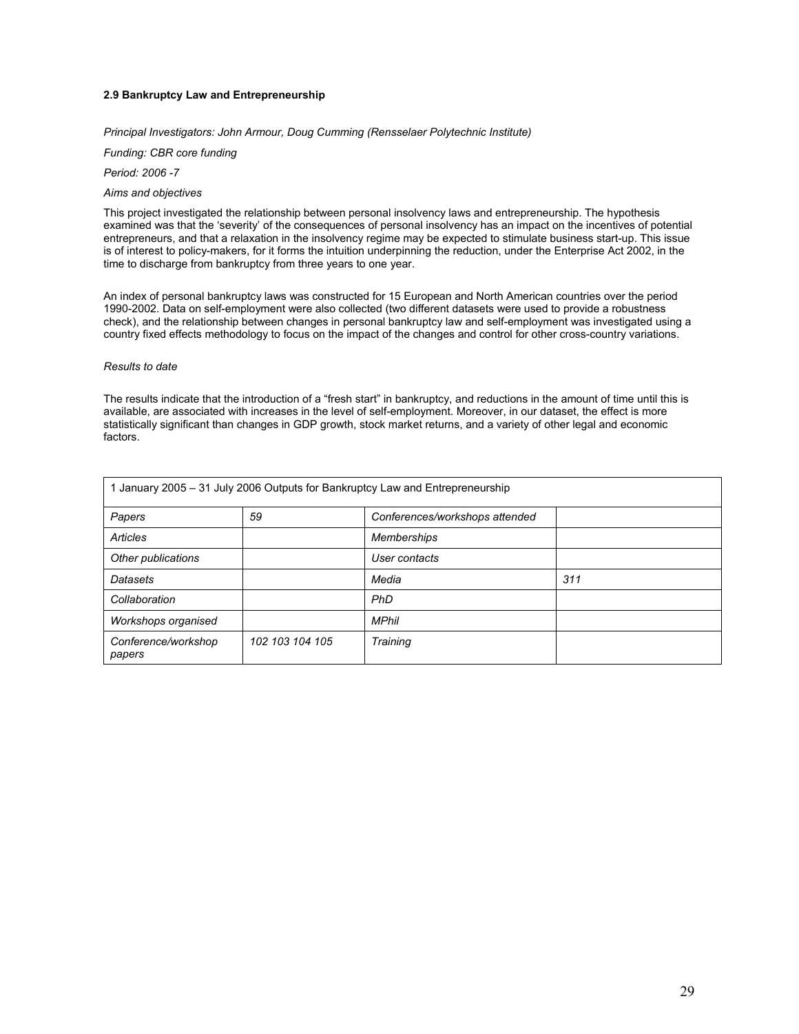### 2.9 Bankruptcy Law and Entrepreneurship

*Principal Investigators: John Armour, Doug Cumming (Rensselaer Polytechnic Institute)*

*Funding: CBR core funding*

*Period: 2006 -7*

*Aims and objectives*

This project investigated the relationship between personal insolvency laws and entrepreneurship. The hypothesis examined was that the 'severity' of the consequences of personal insolvency has an impact on the incentives of potential entrepreneurs, and that a relaxation in the insolvency regime may be expected to stimulate business start-up. This issue is of interest to policy-makers, for it forms the intuition underpinning the reduction, under the Enterprise Act 2002, in the time to discharge from bankruptcy from three years to one year.

An index of personal bankruptcy laws was constructed for 15 European and North American countries over the period 1990-2002. Data on self-employment were also collected (two different datasets were used to provide a robustness check), and the relationship between changes in personal bankruptcy law and self-employment was investigated using a country fixed effects methodology to focus on the impact of the changes and control for other cross-country variations.

*Results to date*

The results indicate that the introduction of a "fresh start" in bankruptcy, and reductions in the amount of time until this is available, are associated with increases in the level of self-employment. Moreover, in our dataset, the effect is more statistically significant than changes in GDP growth, stock market returns, and a variety of other legal and economic factors.

| 1 January 2005 – 31 July 2006 Outputs for Bankruptcy Law and Entrepreneurship | | | |
|---|---|---|---|
| *Papers* | *59* | *Conferences/workshops attended* | |
| *Articles* | | *Memberships* | |
| *Other publications* | | *User contacts* | |
| *Datasets* | | *Media* | *311* |
| *Collaboration* | | *PhD* | |
| *Workshops organised* | | *MPhil* | |
| *Conference/workshop papers* | *102 103 104 105* | *Training* | |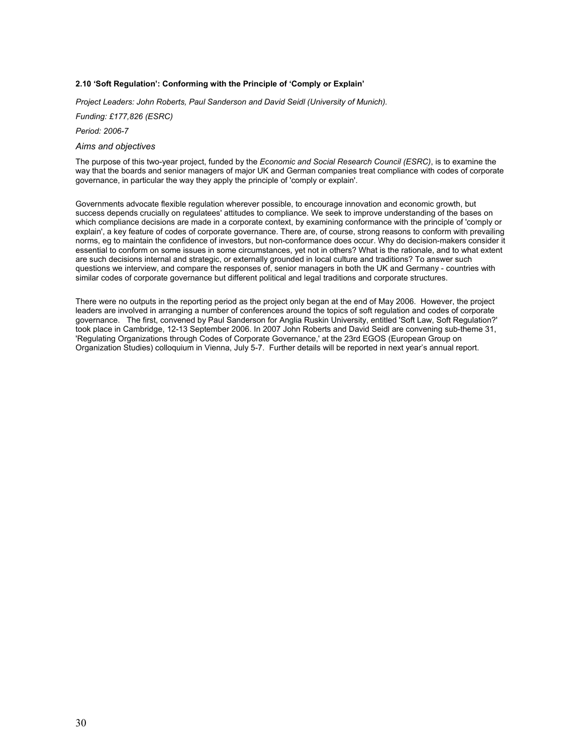### 2.10 'Soft Regulation': Conforming with the Principle of 'Comply or Explain'

*Project Leaders: John Roberts, Paul Sanderson and David Seidl (University of Munich).*

*Funding: £177,826 (ESRC)*

*Period: 2006-7*

#### *Aims and objectives*

The purpose of this two-year project, funded by the *Economic and Social Research Council (ESRC)*, is to examine the way that the boards and senior managers of major UK and German companies treat compliance with codes of corporate governance, in particular the way they apply the principle of 'comply or explain'.

Governments advocate flexible regulation wherever possible, to encourage innovation and economic growth, but success depends crucially on regulatees' attitudes to compliance. We seek to improve understanding of the bases on which compliance decisions are made in a corporate context, by examining conformance with the principle of 'comply or explain', a key feature of codes of corporate governance. There are, of course, strong reasons to conform with prevailing norms, eg to maintain the confidence of investors, but non-conformance does occur. Why do decision-makers consider it essential to conform on some issues in some circumstances, yet not in others? What is the rationale, and to what extent are such decisions internal and strategic, or externally grounded in local culture and traditions? To answer such questions we interview, and compare the responses of, senior managers in both the UK and Germany - countries with similar codes of corporate governance but different political and legal traditions and corporate structures.

There were no outputs in the reporting period as the project only began at the end of May 2006. However, the project leaders are involved in arranging a number of conferences around the topics of soft regulation and codes of corporate governance. The first, convened by Paul Sanderson for Anglia Ruskin University, entitled 'Soft Law, Soft Regulation?' took place in Cambridge, 12-13 September 2006. In 2007 John Roberts and David Seidl are convening sub-theme 31, 'Regulating Organizations through Codes of Corporate Governance,' at the 23rd EGOS (European Group on Organization Studies) colloquium in Vienna, July 5-7. Further details will be reported in next year's annual report.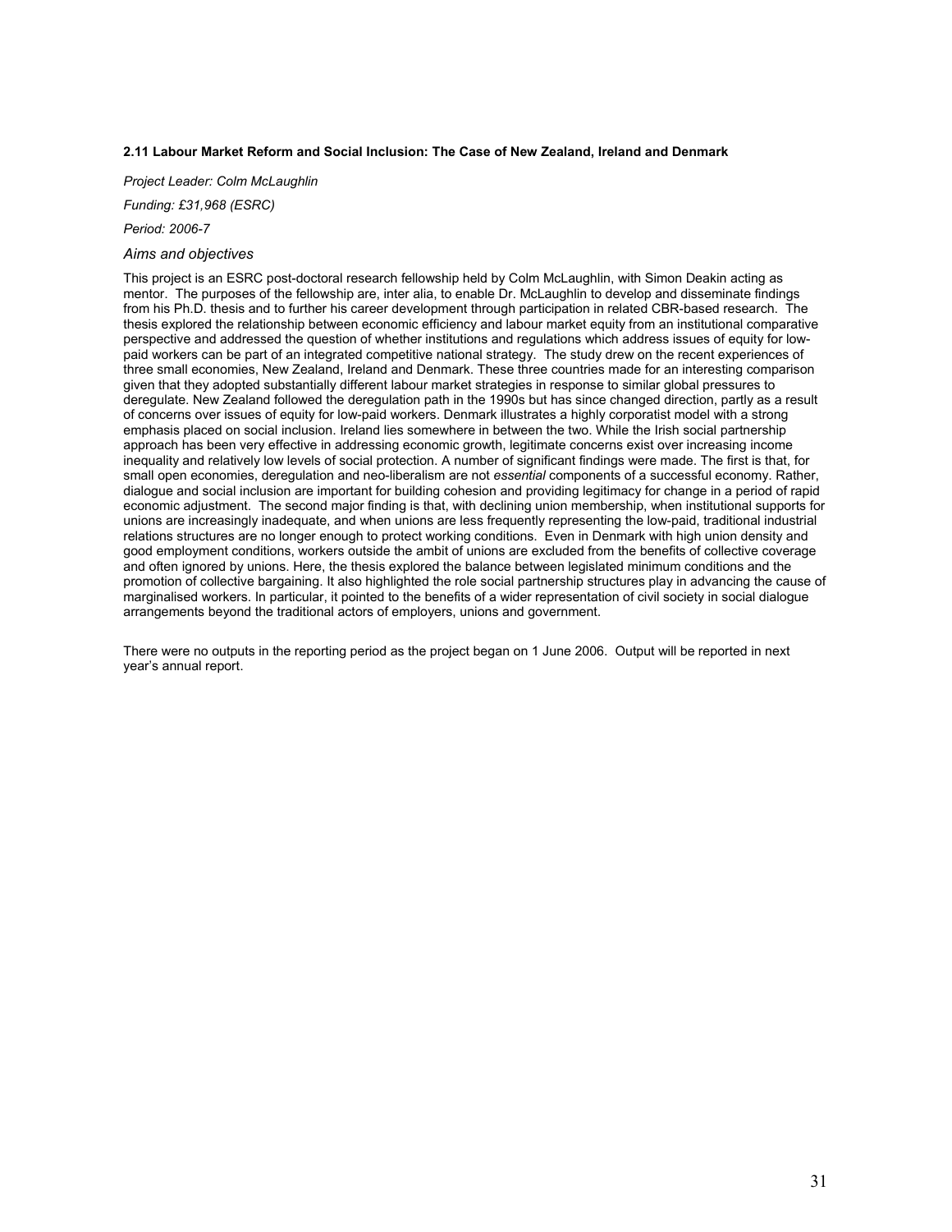#### 2.11 Labour Market Reform and Social Inclusion: The Case of New Zealand, Ireland and Denmark

*Project Leader: Colm McLaughlin*

*Funding: £31,968 (ESRC)*

*Period: 2006-7*

*Aims and objectives*

This project is an ESRC post-doctoral research fellowship held by Colm McLaughlin, with Simon Deakin acting as mentor. The purposes of the fellowship are, inter alia, to enable Dr. McLaughlin to develop and disseminate findings from his Ph.D. thesis and to further his career development through participation in related CBR-based research. The thesis explored the relationship between economic efficiency and labour market equity from an institutional comparative perspective and addressed the question of whether institutions and regulations which address issues of equity for low-paid workers can be part of an integrated competitive national strategy. The study drew on the recent experiences of three small economies, New Zealand, Ireland and Denmark. These three countries made for an interesting comparison given that they adopted substantially different labour market strategies in response to similar global pressures to deregulate. New Zealand followed the deregulation path in the 1990s but has since changed direction, partly as a result of concerns over issues of equity for low-paid workers. Denmark illustrates a highly corporatist model with a strong emphasis placed on social inclusion. Ireland lies somewhere in between the two. While the Irish social partnership approach has been very effective in addressing economic growth, legitimate concerns exist over increasing income inequality and relatively low levels of social protection. A number of significant findings were made. The first is that, for small open economies, deregulation and neo-liberalism are not *essential* components of a successful economy. Rather, dialogue and social inclusion are important for building cohesion and providing legitimacy for change in a period of rapid economic adjustment. The second major finding is that, with declining union membership, when institutional supports for unions are increasingly inadequate, and when unions are less frequently representing the low-paid, traditional industrial relations structures are no longer enough to protect working conditions. Even in Denmark with high union density and good employment conditions, workers outside the ambit of unions are excluded from the benefits of collective coverage and often ignored by unions. Here, the thesis explored the balance between legislated minimum conditions and the promotion of collective bargaining. It also highlighted the role social partnership structures play in advancing the cause of marginalised workers. In particular, it pointed to the benefits of a wider representation of civil society in social dialogue arrangements beyond the traditional actors of employers, unions and government.

There were no outputs in the reporting period as the project began on 1 June 2006. Output will be reported in next year's annual report.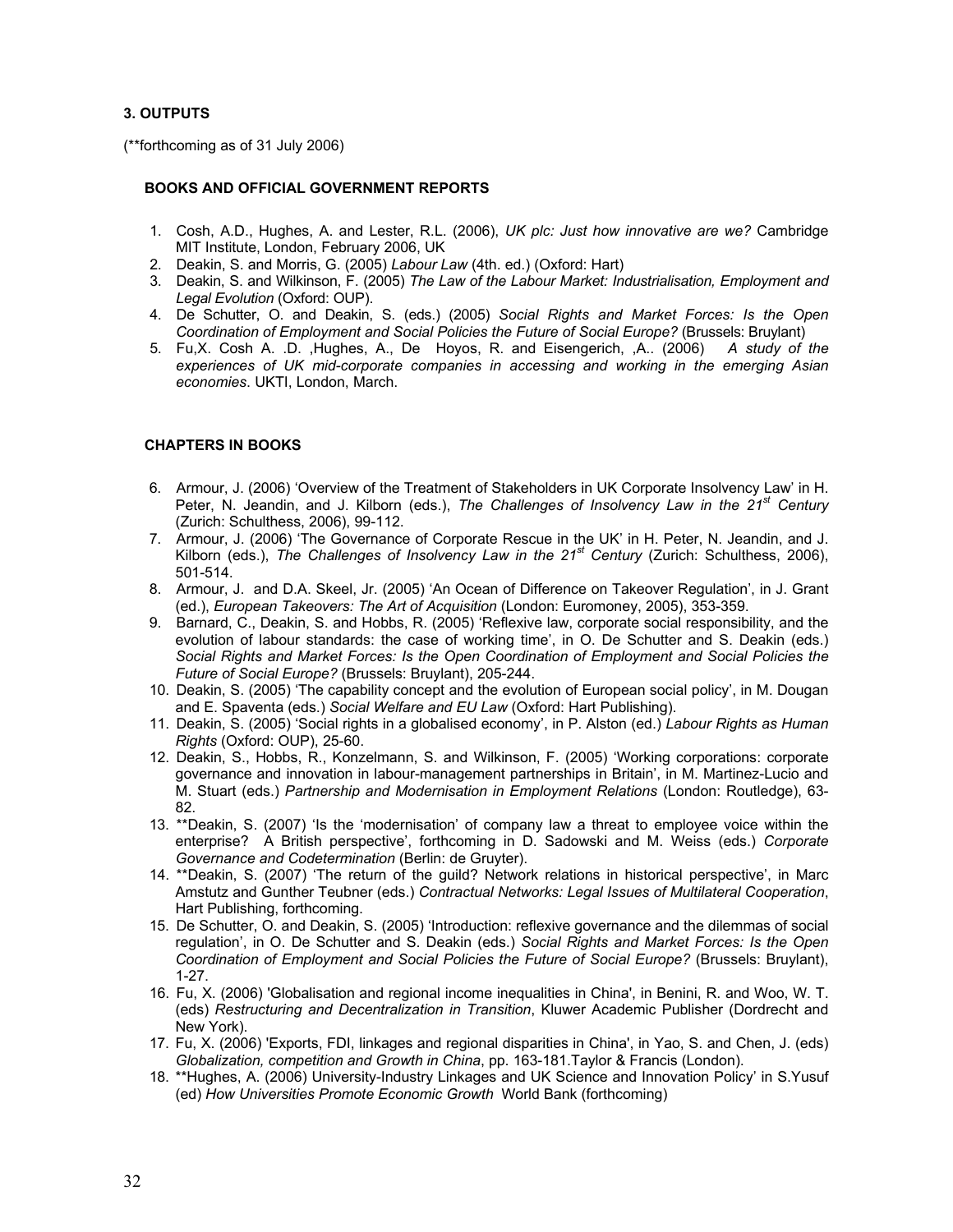## 3. OUTPUTS

(**forthcoming as of 31 July 2006)

### BOOKS AND OFFICIAL GOVERNMENT REPORTS

1. Cosh, A.D., Hughes, A. and Lester, R.L. (2006), *UK plc: Just how innovative are we?* Cambridge MIT Institute, London, February 2006, UK
2. Deakin, S. and Morris, G. (2005) *Labour Law* (4th. ed.) (Oxford: Hart)
3. Deakin, S. and Wilkinson, F. (2005) *The Law of the Labour Market: Industrialisation, Employment and Legal Evolution* (Oxford: OUP).
4. De Schutter, O. and Deakin, S. (eds.) (2005) *Social Rights and Market Forces: Is the Open Coordination of Employment and Social Policies the Future of Social Europe?* (Brussels: Bruylant)
5. Fu,X. Cosh A. .D. ,Hughes, A., De Hoyos, R. and Eisengerich, ,A.. (2006) *A study of the experiences of UK mid-corporate companies in accessing and working in the emerging Asian economies*. UKTI, London, March.

### CHAPTERS IN BOOKS

6. Armour, J. (2006) 'Overview of the Treatment of Stakeholders in UK Corporate Insolvency Law' in H. Peter, N. Jeandin, and J. Kilborn (eds.), *The Challenges of Insolvency Law in the 21st Century* (Zurich: Schulthess, 2006), 99-112.
7. Armour, J. (2006) 'The Governance of Corporate Rescue in the UK' in H. Peter, N. Jeandin, and J. Kilborn (eds.), *The Challenges of Insolvency Law in the 21st Century* (Zurich: Schulthess, 2006), 501-514.
8. Armour, J. and D.A. Skeel, Jr. (2005) 'An Ocean of Difference on Takeover Regulation', in J. Grant (ed.), *European Takeovers: The Art of Acquisition* (London: Euromoney, 2005), 353-359.
9. Barnard, C., Deakin, S. and Hobbs, R. (2005) 'Reflexive law, corporate social responsibility, and the evolution of labour standards: the case of working time', in O. De Schutter and S. Deakin (eds.) *Social Rights and Market Forces: Is the Open Coordination of Employment and Social Policies the Future of Social Europe?* (Brussels: Bruylant), 205-244.
10. Deakin, S. (2005) 'The capability concept and the evolution of European social policy', in M. Dougan and E. Spaventa (eds.) *Social Welfare and EU Law* (Oxford: Hart Publishing).
11. Deakin, S. (2005) 'Social rights in a globalised economy', in P. Alston (ed.) *Labour Rights as Human Rights* (Oxford: OUP), 25-60.
12. Deakin, S., Hobbs, R., Konzelmann, S. and Wilkinson, F. (2005) 'Working corporations: corporate governance and innovation in labour-management partnerships in Britain', in M. Martinez-Lucio and M. Stuart (eds.) *Partnership and Modernisation in Employment Relations* (London: Routledge), 63-82.
13. **Deakin, S. (2007) 'Is the 'modernisation' of company law a threat to employee voice within the enterprise? A British perspective', forthcoming in D. Sadowski and M. Weiss (eds.) *Corporate Governance and Codetermination* (Berlin: de Gruyter).
14. **Deakin, S. (2007) 'The return of the guild? Network relations in historical perspective', in Marc Amstutz and Gunther Teubner (eds.) *Contractual Networks: Legal Issues of Multilateral Cooperation*, Hart Publishing, forthcoming.
15. De Schutter, O. and Deakin, S. (2005) 'Introduction: reflexive governance and the dilemmas of social regulation', in O. De Schutter and S. Deakin (eds.) *Social Rights and Market Forces: Is the Open Coordination of Employment and Social Policies the Future of Social Europe?* (Brussels: Bruylant), 1-27.
16. Fu, X. (2006) 'Globalisation and regional income inequalities in China', in Benini, R. and Woo, W. T. (eds) *Restructuring and Decentralization in Transition*, Kluwer Academic Publisher (Dordrecht and New York).
17. Fu, X. (2006) 'Exports, FDI, linkages and regional disparities in China', in Yao, S. and Chen, J. (eds) *Globalization, competition and Growth in China*, pp. 163-181.Taylor & Francis (London).
18. **Hughes, A. (2006) University-Industry Linkages and UK Science and Innovation Policy' in S.Yusuf (ed) *How Universities Promote Economic Growth* World Bank (forthcoming)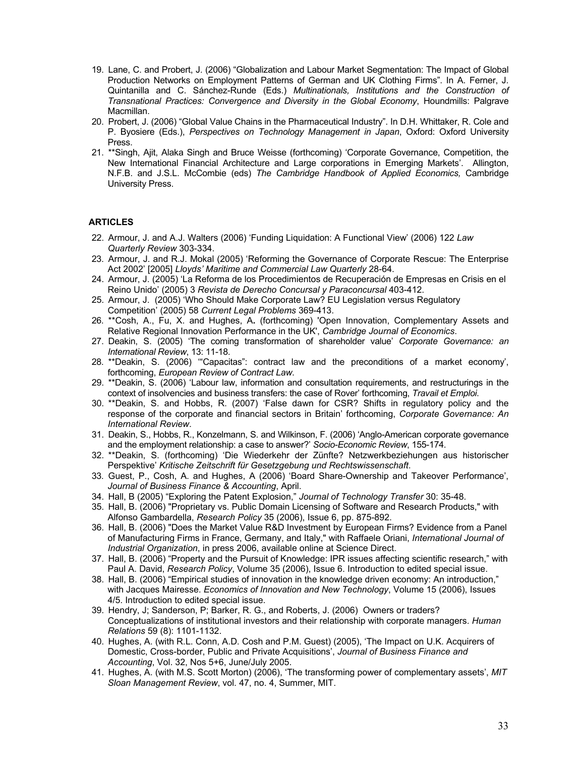19. Lane, C. and Probert, J. (2006) "Globalization and Labour Market Segmentation: The Impact of Global Production Networks on Employment Patterns of German and UK Clothing Firms". In A. Ferner, J. Quintanilla and C. Sánchez-Runde (Eds.) *Multinationals, Institutions and the Construction of Transnational Practices: Convergence and Diversity in the Global Economy*, Houndmills: Palgrave Macmillan.
20. Probert, J. (2006) "Global Value Chains in the Pharmaceutical Industry". In D.H. Whittaker, R. Cole and P. Byosiere (Eds.), *Perspectives on Technology Management in Japan*, Oxford: Oxford University Press.
21. **Singh, Ajit, Alaka Singh and Bruce Weisse (forthcoming) 'Corporate Governance, Competition, the New International Financial Architecture and Large corporations in Emerging Markets'. Allington, N.F.B. and J.S.L. McCombie (eds) *The Cambridge Handbook of Applied Economics,* Cambridge University Press.

### ARTICLES

22. Armour, J. and A.J. Walters (2006) 'Funding Liquidation: A Functional View' (2006) 122 *Law Quarterly Review* 303-334.
23. Armour, J. and R.J. Mokal (2005) 'Reforming the Governance of Corporate Rescue: The Enterprise Act 2002' [2005] *Lloyds' Maritime and Commercial Law Quarterly* 28-64.
24. Armour, J. (2005) 'La Reforma de los Procedimientos de Recuperación de Empresas en Crisis en el Reino Unido' (2005) 3 *Revista de Derecho Concursal y Paraconcursal* 403-412.
25. Armour, J. (2005) 'Who Should Make Corporate Law? EU Legislation versus Regulatory Competition' (2005) 58 *Current Legal Problems* 369-413.
26. **Cosh, A., Fu, X. and Hughes, A**.** (forthcoming) 'Open Innovation, Complementary Assets and Relative Regional Innovation Performance in the UK', *Cambridge Journal of Economics*.
27. Deakin, S. (2005) 'The coming transformation of shareholder value' *Corporate Governance: an International Review*, 13: 11-18.
28. **Deakin, S. (2006) '"Capacitas": contract law and the preconditions of a market economy', forthcoming, *European Review of Contract Law*.
29. **Deakin, S. (2006) 'Labour law, information and consultation requirements, and restructurings in the context of insolvencies and business transfers: the case of Rover' forthcoming, *Travail et Emploi.*
30. **Deakin, S. and Hobbs, R. (2007) 'False dawn for CSR? Shifts in regulatory policy and the response of the corporate and financial sectors in Britain' forthcoming, *Corporate Governance: An International Review*.
31. Deakin, S., Hobbs, R., Konzelmann, S. and Wilkinson, F. (2006) 'Anglo-American corporate governance and the employment relationship: a case to answer?' *Socio-Economic Review*, 155-174.
32. **Deakin, S. (forthcoming) 'Die Wiederkehr der Zünfte? Netzwerkbeziehungen aus historischer Perspektive' *Kritische Zeitschrift für Gesetzgebung und Rechtswissenschaft*.
33. Guest, P., Cosh, A. and Hughes, A (2006) 'Board Share-Ownership and Takeover Performance', *Journal of Business Finance & Accounting*, April.
34. Hall, B (2005) "Exploring the Patent Explosion," *Journal of Technology Transfer* 30: 35-48.
35. Hall, B. (2006) "Proprietary vs. Public Domain Licensing of Software and Research Products," with Alfonso Gambardella, *Research Policy* 35 (2006), Issue 6, pp. 875-892.
36. Hall, B. (2006) "Does the Market Value R&D Investment by European Firms? Evidence from a Panel of Manufacturing Firms in France, Germany, and Italy," with Raffaele Oriani, *International Journal of Industrial Organization*, in press 2006, available online at Science Direct.
37. Hall, B. (2006) "Property and the Pursuit of Knowledge: IPR issues affecting scientific research," with Paul A. David, *Research Policy*, Volume 35 (2006), Issue 6. Introduction to edited special issue.
38. Hall, B. (2006) "Empirical studies of innovation in the knowledge driven economy: An introduction," with Jacques Mairesse. *Economics of Innovation and New Technology*, Volume 15 (2006), Issues 4/5. Introduction to edited special issue.
39. Hendry, J; Sanderson, P; Barker, R. G., and Roberts, J. (2006) Owners or traders? Conceptualizations of institutional investors and their relationship with corporate managers. *Human Relations* 59 (8): 1101-1132.
40. Hughes, A. (with R.L. Conn, A.D. Cosh and P.M. Guest) (2005), 'The Impact on U.K. Acquirers of Domestic, Cross-border, Public and Private Acquisitions', *Journal of Business Finance and Accounting*, Vol. 32, Nos 5+6, June/July 2005.
41. Hughes, A. (with M.S. Scott Morton) (2006), 'The transforming power of complementary assets', *MIT Sloan Management Review*, vol. 47, no. 4, Summer, MIT.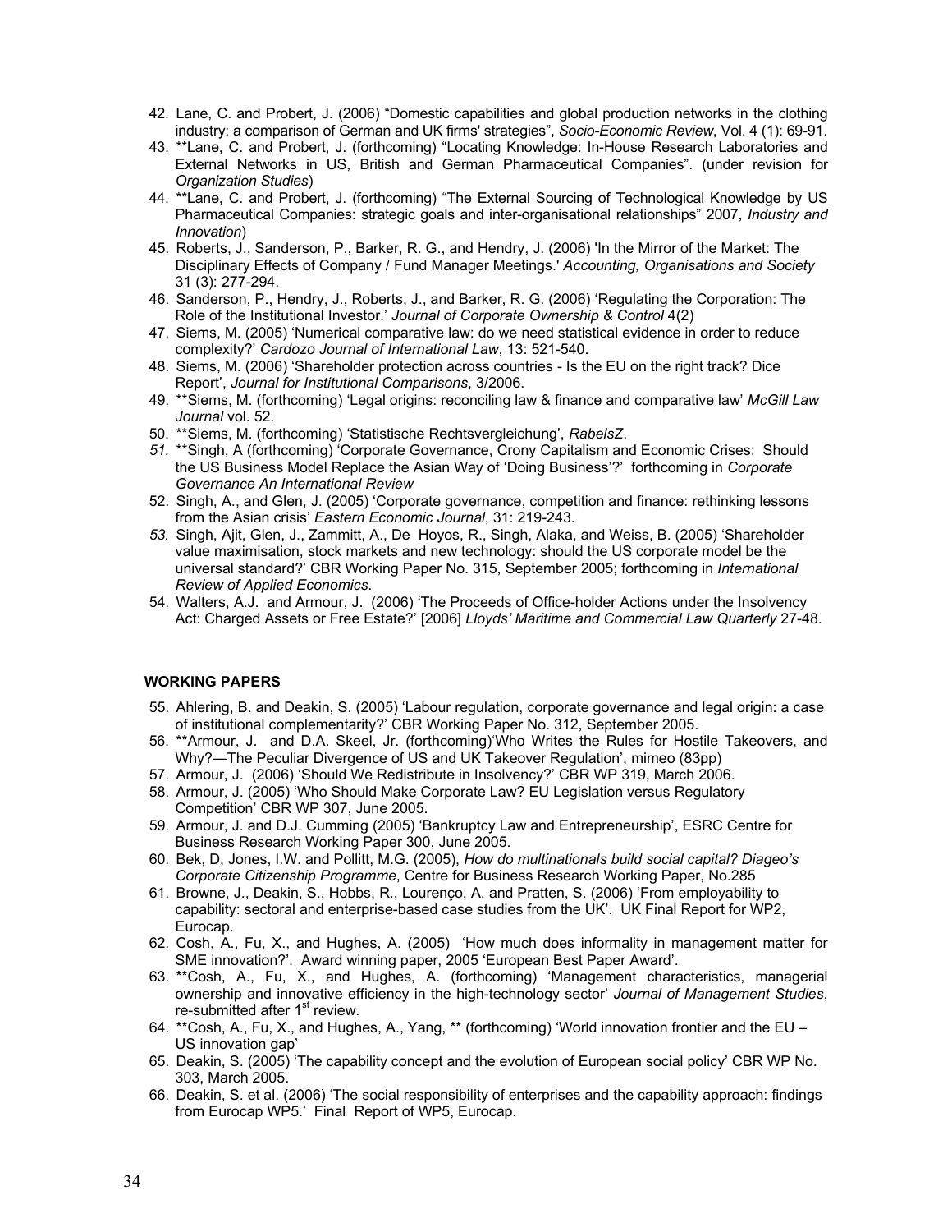42. Lane, C. and Probert, J. (2006) "Domestic capabilities and global production networks in the clothing industry: a comparison of German and UK firms' strategies", *Socio-Economic Review*, Vol. 4 (1): 69-91.
43. **Lane, C. and Probert, J. (forthcoming) "Locating Knowledge: In-House Research Laboratories and External Networks in US, British and German Pharmaceutical Companies". (under revision for *Organization Studies*)
44. **Lane, C. and Probert, J. (forthcoming) "The External Sourcing of Technological Knowledge by US Pharmaceutical Companies: strategic goals and inter-organisational relationships" 2007, *Industry and Innovation*)
45. Roberts, J., Sanderson, P., Barker, R. G., and Hendry, J. (2006) 'In the Mirror of the Market: The Disciplinary Effects of Company / Fund Manager Meetings.' *Accounting, Organisations and Society* 31 (3): 277-294.
46. Sanderson, P., Hendry, J., Roberts, J., and Barker, R. G. (2006) 'Regulating the Corporation: The Role of the Institutional Investor.' *Journal of Corporate Ownership & Control* 4(2)
47. Siems, M. (2005) 'Numerical comparative law: do we need statistical evidence in order to reduce complexity?' *Cardozo Journal of International Law*, 13: 521-540.
48. Siems, M. (2006) 'Shareholder protection across countries - Is the EU on the right track? Dice Report', *Journal for Institutional Comparisons*, 3/2006.
49. **Siems, M. (forthcoming) 'Legal origins: reconciling law & finance and comparative law' *McGill Law Journal* vol. 52.
50. **Siems, M. (forthcoming) 'Statistische Rechtsvergleichung', *RabelsZ*.
51. **Singh, A (forthcoming) 'Corporate Governance, Crony Capitalism and Economic Crises: Should the US Business Model Replace the Asian Way of 'Doing Business'?' forthcoming in *Corporate Governance An International Review*
52. Singh, A., and Glen, J. (2005) 'Corporate governance, competition and finance: rethinking lessons from the Asian crisis' *Eastern Economic Journal*, 31: 219-243.
53. Singh, Ajit, Glen, J., Zammitt, A., De Hoyos, R., Singh, Alaka, and Weiss, B. (2005) 'Shareholder value maximisation, stock markets and new technology: should the US corporate model be the universal standard?' CBR Working Paper No. 315, September 2005; forthcoming in *International Review of Applied Economics*.
54. Walters, A.J. and Armour, J. (2006) 'The Proceeds of Office-holder Actions under the Insolvency Act: Charged Assets or Free Estate?' [2006] *Lloyds' Maritime and Commercial Law Quarterly* 27-48.

## WORKING PAPERS

55. Ahlering, B. and Deakin, S. (2005) 'Labour regulation, corporate governance and legal origin: a case of institutional complementarity?' CBR Working Paper No. 312, September 2005.
56. **Armour, J. and D.A. Skeel, Jr. (forthcoming)'Who Writes the Rules for Hostile Takeovers, and Why?—The Peculiar Divergence of US and UK Takeover Regulation', mimeo (83pp)
57. Armour, J. (2006) 'Should We Redistribute in Insolvency?' CBR WP 319, March 2006.
58. Armour, J. (2005) 'Who Should Make Corporate Law? EU Legislation versus Regulatory Competition' CBR WP 307, June 2005.
59. Armour, J. and D.J. Cumming (2005) 'Bankruptcy Law and Entrepreneurship', ESRC Centre for Business Research Working Paper 300, June 2005.
60. Bek, D, Jones, I.W. and Pollitt, M.G. (2005), *How do multinationals build social capital? Diageo's Corporate Citizenship Programme*, Centre for Business Research Working Paper, No.285
61. Browne, J., Deakin, S., Hobbs, R., Lourenço, A. and Pratten, S. (2006) 'From employability to capability: sectoral and enterprise-based case studies from the UK'. UK Final Report for WP2, Eurocap.
62. Cosh, A., Fu, X., and Hughes, A. (2005) 'How much does informality in management matter for SME innovation?'. Award winning paper, 2005 'European Best Paper Award'.
63. **Cosh, A., Fu, X., and Hughes, A. (forthcoming) 'Management characteristics, managerial ownership and innovative efficiency in the high-technology sector' *Journal of Management Studies*, re-submitted after 1st review.
64. **Cosh, A., Fu, X., and Hughes, A., Yang, ** (forthcoming) 'World innovation frontier and the EU – US innovation gap'
65. Deakin, S. (2005) 'The capability concept and the evolution of European social policy' CBR WP No. 303, March 2005.
66. Deakin, S. et al. (2006) 'The social responsibility of enterprises and the capability approach: findings from Eurocap WP5.' Final Report of WP5, Eurocap.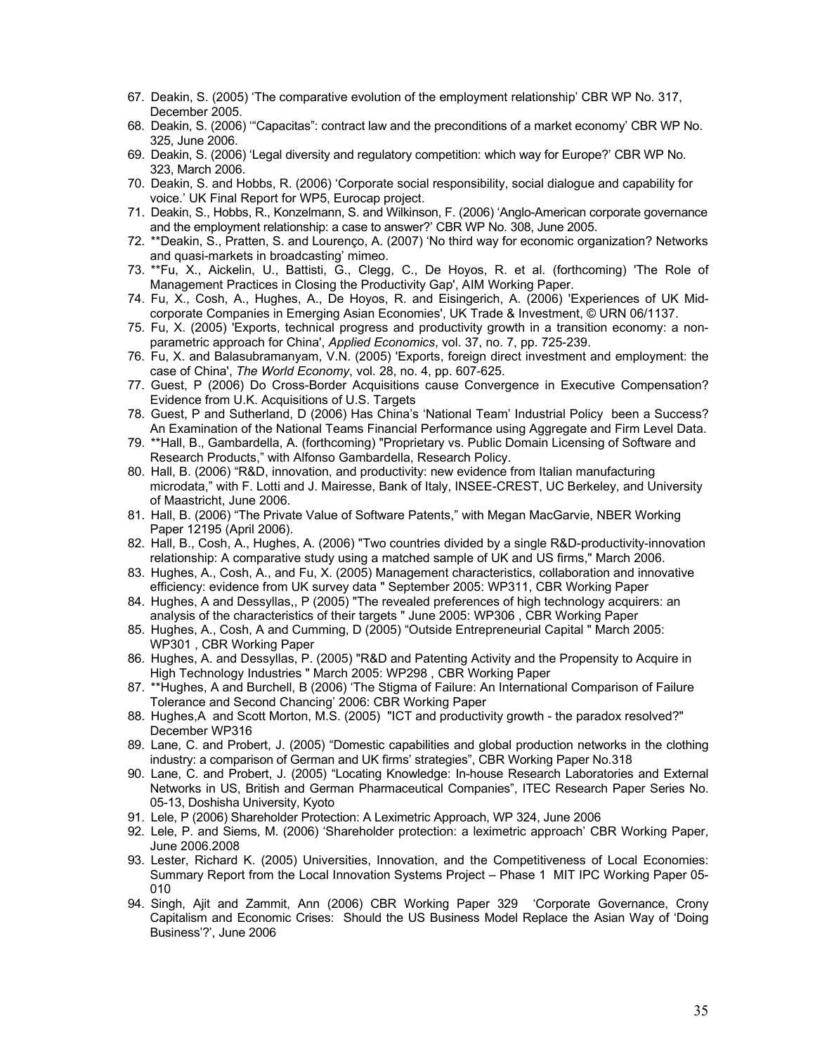67. Deakin, S. (2005) 'The comparative evolution of the employment relationship' CBR WP No. 317, December 2005.
68. Deakin, S. (2006) '"Capacitas": contract law and the preconditions of a market economy' CBR WP No. 325, June 2006.
69. Deakin, S. (2006) 'Legal diversity and regulatory competition: which way for Europe?' CBR WP No. 323, March 2006.
70. Deakin, S. and Hobbs, R. (2006) 'Corporate social responsibility, social dialogue and capability for voice.' UK Final Report for WP5, Eurocap project.
71. Deakin, S., Hobbs, R., Konzelmann, S. and Wilkinson, F. (2006) 'Anglo-American corporate governance and the employment relationship: a case to answer?' CBR WP No. 308, June 2005.
72. **Deakin, S., Pratten, S. and Lourenço, A. (2007) 'No third way for economic organization? Networks and quasi-markets in broadcasting' mimeo.
73. **Fu, X., Aickelin, U., Battisti, G., Clegg, C., De Hoyos, R. et al. (forthcoming) 'The Role of Management Practices in Closing the Productivity Gap', AIM Working Paper.
74. Fu, X., Cosh, A., Hughes, A., De Hoyos, R. and Eisingerich, A. (2006) 'Experiences of UK Mid-corporate Companies in Emerging Asian Economies', UK Trade & Investment, © URN 06/1137.
75. Fu, X. (2005) 'Exports, technical progress and productivity growth in a transition economy: a non-parametric approach for China', *Applied Economics*, vol. 37, no. 7, pp. 725-239.
76. Fu, X. and Balasubramanyam, V.N. (2005) 'Exports, foreign direct investment and employment: the case of China', *The World Economy*, vol. 28, no. 4, pp. 607-625.
77. Guest, P (2006) Do Cross-Border Acquisitions cause Convergence in Executive Compensation? Evidence from U.K. Acquisitions of U.S. Targets
78. Guest, P and Sutherland, D (2006) Has China's 'National Team' Industrial Policy been a Success? An Examination of the National Teams Financial Performance using Aggregate and Firm Level Data.
79. **Hall, B., Gambardella, A. (forthcoming) "Proprietary vs. Public Domain Licensing of Software and Research Products," with Alfonso Gambardella, Research Policy.
80. Hall, B. (2006) "R&D, innovation, and productivity: new evidence from Italian manufacturing microdata," with F. Lotti and J. Mairesse, Bank of Italy, INSEE-CREST, UC Berkeley, and University of Maastricht, June 2006.
81. Hall, B. (2006) "The Private Value of Software Patents," with Megan MacGarvie, NBER Working Paper 12195 (April 2006).
82. Hall, B., Cosh, A., Hughes, A. (2006) "Two countries divided by a single R&D-productivity-innovation relationship: A comparative study using a matched sample of UK and US firms," March 2006.
83. Hughes, A., Cosh, A., and Fu, X. (2005) Management characteristics, collaboration and innovative efficiency: evidence from UK survey data " September 2005: WP311, CBR Working Paper
84. Hughes, A and Dessyllas,, P (2005) "The revealed preferences of high technology acquirers: an analysis of the characteristics of their targets " June 2005: WP306 , CBR Working Paper
85. Hughes, A., Cosh, A and Cumming, D (2005) "Outside Entrepreneurial Capital " March 2005: WP301 , CBR Working Paper
86. Hughes, A. and Dessyllas, P. (2005) "R&D and Patenting Activity and the Propensity to Acquire in High Technology Industries " March 2005: WP298 , CBR Working Paper
87. **Hughes, A and Burchell, B (2006) 'The Stigma of Failure: An International Comparison of Failure Tolerance and Second Chancing' 2006: CBR Working Paper
88. Hughes,A and Scott Morton, M.S. (2005) "ICT and productivity growth - the paradox resolved?" December WP316
89. Lane, C. and Probert, J. (2005) "Domestic capabilities and global production networks in the clothing industry: a comparison of German and UK firms' strategies", CBR Working Paper No.318
90. Lane, C. and Probert, J. (2005) "Locating Knowledge: In-house Research Laboratories and External Networks in US, British and German Pharmaceutical Companies", ITEC Research Paper Series No. 05-13, Doshisha University, Kyoto
91. Lele, P (2006) Shareholder Protection: A Leximetric Approach, WP 324, June 2006
92. Lele, P. and Siems, M. (2006) 'Shareholder protection: a leximetric approach' CBR Working Paper, June 2006.2008
93. Lester, Richard K. (2005) Universities, Innovation, and the Competitiveness of Local Economies: Summary Report from the Local Innovation Systems Project – Phase 1 MIT IPC Working Paper 05-010
94. Singh, Ajit and Zammit, Ann (2006) CBR Working Paper 329 'Corporate Governance, Crony Capitalism and Economic Crises: Should the US Business Model Replace the Asian Way of 'Doing Business'?', June 2006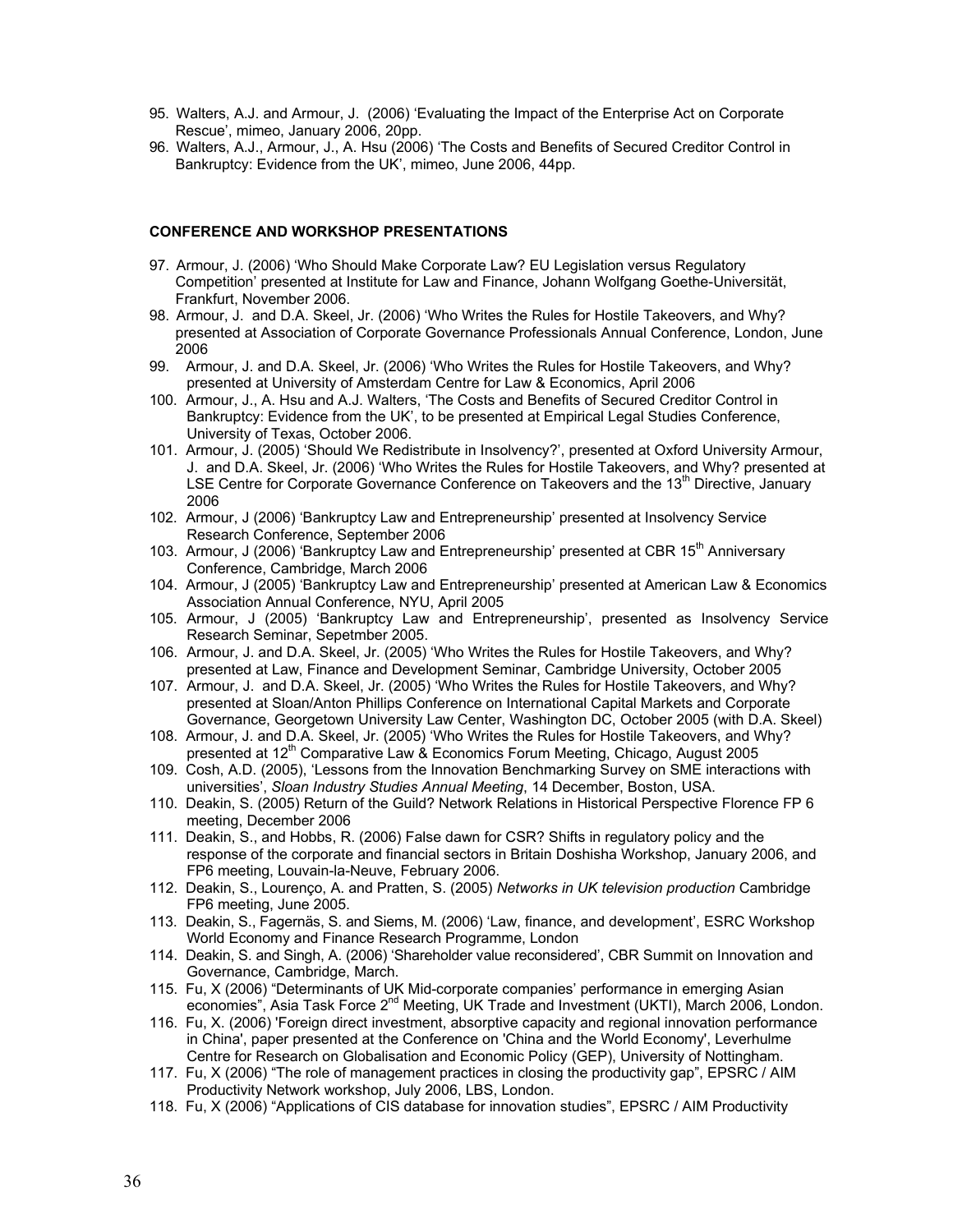95. Walters, A.J. and Armour, J. (2006) 'Evaluating the Impact of the Enterprise Act on Corporate Rescue', mimeo, January 2006, 20pp.
96. Walters, A.J., Armour, J., A. Hsu (2006) 'The Costs and Benefits of Secured Creditor Control in Bankruptcy: Evidence from the UK', mimeo, June 2006, 44pp.

**CONFERENCE AND WORKSHOP PRESENTATIONS**

97. Armour, J. (2006) 'Who Should Make Corporate Law? EU Legislation versus Regulatory Competition' presented at Institute for Law and Finance, Johann Wolfgang Goethe-Universität, Frankfurt, November 2006.
98. Armour, J. and D.A. Skeel, Jr. (2006) 'Who Writes the Rules for Hostile Takeovers, and Why? presented at Association of Corporate Governance Professionals Annual Conference, London, June 2006
99. Armour, J. and D.A. Skeel, Jr. (2006) 'Who Writes the Rules for Hostile Takeovers, and Why? presented at University of Amsterdam Centre for Law & Economics, April 2006
100. Armour, J., A. Hsu and A.J. Walters, 'The Costs and Benefits of Secured Creditor Control in Bankruptcy: Evidence from the UK', to be presented at Empirical Legal Studies Conference, University of Texas, October 2006.
101. Armour, J. (2005) 'Should We Redistribute in Insolvency?', presented at Oxford University Armour, J. and D.A. Skeel, Jr. (2006) 'Who Writes the Rules for Hostile Takeovers, and Why? presented at LSE Centre for Corporate Governance Conference on Takeovers and the 13th Directive, January 2006
102. Armour, J (2006) 'Bankruptcy Law and Entrepreneurship' presented at Insolvency Service Research Conference, September 2006
103. Armour, J (2006) 'Bankruptcy Law and Entrepreneurship' presented at CBR 15th Anniversary Conference, Cambridge, March 2006
104. Armour, J (2005) 'Bankruptcy Law and Entrepreneurship' presented at American Law & Economics Association Annual Conference, NYU, April 2005
105. Armour, J (2005) 'Bankruptcy Law and Entrepreneurship', presented as Insolvency Service Research Seminar, Sepetmber 2005.
106. Armour, J. and D.A. Skeel, Jr. (2005) 'Who Writes the Rules for Hostile Takeovers, and Why? presented at Law, Finance and Development Seminar, Cambridge University, October 2005
107. Armour, J. and D.A. Skeel, Jr. (2005) 'Who Writes the Rules for Hostile Takeovers, and Why? presented at Sloan/Anton Phillips Conference on International Capital Markets and Corporate Governance, Georgetown University Law Center, Washington DC, October 2005 (with D.A. Skeel)
108. Armour, J. and D.A. Skeel, Jr. (2005) 'Who Writes the Rules for Hostile Takeovers, and Why? presented at 12th Comparative Law & Economics Forum Meeting, Chicago, August 2005
109. Cosh, A.D. (2005), 'Lessons from the Innovation Benchmarking Survey on SME interactions with universities', *Sloan Industry Studies Annual Meeting*, 14 December, Boston, USA.
110. Deakin, S. (2005) Return of the Guild? Network Relations in Historical Perspective Florence FP 6 meeting, December 2006
111. Deakin, S., and Hobbs, R. (2006) False dawn for CSR? Shifts in regulatory policy and the response of the corporate and financial sectors in Britain Doshisha Workshop, January 2006, and FP6 meeting, Louvain-la-Neuve, February 2006.
112. Deakin, S., Lourenço, A. and Pratten, S. (2005) *Networks in UK television production* Cambridge FP6 meeting, June 2005.
113. Deakin, S., Fagernäs, S. and Siems, M. (2006) 'Law, finance, and development', ESRC Workshop World Economy and Finance Research Programme, London
114. Deakin, S. and Singh, A. (2006) 'Shareholder value reconsidered', CBR Summit on Innovation and Governance, Cambridge, March.
115. Fu, X (2006) "Determinants of UK Mid-corporate companies' performance in emerging Asian economies", Asia Task Force 2nd Meeting, UK Trade and Investment (UKTI), March 2006, London.
116. Fu, X. (2006) 'Foreign direct investment, absorptive capacity and regional innovation performance in China', paper presented at the Conference on 'China and the World Economy', Leverhulme Centre for Research on Globalisation and Economic Policy (GEP), University of Nottingham.
117. Fu, X (2006) "The role of management practices in closing the productivity gap", EPSRC / AIM Productivity Network workshop, July 2006, LBS, London.
118. Fu, X (2006) "Applications of CIS database for innovation studies", EPSRC / AIM Productivity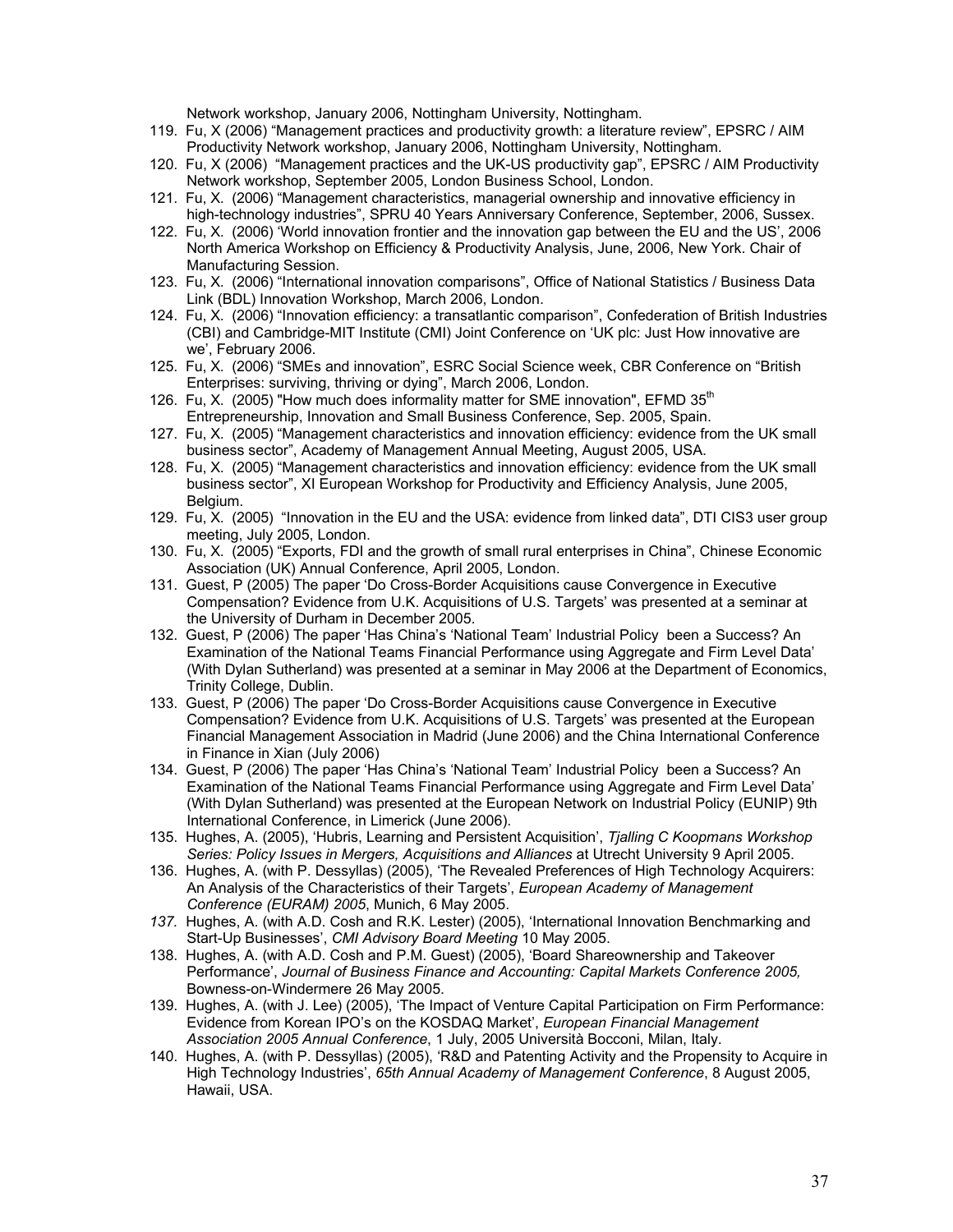Network workshop, January 2006, Nottingham University, Nottingham.

119. Fu, X (2006) "Management practices and productivity growth: a literature review", EPSRC / AIM Productivity Network workshop, January 2006, Nottingham University, Nottingham.
120. Fu, X (2006) "Management practices and the UK-US productivity gap", EPSRC / AIM Productivity Network workshop, September 2005, London Business School, London.
121. Fu, X. (2006) "Management characteristics, managerial ownership and innovative efficiency in high-technology industries", SPRU 40 Years Anniversary Conference, September, 2006, Sussex.
122. Fu, X. (2006) 'World innovation frontier and the innovation gap between the EU and the US', 2006 North America Workshop on Efficiency & Productivity Analysis, June, 2006, New York. Chair of Manufacturing Session.
123. Fu, X. (2006) "International innovation comparisons", Office of National Statistics / Business Data Link (BDL) Innovation Workshop, March 2006, London.
124. Fu, X. (2006) "Innovation efficiency: a transatlantic comparison", Confederation of British Industries (CBI) and Cambridge-MIT Institute (CMI) Joint Conference on 'UK plc: Just How innovative are we', February 2006.
125. Fu, X. (2006) "SMEs and innovation", ESRC Social Science week, CBR Conference on "British Enterprises: surviving, thriving or dying", March 2006, London.
126. Fu, X. (2005) "How much does informality matter for SME innovation", EFMD 35th Entrepreneurship, Innovation and Small Business Conference, Sep. 2005, Spain.
127. Fu, X. (2005) "Management characteristics and innovation efficiency: evidence from the UK small business sector", Academy of Management Annual Meeting, August 2005, USA.
128. Fu, X. (2005) "Management characteristics and innovation efficiency: evidence from the UK small business sector", XI European Workshop for Productivity and Efficiency Analysis, June 2005, Belgium.
129. Fu, X. (2005) "Innovation in the EU and the USA: evidence from linked data", DTI CIS3 user group meeting, July 2005, London.
130. Fu, X. (2005) "Exports, FDI and the growth of small rural enterprises in China", Chinese Economic Association (UK) Annual Conference, April 2005, London.
131. Guest, P (2005) The paper 'Do Cross-Border Acquisitions cause Convergence in Executive Compensation? Evidence from U.K. Acquisitions of U.S. Targets' was presented at a seminar at the University of Durham in December 2005.
132. Guest, P (2006) The paper 'Has China's 'National Team' Industrial Policy been a Success? An Examination of the National Teams Financial Performance using Aggregate and Firm Level Data' (With Dylan Sutherland) was presented at a seminar in May 2006 at the Department of Economics, Trinity College, Dublin.
133. Guest, P (2006) The paper 'Do Cross-Border Acquisitions cause Convergence in Executive Compensation? Evidence from U.K. Acquisitions of U.S. Targets' was presented at the European Financial Management Association in Madrid (June 2006) and the China International Conference in Finance in Xian (July 2006)
134. Guest, P (2006) The paper 'Has China's 'National Team' Industrial Policy been a Success? An Examination of the National Teams Financial Performance using Aggregate and Firm Level Data' (With Dylan Sutherland) was presented at the European Network on Industrial Policy (EUNIP) 9th International Conference, in Limerick (June 2006).
135. Hughes, A. (2005), 'Hubris, Learning and Persistent Acquisition', *Tjalling C Koopmans Workshop Series: Policy Issues in Mergers, Acquisitions and Alliances* at Utrecht University 9 April 2005.
136. Hughes, A. (with P. Dessyllas) (2005), 'The Revealed Preferences of High Technology Acquirers: An Analysis of the Characteristics of their Targets', *European Academy of Management Conference (EURAM) 2005*, Munich, 6 May 2005.
137. Hughes, A. (with A.D. Cosh and R.K. Lester) (2005), 'International Innovation Benchmarking and Start-Up Businesses', *CMI Advisory Board Meeting* 10 May 2005.
138. Hughes, A. (with A.D. Cosh and P.M. Guest) (2005), 'Board Shareownership and Takeover Performance', *Journal of Business Finance and Accounting: Capital Markets Conference 2005,* Bowness-on-Windermere 26 May 2005.
139. Hughes, A. (with J. Lee) (2005), 'The Impact of Venture Capital Participation on Firm Performance: Evidence from Korean IPO's on the KOSDAQ Market', *European Financial Management Association 2005 Annual Conference*, 1 July, 2005 Università Bocconi, Milan, Italy.
140. Hughes, A. (with P. Dessyllas) (2005), 'R&D and Patenting Activity and the Propensity to Acquire in High Technology Industries', *65th Annual Academy of Management Conference*, 8 August 2005, Hawaii, USA.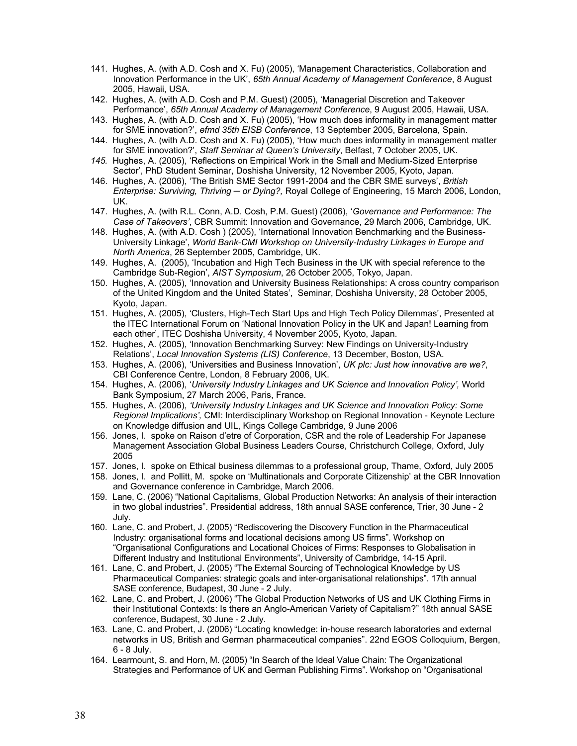141. Hughes, A. (with A.D. Cosh and X. Fu) (2005), 'Management Characteristics, Collaboration and Innovation Performance in the UK', *65th Annual Academy of Management Conference*, 8 August 2005, Hawaii, USA.
142. Hughes, A. (with A.D. Cosh and P.M. Guest) (2005), 'Managerial Discretion and Takeover Performance', *65th Annual Academy of Management Conference*, 9 August 2005, Hawaii, USA.
143. Hughes, A. (with A.D. Cosh and X. Fu) (2005), 'How much does informality in management matter for SME innovation?', *efmd 35th EISB Conference*, 13 September 2005, Barcelona, Spain.
144. Hughes, A. (with A.D. Cosh and X. Fu) (2005), 'How much does informality in management matter for SME innovation?', *Staff Seminar at Queen's University*, Belfast, 7 October 2005, UK.
145. Hughes, A. (2005), 'Reflections on Empirical Work in the Small and Medium-Sized Enterprise Sector', PhD Student Seminar, Doshisha University, 12 November 2005, Kyoto, Japan.
146. Hughes, A. (2006), 'The British SME Sector 1991-2004 and the CBR SME surveys', *British Enterprise: Surviving, Thriving ─ or Dying?,* Royal College of Engineering, 15 March 2006, London, UK.
147. Hughes, A. (with R.L. Conn, A.D. Cosh, P.M. Guest) (2006), '*Governance and Performance: The Case of Takeovers'*, CBR Summit: Innovation and Governance, 29 March 2006, Cambridge, UK.
148. Hughes, A. (with A.D. Cosh ) (2005), 'International Innovation Benchmarking and the Business-University Linkage', *World Bank-CMI Workshop on University-Industry Linkages in Europe and North America*, 26 September 2005, Cambridge, UK.
149. Hughes, A. (2005), 'Incubation and High Tech Business in the UK with special reference to the Cambridge Sub-Region', *AIST Symposium*, 26 October 2005, Tokyo, Japan.
150. Hughes, A. (2005), 'Innovation and University Business Relationships: A cross country comparison of the United Kingdom and the United States', Seminar, Doshisha University, 28 October 2005, Kyoto, Japan.
151. Hughes, A. (2005), 'Clusters, High-Tech Start Ups and High Tech Policy Dilemmas', Presented at the ITEC International Forum on 'National Innovation Policy in the UK and Japan! Learning from each other', ITEC Doshisha University, 4 November 2005, Kyoto, Japan.
152. Hughes, A. (2005), 'Innovation Benchmarking Survey: New Findings on University-Industry Relations', *Local Innovation Systems (LIS) Conference*, 13 December, Boston, USA.
153. Hughes, A. (2006), 'Universities and Business Innovation', *UK plc: Just how innovative are we?*, CBI Conference Centre, London, 8 February 2006, UK.
154. Hughes, A. (2006), '*University Industry Linkages and UK Science and Innovation Policy',* World Bank Symposium, 27 March 2006, Paris, France.
155. Hughes, A. (2006), *'University Industry Linkages and UK Science and Innovation Policy: Some Regional Implications',* CMI: Interdisciplinary Workshop on Regional Innovation - Keynote Lecture on Knowledge diffusion and UIL, Kings College Cambridge, 9 June 2006
156. Jones, I. spoke on Raison d'etre of Corporation, CSR and the role of Leadership For Japanese Management Association Global Business Leaders Course, Christchurch College, Oxford, July 2005
157. Jones, I. spoke on Ethical business dilemmas to a professional group, Thame, Oxford, July 2005
158. Jones, I. and Pollitt, M. spoke on 'Multinationals and Corporate Citizenship' at the CBR Innovation and Governance conference in Cambridge, March 2006.
159. Lane, C. (2006) "National Capitalisms, Global Production Networks: An analysis of their interaction in two global industries". Presidential address, 18th annual SASE conference, Trier, 30 June - 2 July.
160. Lane, C. and Probert, J. (2005) "Rediscovering the Discovery Function in the Pharmaceutical Industry: organisational forms and locational decisions among US firms". Workshop on "Organisational Configurations and Locational Choices of Firms: Responses to Globalisation in Different Industry and Institutional Environments", University of Cambridge, 14-15 April.
161. Lane, C. and Probert, J. (2005) "The External Sourcing of Technological Knowledge by US Pharmaceutical Companies: strategic goals and inter-organisational relationships". 17th annual SASE conference, Budapest, 30 June - 2 July.
162. Lane, C. and Probert, J. (2006) "The Global Production Networks of US and UK Clothing Firms in their Institutional Contexts: Is there an Anglo-American Variety of Capitalism?" 18th annual SASE conference, Budapest, 30 June - 2 July.
163. Lane, C. and Probert, J. (2006) "Locating knowledge: in-house research laboratories and external networks in US, British and German pharmaceutical companies". 22nd EGOS Colloquium, Bergen, 6 - 8 July.
164. Learmount, S. and Horn, M. (2005) "In Search of the Ideal Value Chain: The Organizational Strategies and Performance of UK and German Publishing Firms". Workshop on "Organisational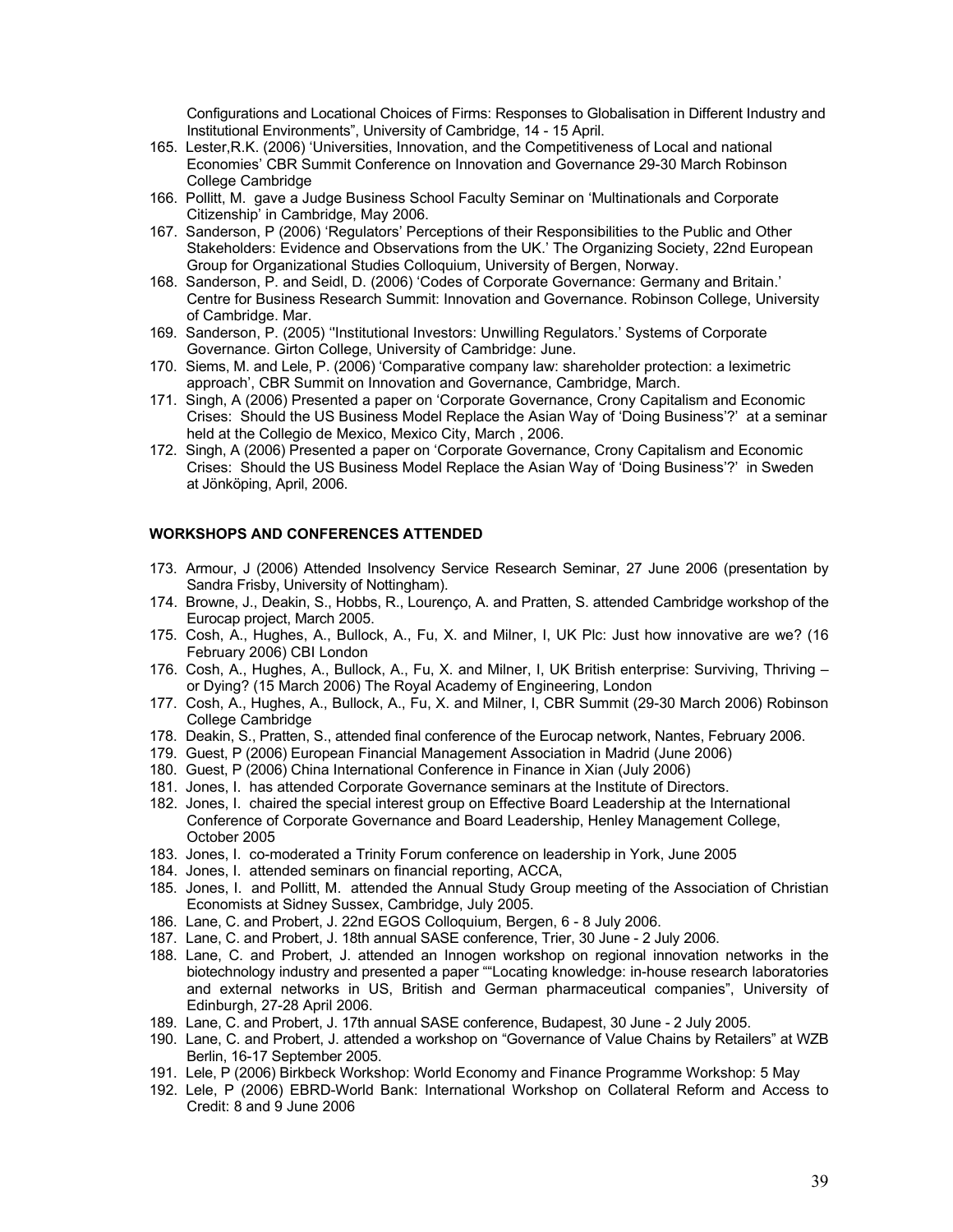Configurations and Locational Choices of Firms: Responses to Globalisation in Different Industry and Institutional Environments", University of Cambridge, 14 - 15 April.

165. Lester,R.K. (2006) 'Universities, Innovation, and the Competitiveness of Local and national Economies' CBR Summit Conference on Innovation and Governance 29-30 March Robinson College Cambridge
166. Pollitt, M. gave a Judge Business School Faculty Seminar on 'Multinationals and Corporate Citizenship' in Cambridge, May 2006.
167. Sanderson, P (2006) 'Regulators' Perceptions of their Responsibilities to the Public and Other Stakeholders: Evidence and Observations from the UK.' The Organizing Society, 22nd European Group for Organizational Studies Colloquium, University of Bergen, Norway.
168. Sanderson, P. and Seidl, D. (2006) 'Codes of Corporate Governance: Germany and Britain.' Centre for Business Research Summit: Innovation and Governance. Robinson College, University of Cambridge. Mar.
169. Sanderson, P. (2005) ''Institutional Investors: Unwilling Regulators.' Systems of Corporate Governance. Girton College, University of Cambridge: June.
170. Siems, M. and Lele, P. (2006) 'Comparative company law: shareholder protection: a leximetric approach', CBR Summit on Innovation and Governance, Cambridge, March.
171. Singh, A (2006) Presented a paper on 'Corporate Governance, Crony Capitalism and Economic Crises: Should the US Business Model Replace the Asian Way of 'Doing Business'?' at a seminar held at the Collegio de Mexico, Mexico City, March , 2006.
172. Singh, A (2006) Presented a paper on 'Corporate Governance, Crony Capitalism and Economic Crises: Should the US Business Model Replace the Asian Way of 'Doing Business'?' in Sweden at Jönköping, April, 2006.

## WORKSHOPS AND CONFERENCES ATTENDED

173. Armour, J (2006) Attended Insolvency Service Research Seminar, 27 June 2006 (presentation by Sandra Frisby, University of Nottingham).
174. Browne, J., Deakin, S., Hobbs, R., Lourenço, A. and Pratten, S. attended Cambridge workshop of the Eurocap project, March 2005.
175. Cosh, A., Hughes, A., Bullock, A., Fu, X. and Milner, I, UK Plc: Just how innovative are we? (16 February 2006) CBI London
176. Cosh, A., Hughes, A., Bullock, A., Fu, X. and Milner, I, UK British enterprise: Surviving, Thriving – or Dying? (15 March 2006) The Royal Academy of Engineering, London
177. Cosh, A., Hughes, A., Bullock, A., Fu, X. and Milner, I, CBR Summit (29-30 March 2006) Robinson College Cambridge
178. Deakin, S., Pratten, S., attended final conference of the Eurocap network, Nantes, February 2006.
179. Guest, P (2006) European Financial Management Association in Madrid (June 2006)
180. Guest, P (2006) China International Conference in Finance in Xian (July 2006)
181. Jones, I. has attended Corporate Governance seminars at the Institute of Directors.
182. Jones, I. chaired the special interest group on Effective Board Leadership at the International Conference of Corporate Governance and Board Leadership, Henley Management College, October 2005
183. Jones, I. co-moderated a Trinity Forum conference on leadership in York, June 2005
184. Jones, I. attended seminars on financial reporting, ACCA,
185. Jones, I. and Pollitt, M. attended the Annual Study Group meeting of the Association of Christian Economists at Sidney Sussex, Cambridge, July 2005.
186. Lane, C. and Probert, J. 22nd EGOS Colloquium, Bergen, 6 - 8 July 2006.
187. Lane, C. and Probert, J. 18th annual SASE conference, Trier, 30 June - 2 July 2006.
188. Lane, C. and Probert, J. attended an Innogen workshop on regional innovation networks in the biotechnology industry and presented a paper ""Locating knowledge: in-house research laboratories and external networks in US, British and German pharmaceutical companies", University of Edinburgh, 27-28 April 2006.
189. Lane, C. and Probert, J. 17th annual SASE conference, Budapest, 30 June - 2 July 2005.
190. Lane, C. and Probert, J. attended a workshop on "Governance of Value Chains by Retailers" at WZB Berlin, 16-17 September 2005.
191. Lele, P (2006) Birkbeck Workshop: World Economy and Finance Programme Workshop: 5 May
192. Lele, P (2006) EBRD-World Bank: International Workshop on Collateral Reform and Access to Credit: 8 and 9 June 2006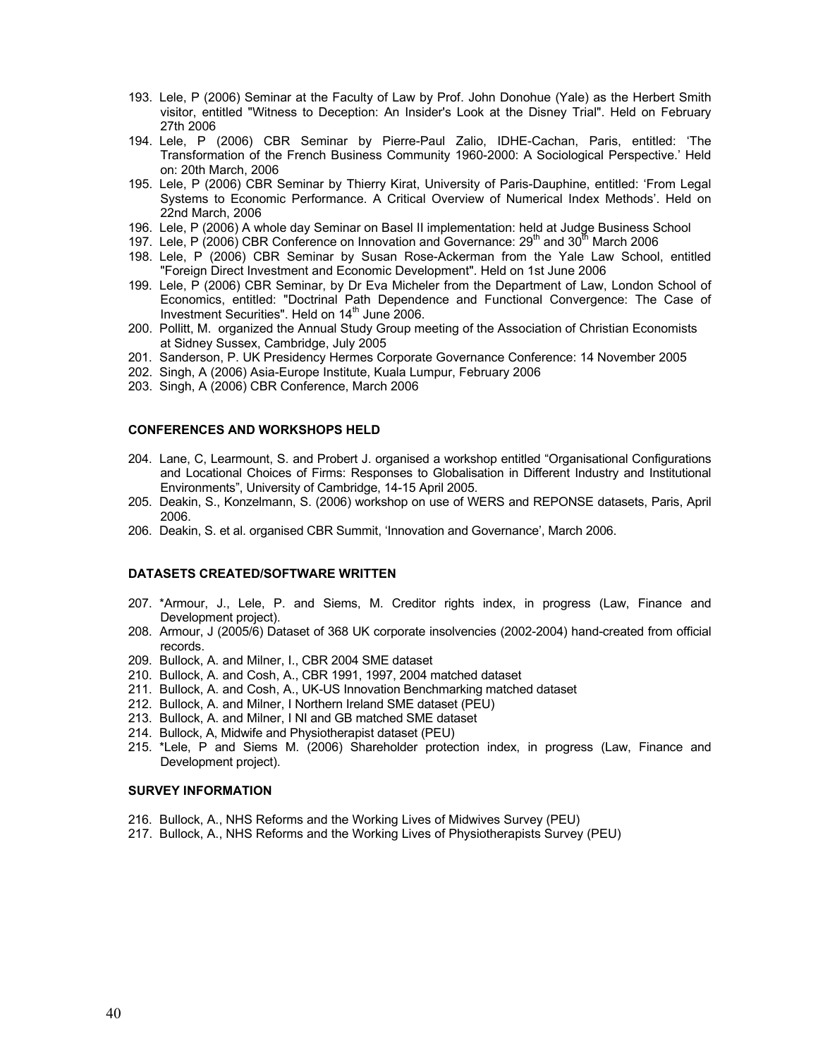193. Lele, P (2006) Seminar at the Faculty of Law by Prof. John Donohue (Yale) as the Herbert Smith visitor, entitled "Witness to Deception: An Insider's Look at the Disney Trial". Held on February 27th 2006
194. Lele, P (2006) CBR Seminar by Pierre-Paul Zalio, IDHE-Cachan, Paris, entitled: 'The Transformation of the French Business Community 1960-2000: A Sociological Perspective.' Held on: 20th March, 2006
195. Lele, P (2006) CBR Seminar by Thierry Kirat, University of Paris-Dauphine, entitled: 'From Legal Systems to Economic Performance. A Critical Overview of Numerical Index Methods'. Held on 22nd March, 2006
196. Lele, P (2006) A whole day Seminar on Basel II implementation: held at Judge Business School
197. Lele, P (2006) CBR Conference on Innovation and Governance: 29th and 30th March 2006
198. Lele, P (2006) CBR Seminar by Susan Rose-Ackerman from the Yale Law School, entitled "Foreign Direct Investment and Economic Development". Held on 1st June 2006
199. Lele, P (2006) CBR Seminar, by Dr Eva Micheler from the Department of Law, London School of Economics, entitled: "Doctrinal Path Dependence and Functional Convergence: The Case of Investment Securities". Held on 14th June 2006.
200. Pollitt, M. organized the Annual Study Group meeting of the Association of Christian Economists at Sidney Sussex, Cambridge, July 2005
201. Sanderson, P. UK Presidency Hermes Corporate Governance Conference: 14 November 2005
202. Singh, A (2006) Asia-Europe Institute, Kuala Lumpur, February 2006
203. Singh, A (2006) CBR Conference, March 2006

**CONFERENCES AND WORKSHOPS HELD**

204. Lane, C, Learmount, S. and Probert J. organised a workshop entitled "Organisational Configurations and Locational Choices of Firms: Responses to Globalisation in Different Industry and Institutional Environments", University of Cambridge, 14-15 April 2005.
205. Deakin, S., Konzelmann, S. (2006) workshop on use of WERS and REPONSE datasets, Paris, April 2006.
206. Deakin, S. et al. organised CBR Summit, 'Innovation and Governance', March 2006.

**DATASETS CREATED/SOFTWARE WRITTEN**

207. *Armour, J., Lele, P. and Siems, M. Creditor rights index, in progress (Law, Finance and Development project).
208. Armour, J (2005/6) Dataset of 368 UK corporate insolvencies (2002-2004) hand-created from official records.
209. Bullock, A. and Milner, I., CBR 2004 SME dataset
210. Bullock, A. and Cosh, A., CBR 1991, 1997, 2004 matched dataset
211. Bullock, A. and Cosh, A., UK-US Innovation Benchmarking matched dataset
212. Bullock, A. and Milner, I Northern Ireland SME dataset (PEU)
213. Bullock, A. and Milner, I NI and GB matched SME dataset
214. Bullock, A, Midwife and Physiotherapist dataset (PEU)
215. *Lele, P and Siems M. (2006) Shareholder protection index, in progress (Law, Finance and Development project).

**SURVEY INFORMATION**

216. Bullock, A., NHS Reforms and the Working Lives of Midwives Survey (PEU)
217. Bullock, A., NHS Reforms and the Working Lives of Physiotherapists Survey (PEU)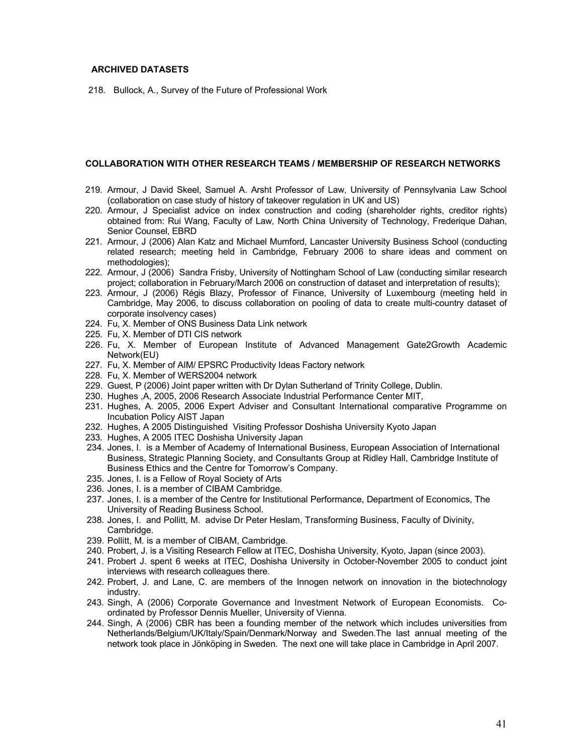### ARCHIVED DATASETS

218. Bullock, A., Survey of the Future of Professional Work

### COLLABORATION WITH OTHER RESEARCH TEAMS / MEMBERSHIP OF RESEARCH NETWORKS

219. Armour, J David Skeel, Samuel A. Arsht Professor of Law, University of Pennsylvania Law School (collaboration on case study of history of takeover regulation in UK and US)
220. Armour, J Specialist advice on index construction and coding (shareholder rights, creditor rights) obtained from: Rui Wang, Faculty of Law, North China University of Technology, Frederique Dahan, Senior Counsel, EBRD
221. Armour, J (2006) Alan Katz and Michael Mumford, Lancaster University Business School (conducting related research; meeting held in Cambridge, February 2006 to share ideas and comment on methodologies);
222. Armour, J (2006) Sandra Frisby, University of Nottingham School of Law (conducting similar research project; collaboration in February/March 2006 on construction of dataset and interpretation of results);
223. Armour, J (2006) Régis Blazy, Professor of Finance, University of Luxembourg (meeting held in Cambridge, May 2006, to discuss collaboration on pooling of data to create multi-country dataset of corporate insolvency cases)
224. Fu, X. Member of ONS Business Data Link network
225. Fu, X. Member of DTI CIS network
226. Fu, X. Member of European Institute of Advanced Management Gate2Growth Academic Network(EU)
227. Fu, X. Member of AIM/ EPSRC Productivity Ideas Factory network
228. Fu, X. Member of WERS2004 network
229. Guest, P (2006) Joint paper written with Dr Dylan Sutherland of Trinity College, Dublin.
230. Hughes ,A, 2005, 2006 Research Associate Industrial Performance Center MIT,
231. Hughes, A. 2005, 2006 Expert Adviser and Consultant International comparative Programme on Incubation Policy AIST Japan
232. Hughes, A 2005 Distinguished Visiting Professor Doshisha University Kyoto Japan
233. Hughes, A 2005 ITEC Doshisha University Japan
234. Jones, I. is a Member of Academy of International Business, European Association of International Business, Strategic Planning Society, and Consultants Group at Ridley Hall, Cambridge Institute of Business Ethics and the Centre for Tomorrow's Company.
235. Jones, I. is a Fellow of Royal Society of Arts
236. Jones, I. is a member of CIBAM Cambridge.
237. Jones, I. is a member of the Centre for Institutional Performance, Department of Economics, The University of Reading Business School.
238. Jones, I. and Pollitt, M. advise Dr Peter Heslam, Transforming Business, Faculty of Divinity, Cambridge.
239. Pollitt, M. is a member of CIBAM, Cambridge.
240. Probert, J. is a Visiting Research Fellow at ITEC, Doshisha University, Kyoto, Japan (since 2003).
241. Probert J. spent 6 weeks at ITEC, Doshisha University in October-November 2005 to conduct joint interviews with research colleagues there.
242. Probert, J. and Lane, C. are members of the Innogen network on innovation in the biotechnology industry.
243. Singh, A (2006) Corporate Governance and Investment Network of European Economists. Co-ordinated by Professor Dennis Mueller, University of Vienna.
244. Singh, A (2006) CBR has been a founding member of the network which includes universities from Netherlands/Belgium/UK/Italy/Spain/Denmark/Norway and Sweden.The last annual meeting of the network took place in Jönköping in Sweden. The next one will take place in Cambridge in April 2007.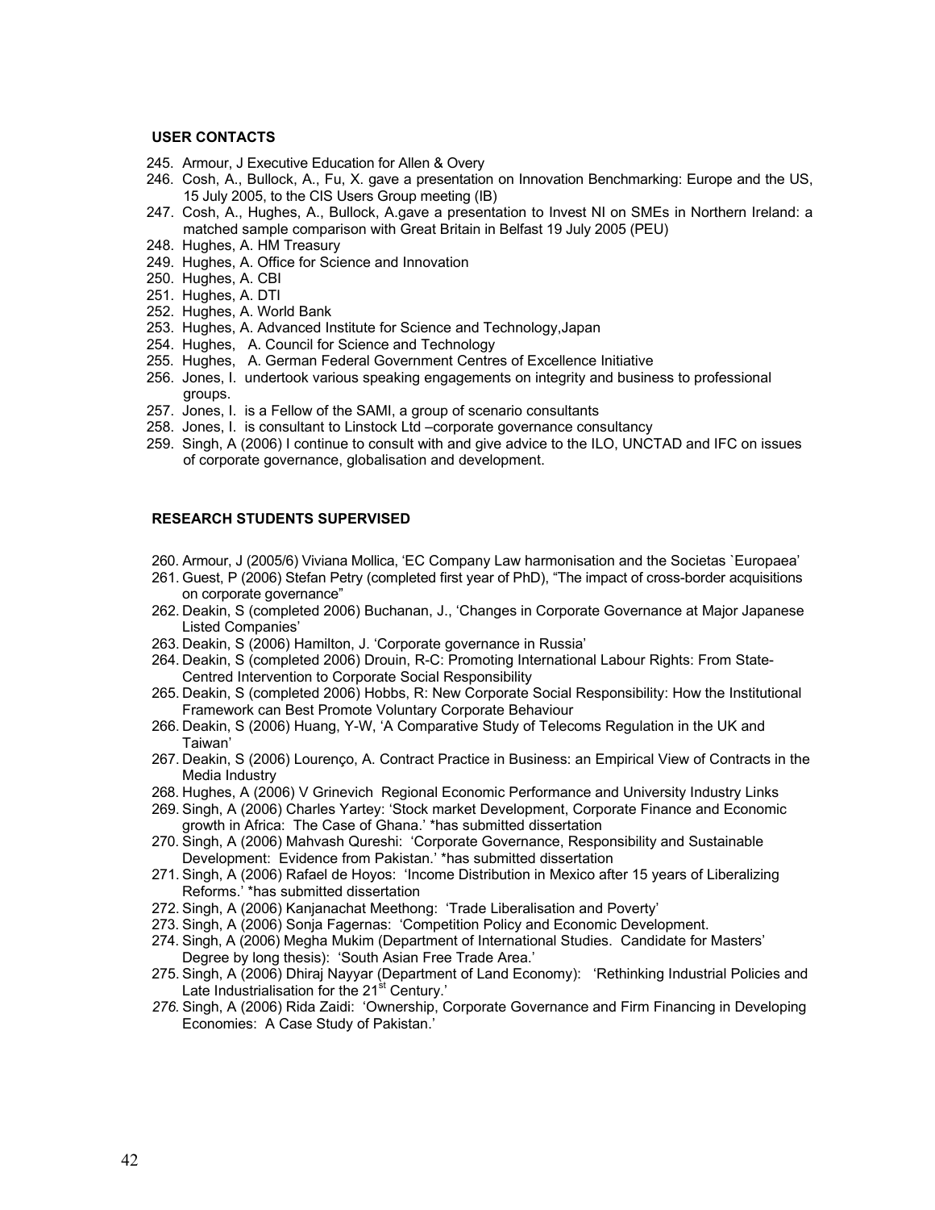### USER CONTACTS

245. Armour, J Executive Education for Allen & Overy
246. Cosh, A., Bullock, A., Fu, X. gave a presentation on Innovation Benchmarking: Europe and the US, 15 July 2005, to the CIS Users Group meeting (IB)
247. Cosh, A., Hughes, A., Bullock, A.gave a presentation to Invest NI on SMEs in Northern Ireland: a matched sample comparison with Great Britain in Belfast 19 July 2005 (PEU)
248. Hughes, A. HM Treasury
249. Hughes, A. Office for Science and Innovation
250. Hughes, A. CBI
251. Hughes, A. DTI
252. Hughes, A. World Bank
253. Hughes, A. Advanced Institute for Science and Technology,Japan
254. Hughes, A. Council for Science and Technology
255. Hughes, A. German Federal Government Centres of Excellence Initiative
256. Jones, I. undertook various speaking engagements on integrity and business to professional groups.
257. Jones, I. is a Fellow of the SAMI, a group of scenario consultants
258. Jones, I. is consultant to Linstock Ltd –corporate governance consultancy
259. Singh, A (2006) I continue to consult with and give advice to the ILO, UNCTAD and IFC on issues of corporate governance, globalisation and development.

### RESEARCH STUDENTS SUPERVISED

260. Armour, J (2005/6) Viviana Mollica, 'EC Company Law harmonisation and the Societas `Europaea'
261. Guest, P (2006) Stefan Petry (completed first year of PhD), "The impact of cross-border acquisitions on corporate governance"
262. Deakin, S (completed 2006) Buchanan, J., 'Changes in Corporate Governance at Major Japanese Listed Companies'
263. Deakin, S (2006) Hamilton, J. 'Corporate governance in Russia'
264. Deakin, S (completed 2006) Drouin, R-C: Promoting International Labour Rights: From State-Centred Intervention to Corporate Social Responsibility
265. Deakin, S (completed 2006) Hobbs, R: New Corporate Social Responsibility: How the Institutional Framework can Best Promote Voluntary Corporate Behaviour
266. Deakin, S (2006) Huang, Y-W, 'A Comparative Study of Telecoms Regulation in the UK and Taiwan'
267. Deakin, S (2006) Lourenço, A. Contract Practice in Business: an Empirical View of Contracts in the Media Industry
268. Hughes, A (2006) V Grinevich Regional Economic Performance and University Industry Links
269. Singh, A (2006) Charles Yartey: 'Stock market Development, Corporate Finance and Economic growth in Africa: The Case of Ghana.' *has submitted dissertation
270. Singh, A (2006) Mahvash Qureshi: 'Corporate Governance, Responsibility and Sustainable Development: Evidence from Pakistan.' *has submitted dissertation
271. Singh, A (2006) Rafael de Hoyos: 'Income Distribution in Mexico after 15 years of Liberalizing Reforms.' *has submitted dissertation
272. Singh, A (2006) Kanjanachat Meethong: 'Trade Liberalisation and Poverty'
273. Singh, A (2006) Sonja Fagernas: 'Competition Policy and Economic Development.
274. Singh, A (2006) Megha Mukim (Department of International Studies. Candidate for Masters' Degree by long thesis): 'South Asian Free Trade Area.'
275. Singh, A (2006) Dhiraj Nayyar (Department of Land Economy): 'Rethinking Industrial Policies and Late Industrialisation for the 21st Century.'
276. Singh, A (2006) Rida Zaidi: 'Ownership, Corporate Governance and Firm Financing in Developing Economies: A Case Study of Pakistan.'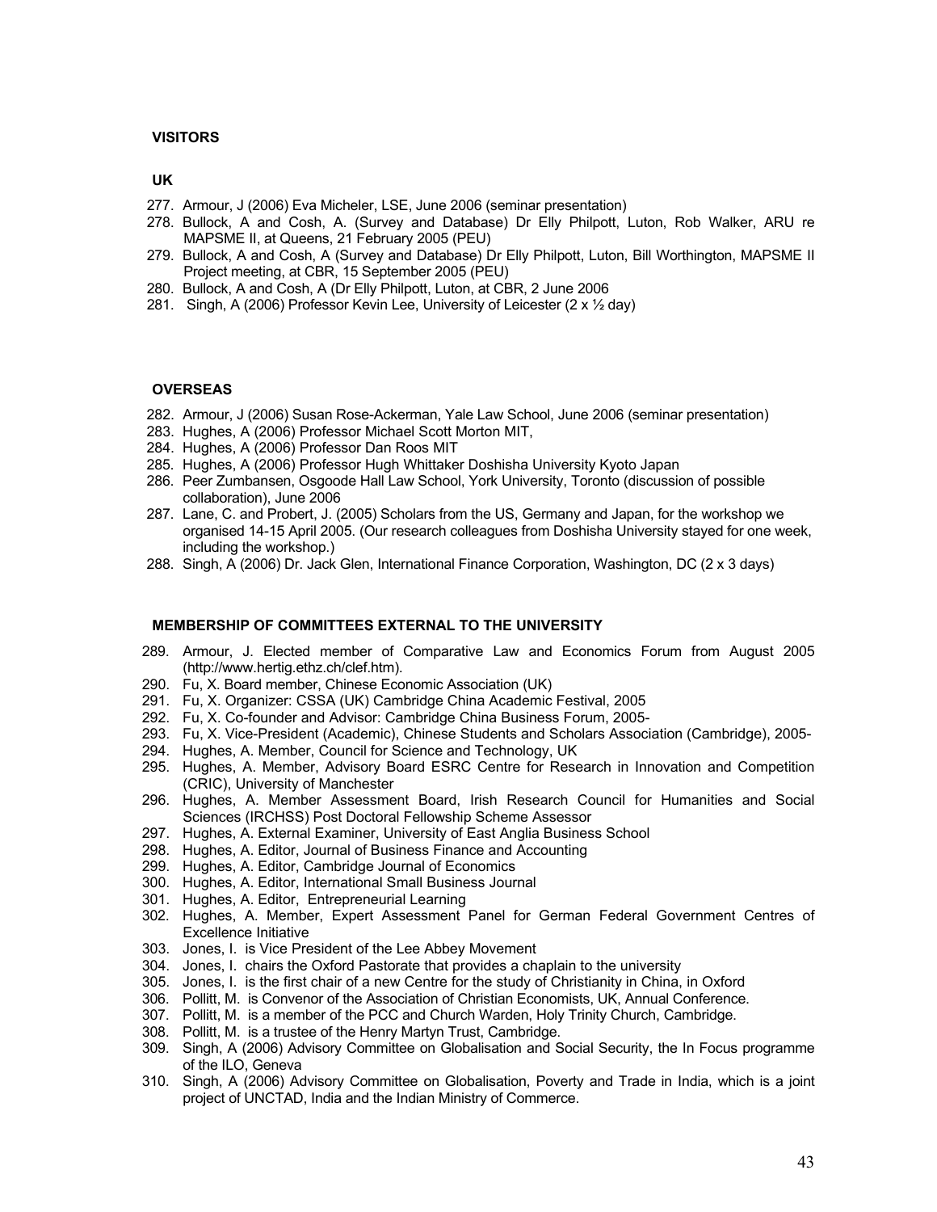**VISITORS**

**UK**

277. Armour, J (2006) Eva Micheler, LSE, June 2006 (seminar presentation)
278. Bullock, A and Cosh, A. (Survey and Database) Dr Elly Philpott, Luton, Rob Walker, ARU re MAPSME II, at Queens, 21 February 2005 (PEU)
279. Bullock, A and Cosh, A (Survey and Database) Dr Elly Philpott, Luton, Bill Worthington, MAPSME II Project meeting, at CBR, 15 September 2005 (PEU)
280. Bullock, A and Cosh, A (Dr Elly Philpott, Luton, at CBR, 2 June 2006
281. Singh, A (2006) Professor Kevin Lee, University of Leicester (2 x ½ day)

**OVERSEAS**

282. Armour, J (2006) Susan Rose-Ackerman, Yale Law School, June 2006 (seminar presentation)
283. Hughes, A (2006) Professor Michael Scott Morton MIT,
284. Hughes, A (2006) Professor Dan Roos MIT
285. Hughes, A (2006) Professor Hugh Whittaker Doshisha University Kyoto Japan
286. Peer Zumbansen, Osgoode Hall Law School, York University, Toronto (discussion of possible collaboration), June 2006
287. Lane, C. and Probert, J. (2005) Scholars from the US, Germany and Japan, for the workshop we organised 14-15 April 2005. (Our research colleagues from Doshisha University stayed for one week, including the workshop.)
288. Singh, A (2006) Dr. Jack Glen, International Finance Corporation, Washington, DC (2 x 3 days)

**MEMBERSHIP OF COMMITTEES EXTERNAL TO THE UNIVERSITY**

289. Armour, J. Elected member of Comparative Law and Economics Forum from August 2005 (http://www.hertig.ethz.ch/clef.htm).
290. Fu, X. Board member, Chinese Economic Association (UK)
291. Fu, X. Organizer: CSSA (UK) Cambridge China Academic Festival, 2005
292. Fu, X. Co-founder and Advisor: Cambridge China Business Forum, 2005-
293. Fu, X. Vice-President (Academic), Chinese Students and Scholars Association (Cambridge), 2005-
294. Hughes, A. Member, Council for Science and Technology, UK
295. Hughes, A. Member, Advisory Board ESRC Centre for Research in Innovation and Competition (CRIC), University of Manchester
296. Hughes, A. Member Assessment Board, Irish Research Council for Humanities and Social Sciences (IRCHSS) Post Doctoral Fellowship Scheme Assessor
297. Hughes, A. External Examiner, University of East Anglia Business School
298. Hughes, A. Editor, Journal of Business Finance and Accounting
299. Hughes, A. Editor, Cambridge Journal of Economics
300. Hughes, A. Editor, International Small Business Journal
301. Hughes, A. Editor, Entrepreneurial Learning
302. Hughes, A. Member, Expert Assessment Panel for German Federal Government Centres of Excellence Initiative
303. Jones, I. is Vice President of the Lee Abbey Movement
304. Jones, I. chairs the Oxford Pastorate that provides a chaplain to the university
305. Jones, I. is the first chair of a new Centre for the study of Christianity in China, in Oxford
306. Pollitt, M. is Convenor of the Association of Christian Economists, UK, Annual Conference.
307. Pollitt, M. is a member of the PCC and Church Warden, Holy Trinity Church, Cambridge.
308. Pollitt, M. is a trustee of the Henry Martyn Trust, Cambridge.
309. Singh, A (2006) Advisory Committee on Globalisation and Social Security, the In Focus programme of the ILO, Geneva
310. Singh, A (2006) Advisory Committee on Globalisation, Poverty and Trade in India, which is a joint project of UNCTAD, India and the Indian Ministry of Commerce.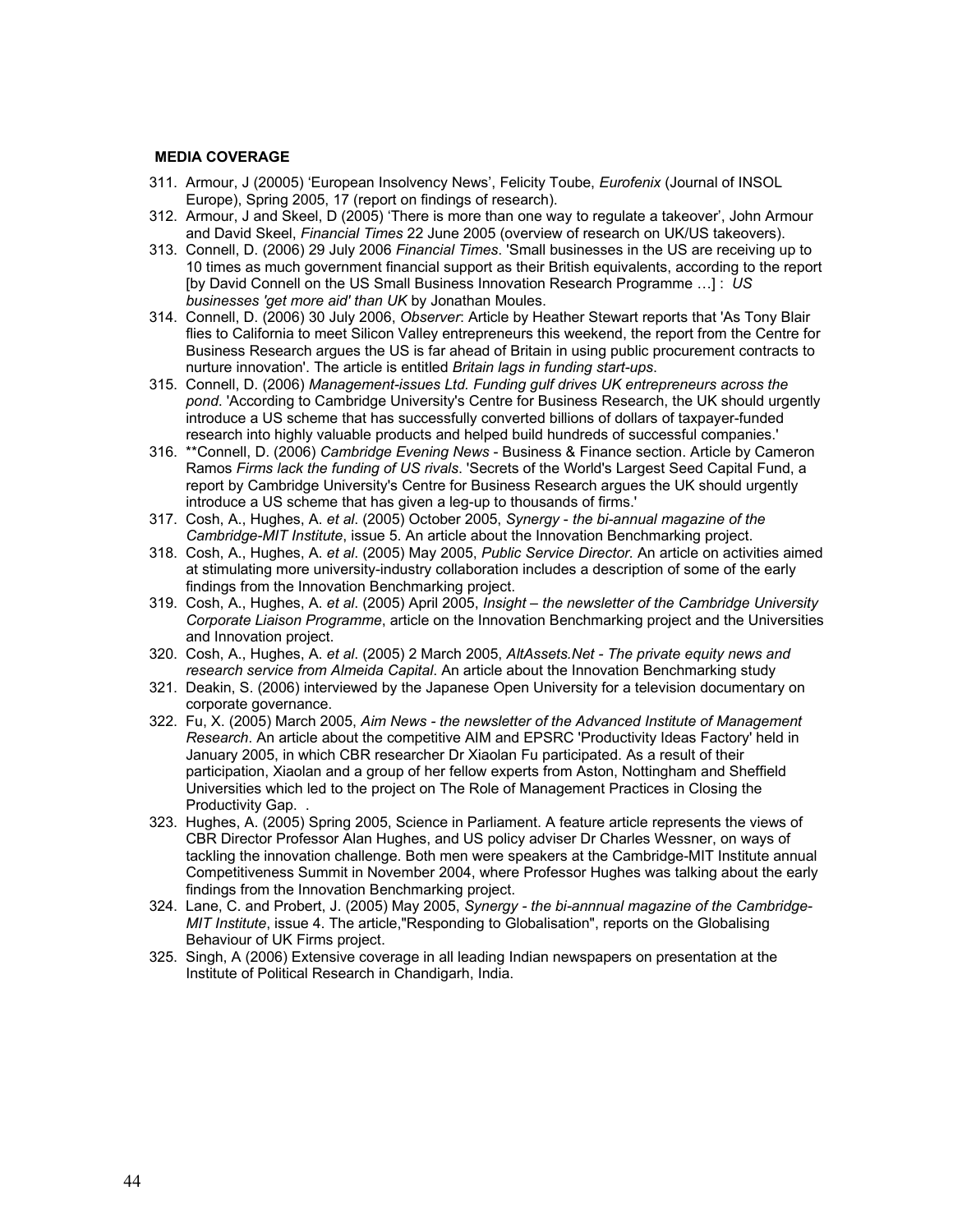**MEDIA COVERAGE**

311. Armour, J (20005) 'European Insolvency News', Felicity Toube, *Eurofenix* (Journal of INSOL Europe), Spring 2005, 17 (report on findings of research).
312. Armour, J and Skeel, D (2005) 'There is more than one way to regulate a takeover', John Armour and David Skeel, *Financial Times* 22 June 2005 (overview of research on UK/US takeovers).
313. Connell, D. (2006) 29 July 2006 *Financial Times*. 'Small businesses in the US are receiving up to 10 times as much government financial support as their British equivalents, according to the report [by David Connell on the US Small Business Innovation Research Programme …] : *US businesses 'get more aid' than UK* by Jonathan Moules.
314. Connell, D. (2006) 30 July 2006, *Observer*: Article by Heather Stewart reports that 'As Tony Blair flies to California to meet Silicon Valley entrepreneurs this weekend, the report from the Centre for Business Research argues the US is far ahead of Britain in using public procurement contracts to nurture innovation'. The article is entitled *Britain lags in funding start-ups*.
315. Connell, D. (2006) *Management-issues Ltd. Funding gulf drives UK entrepreneurs across the pond*. 'According to Cambridge University's Centre for Business Research, the UK should urgently introduce a US scheme that has successfully converted billions of dollars of taxpayer-funded research into highly valuable products and helped build hundreds of successful companies.'
316. **Connell, D. (2006) *Cambridge Evening News* - Business & Finance section. Article by Cameron Ramos *Firms lack the funding of US rivals*. 'Secrets of the World's Largest Seed Capital Fund, a report by Cambridge University's Centre for Business Research argues the UK should urgently introduce a US scheme that has given a leg-up to thousands of firms.'
317. Cosh, A., Hughes, A. *et al*. (2005) October 2005, *Synergy - the bi-annual magazine of the Cambridge-MIT Institute*, issue 5. An article about the Innovation Benchmarking project.
318. Cosh, A., Hughes, A. *et al*. (2005) May 2005, *Public Service Director*. An article on activities aimed at stimulating more university-industry collaboration includes a description of some of the early findings from the Innovation Benchmarking project.
319. Cosh, A., Hughes, A. *et al*. (2005) April 2005, *Insight – the newsletter of the Cambridge University Corporate Liaison Programme*, article on the Innovation Benchmarking project and the Universities and Innovation project.
320. Cosh, A., Hughes, A. *et al*. (2005) 2 March 2005, *AltAssets.Net - The private equity news and research service from Almeida Capital*. An article about the Innovation Benchmarking study
321. Deakin, S. (2006) interviewed by the Japanese Open University for a television documentary on corporate governance.
322. Fu, X. (2005) March 2005, *Aim News - the newsletter of the Advanced Institute of Management Research*. An article about the competitive AIM and EPSRC 'Productivity Ideas Factory' held in January 2005, in which CBR researcher Dr Xiaolan Fu participated. As a result of their participation, Xiaolan and a group of her fellow experts from Aston, Nottingham and Sheffield Universities which led to the project on The Role of Management Practices in Closing the Productivity Gap. .
323. Hughes, A. (2005) Spring 2005, Science in Parliament. A feature article represents the views of CBR Director Professor Alan Hughes, and US policy adviser Dr Charles Wessner, on ways of tackling the innovation challenge. Both men were speakers at the Cambridge-MIT Institute annual Competitiveness Summit in November 2004, where Professor Hughes was talking about the early findings from the Innovation Benchmarking project.
324. Lane, C. and Probert, J. (2005) May 2005, *Synergy - the bi-annnual magazine of the Cambridge-MIT Institute*, issue 4. The article,"Responding to Globalisation", reports on the Globalising Behaviour of UK Firms project.
325. Singh, A (2006) Extensive coverage in all leading Indian newspapers on presentation at the Institute of Political Research in Chandigarh, India.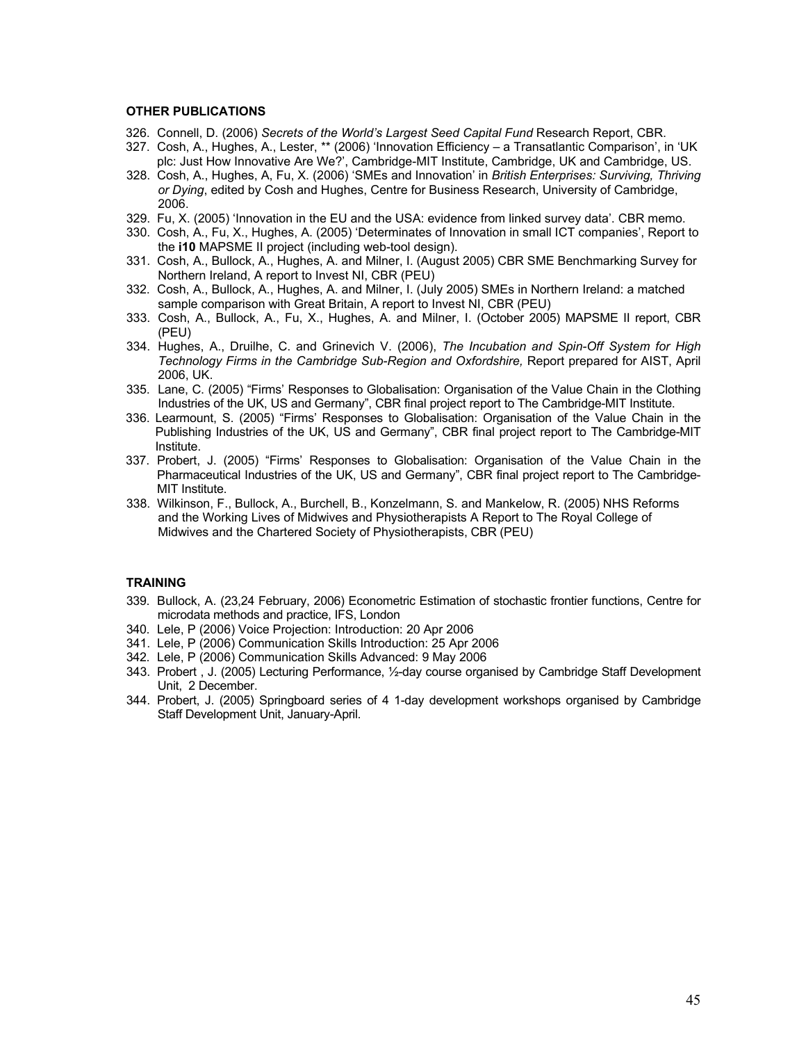### OTHER PUBLICATIONS

326. Connell, D. (2006) *Secrets of the World's Largest Seed Capital Fund* Research Report, CBR.
327. Cosh, A., Hughes, A., Lester, ** (2006) 'Innovation Efficiency – a Transatlantic Comparison', in 'UK plc: Just How Innovative Are We?', Cambridge-MIT Institute, Cambridge, UK and Cambridge, US.
328. Cosh, A., Hughes, A, Fu, X. (2006) 'SMEs and Innovation' in *British Enterprises: Surviving, Thriving or Dying*, edited by Cosh and Hughes, Centre for Business Research, University of Cambridge, 2006.
329. Fu, X. (2005) 'Innovation in the EU and the USA: evidence from linked survey data'. CBR memo.
330. Cosh, A., Fu, X., Hughes, A. (2005) 'Determinates of Innovation in small ICT companies', Report to the **i10** MAPSME II project (including web-tool design).
331. Cosh, A., Bullock, A., Hughes, A. and Milner, I. (August 2005) CBR SME Benchmarking Survey for Northern Ireland, A report to Invest NI, CBR (PEU)
332. Cosh, A., Bullock, A., Hughes, A. and Milner, I. (July 2005) SMEs in Northern Ireland: a matched sample comparison with Great Britain, A report to Invest NI, CBR (PEU)
333. Cosh, A., Bullock, A., Fu, X., Hughes, A. and Milner, I. (October 2005) MAPSME II report, CBR (PEU)
334. Hughes, A., Druilhe, C. and Grinevich V. (2006), *The Incubation and Spin-Off System for High Technology Firms in the Cambridge Sub-Region and Oxfordshire,* Report prepared for AIST, April 2006, UK.
335. Lane, C. (2005) "Firms' Responses to Globalisation: Organisation of the Value Chain in the Clothing Industries of the UK, US and Germany", CBR final project report to The Cambridge-MIT Institute.
336. Learmount, S. (2005) "Firms' Responses to Globalisation: Organisation of the Value Chain in the Publishing Industries of the UK, US and Germany", CBR final project report to The Cambridge-MIT Institute.
337. Probert, J. (2005) "Firms' Responses to Globalisation: Organisation of the Value Chain in the Pharmaceutical Industries of the UK, US and Germany", CBR final project report to The Cambridge-MIT Institute.
338. Wilkinson, F., Bullock, A., Burchell, B., Konzelmann, S. and Mankelow, R. (2005) NHS Reforms and the Working Lives of Midwives and Physiotherapists A Report to The Royal College of Midwives and the Chartered Society of Physiotherapists, CBR (PEU)

### TRAINING

339. Bullock, A. (23,24 February, 2006) Econometric Estimation of stochastic frontier functions, Centre for microdata methods and practice, IFS, London
340. Lele, P (2006) Voice Projection: Introduction: 20 Apr 2006
341. Lele, P (2006) Communication Skills Introduction: 25 Apr 2006
342. Lele, P (2006) Communication Skills Advanced: 9 May 2006
343. Probert , J. (2005) Lecturing Performance, ½-day course organised by Cambridge Staff Development Unit, 2 December.
344. Probert, J. (2005) Springboard series of 4 1-day development workshops organised by Cambridge Staff Development Unit, January-April.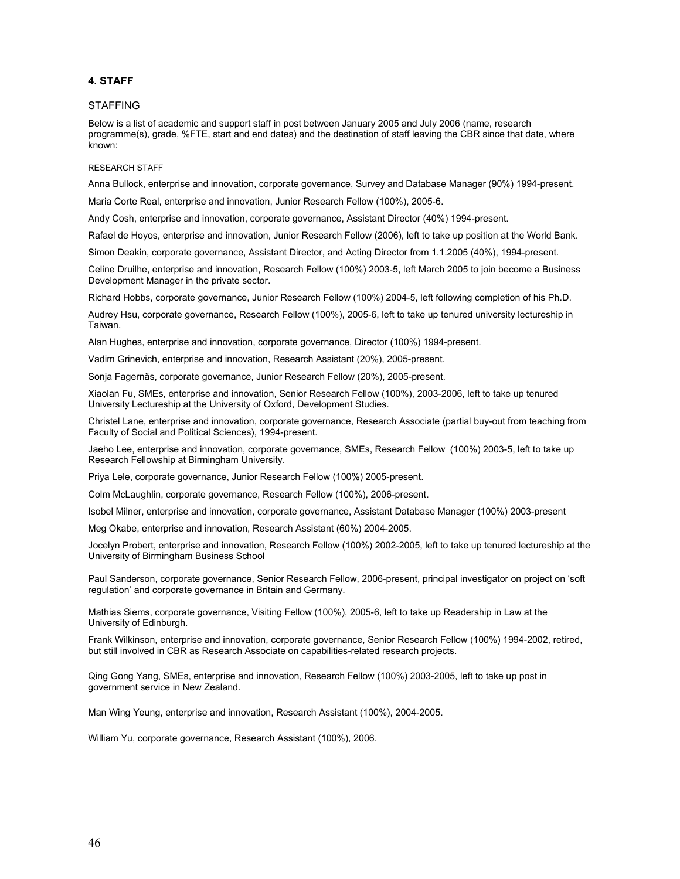## 4. STAFF

### STAFFING

Below is a list of academic and support staff in post between January 2005 and July 2006 (name, research programme(s), grade, %FTE, start and end dates) and the destination of staff leaving the CBR since that date, where known:

#### RESEARCH STAFF

Anna Bullock, enterprise and innovation, corporate governance, Survey and Database Manager (90%) 1994-present.

Maria Corte Real, enterprise and innovation, Junior Research Fellow (100%), 2005-6.

Andy Cosh, enterprise and innovation, corporate governance, Assistant Director (40%) 1994-present.

Rafael de Hoyos, enterprise and innovation, Junior Research Fellow (2006), left to take up position at the World Bank.

Simon Deakin, corporate governance, Assistant Director, and Acting Director from 1.1.2005 (40%), 1994-present.

Celine Druilhe, enterprise and innovation, Research Fellow (100%) 2003-5, left March 2005 to join become a Business Development Manager in the private sector.

Richard Hobbs, corporate governance, Junior Research Fellow (100%) 2004-5, left following completion of his Ph.D.

Audrey Hsu, corporate governance, Research Fellow (100%), 2005-6, left to take up tenured university lectureship in Taiwan.

Alan Hughes, enterprise and innovation, corporate governance, Director (100%) 1994-present.

Vadim Grinevich, enterprise and innovation, Research Assistant (20%), 2005-present.

Sonja Fagernäs, corporate governance, Junior Research Fellow (20%), 2005-present.

Xiaolan Fu, SMEs, enterprise and innovation, Senior Research Fellow (100%), 2003-2006, left to take up tenured University Lectureship at the University of Oxford, Development Studies.

Christel Lane, enterprise and innovation, corporate governance, Research Associate (partial buy-out from teaching from Faculty of Social and Political Sciences), 1994-present.

Jaeho Lee, enterprise and innovation, corporate governance, SMEs, Research Fellow (100%) 2003-5, left to take up Research Fellowship at Birmingham University.

Priya Lele, corporate governance, Junior Research Fellow (100%) 2005-present.

Colm McLaughlin, corporate governance, Research Fellow (100%), 2006-present.

Isobel Milner, enterprise and innovation, corporate governance, Assistant Database Manager (100%) 2003-present

Meg Okabe, enterprise and innovation, Research Assistant (60%) 2004-2005.

Jocelyn Probert, enterprise and innovation, Research Fellow (100%) 2002-2005, left to take up tenured lectureship at the University of Birmingham Business School

Paul Sanderson, corporate governance, Senior Research Fellow, 2006-present, principal investigator on project on 'soft regulation' and corporate governance in Britain and Germany.

Mathias Siems, corporate governance, Visiting Fellow (100%), 2005-6, left to take up Readership in Law at the University of Edinburgh.

Frank Wilkinson, enterprise and innovation, corporate governance, Senior Research Fellow (100%) 1994-2002, retired, but still involved in CBR as Research Associate on capabilities-related research projects.

Qing Gong Yang, SMEs, enterprise and innovation, Research Fellow (100%) 2003-2005, left to take up post in government service in New Zealand.

Man Wing Yeung, enterprise and innovation, Research Assistant (100%), 2004-2005.

William Yu, corporate governance, Research Assistant (100%), 2006.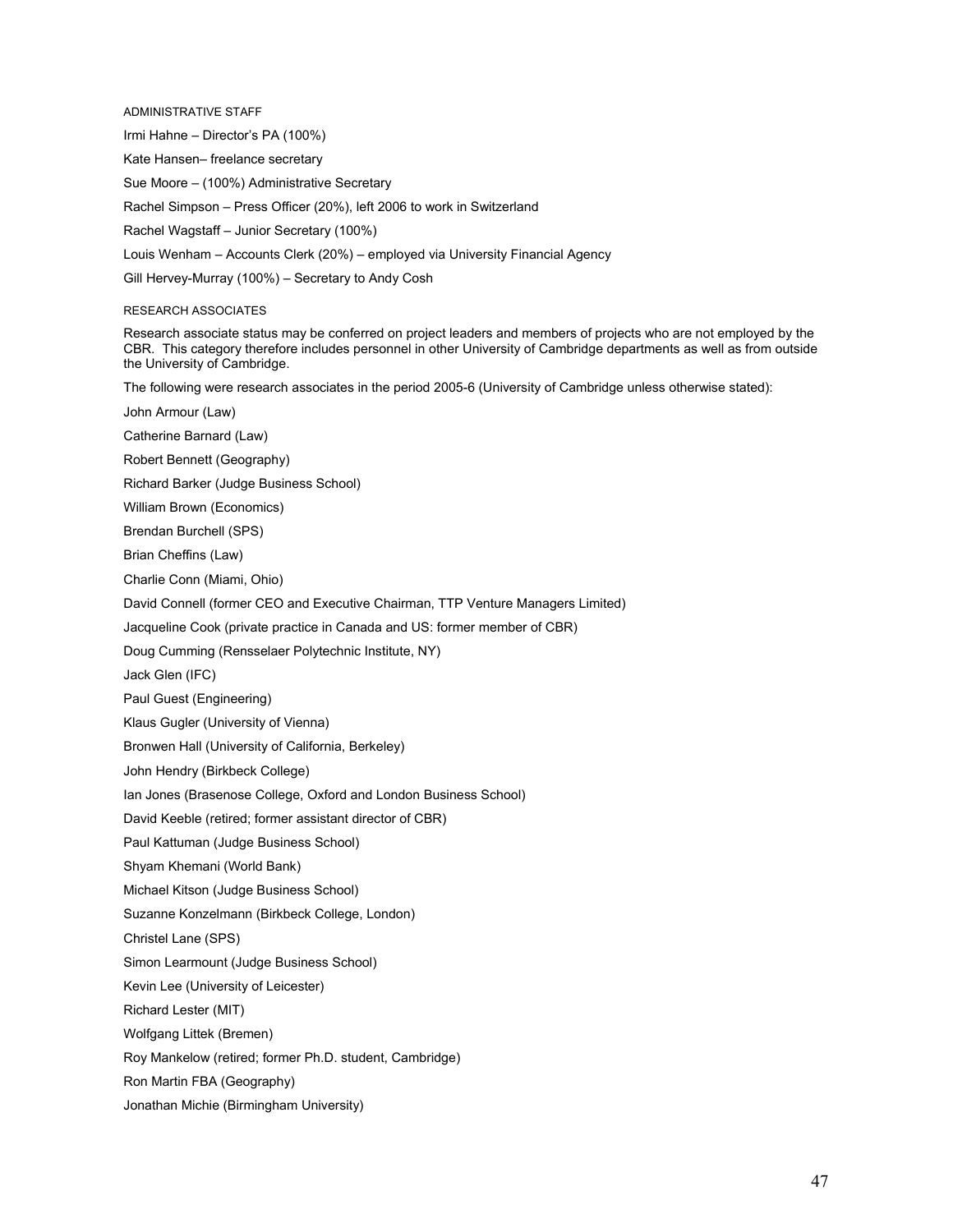#### ADMINISTRATIVE STAFF

Irmi Hahne – Director's PA (100%)

Kate Hansen– freelance secretary

Sue Moore – (100%) Administrative Secretary

Rachel Simpson – Press Officer (20%), left 2006 to work in Switzerland

Rachel Wagstaff – Junior Secretary (100%)

Louis Wenham – Accounts Clerk (20%) – employed via University Financial Agency

Gill Hervey-Murray (100%) – Secretary to Andy Cosh

#### RESEARCH ASSOCIATES

Research associate status may be conferred on project leaders and members of projects who are not employed by the CBR. This category therefore includes personnel in other University of Cambridge departments as well as from outside the University of Cambridge.

The following were research associates in the period 2005-6 (University of Cambridge unless otherwise stated):

John Armour (Law)

Catherine Barnard (Law)

Robert Bennett (Geography)

Richard Barker (Judge Business School)

William Brown (Economics)

Brendan Burchell (SPS)

Brian Cheffins (Law)

Charlie Conn (Miami, Ohio)

David Connell (former CEO and Executive Chairman, TTP Venture Managers Limited)

Jacqueline Cook (private practice in Canada and US: former member of CBR)

Doug Cumming (Rensselaer Polytechnic Institute, NY)

Jack Glen (IFC)

Paul Guest (Engineering)

Klaus Gugler (University of Vienna)

Bronwen Hall (University of California, Berkeley)

John Hendry (Birkbeck College)

Ian Jones (Brasenose College, Oxford and London Business School)

David Keeble (retired; former assistant director of CBR)

Paul Kattuman (Judge Business School)

Shyam Khemani (World Bank)

Michael Kitson (Judge Business School)

Suzanne Konzelmann (Birkbeck College, London)

Christel Lane (SPS)

Simon Learmount (Judge Business School)

Kevin Lee (University of Leicester)

Richard Lester (MIT)

Wolfgang Littek (Bremen)

Roy Mankelow (retired; former Ph.D. student, Cambridge)

Ron Martin FBA (Geography)

Jonathan Michie (Birmingham University)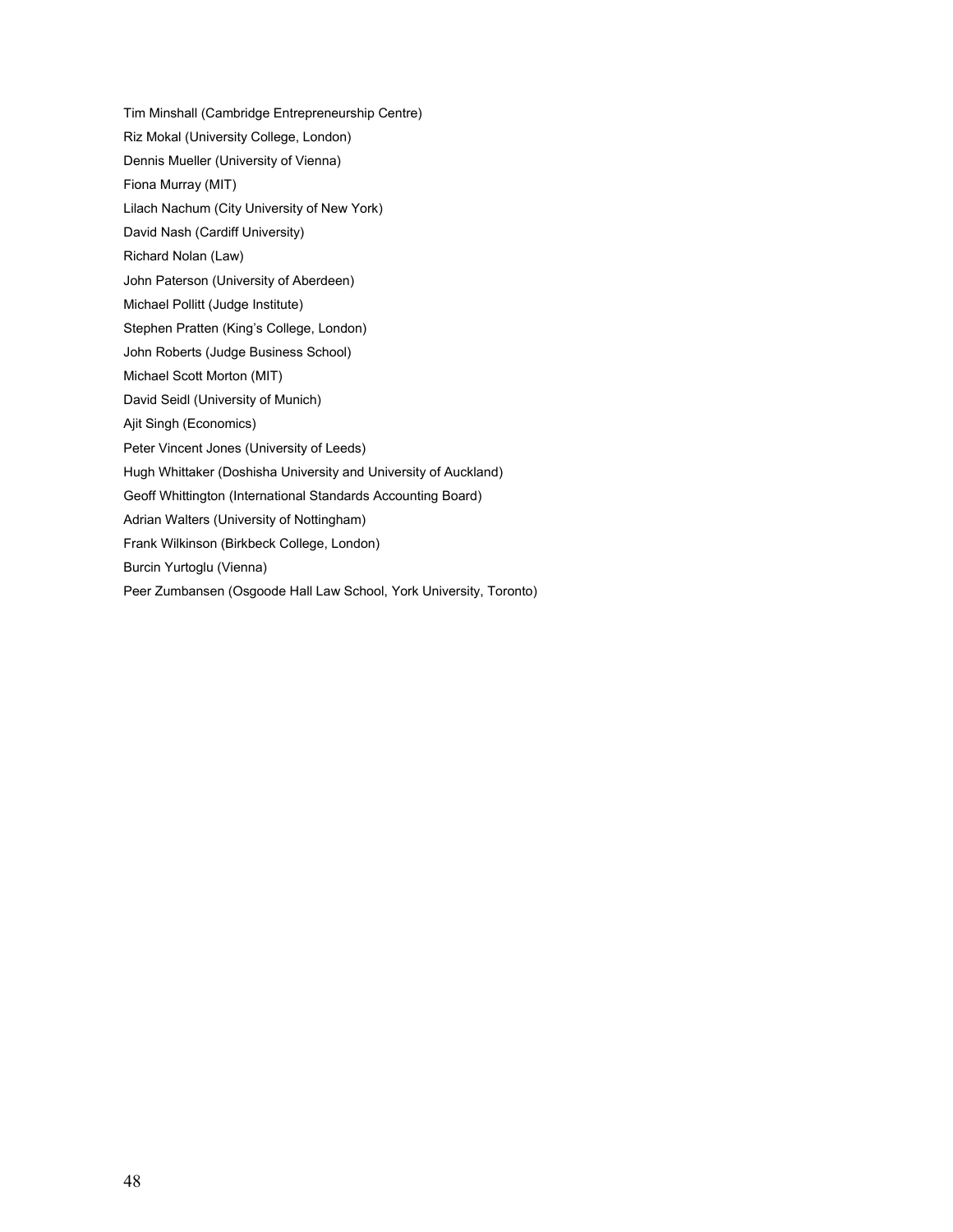Tim Minshall (Cambridge Entrepreneurship Centre)

Riz Mokal (University College, London)

Dennis Mueller (University of Vienna)

Fiona Murray (MIT)

Lilach Nachum (City University of New York)

David Nash (Cardiff University)

Richard Nolan (Law)

John Paterson (University of Aberdeen)

Michael Pollitt (Judge Institute)

Stephen Pratten (King's College, London)

John Roberts (Judge Business School)

Michael Scott Morton (MIT)

David Seidl (University of Munich)

Ajit Singh (Economics)

Peter Vincent Jones (University of Leeds)

Hugh Whittaker (Doshisha University and University of Auckland)

Geoff Whittington (International Standards Accounting Board)

Adrian Walters (University of Nottingham)

Frank Wilkinson (Birkbeck College, London)

Burcin Yurtoglu (Vienna)

Peer Zumbansen (Osgoode Hall Law School, York University, Toronto)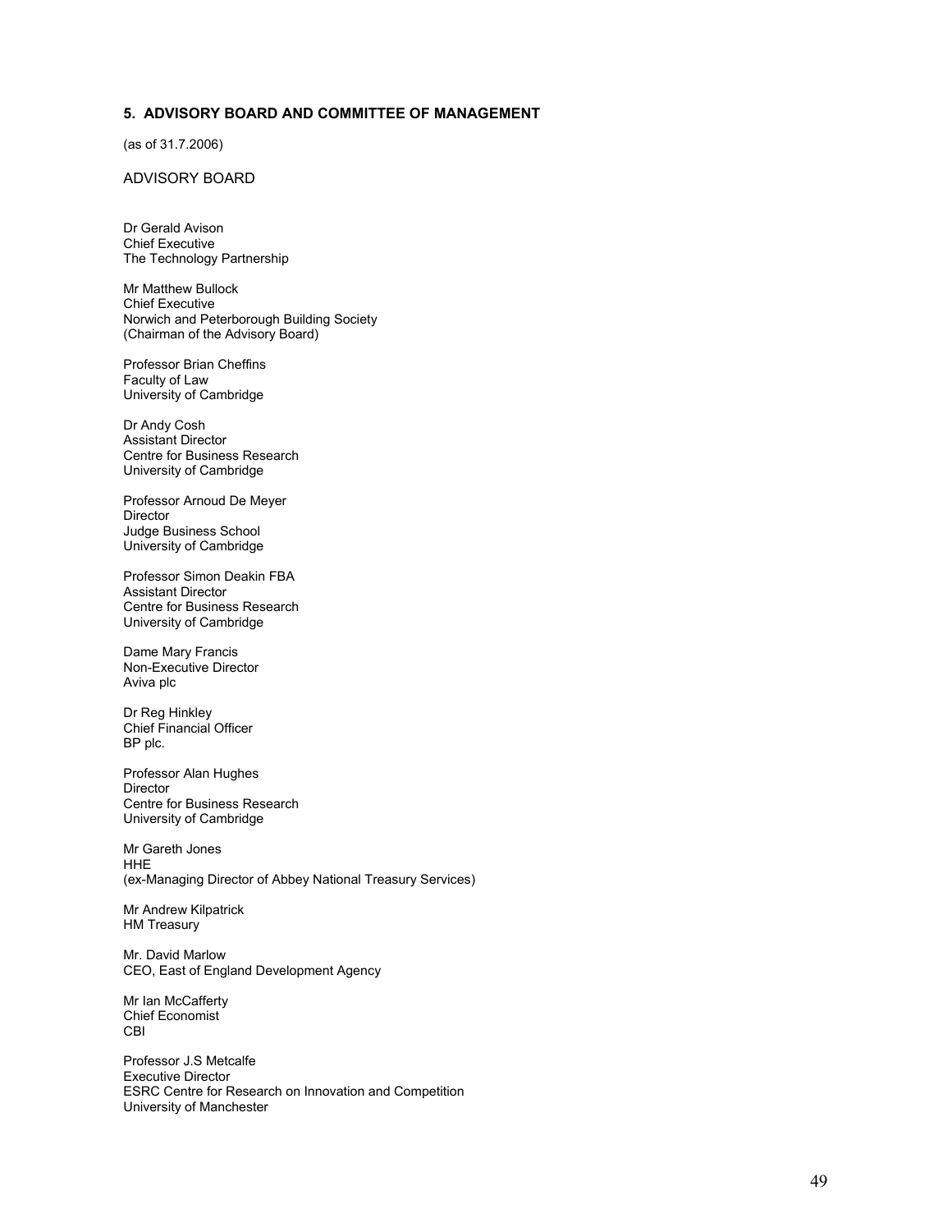## 5. ADVISORY BOARD AND COMMITTEE OF MANAGEMENT

(as of 31.7.2006)

### ADVISORY BOARD

Dr Gerald Avison
Chief Executive
The Technology Partnership

Mr Matthew Bullock
Chief Executive
Norwich and Peterborough Building Society
(Chairman of the Advisory Board)

Professor Brian Cheffins
Faculty of Law
University of Cambridge

Dr Andy Cosh
Assistant Director
Centre for Business Research
University of Cambridge

Professor Arnoud De Meyer
Director
Judge Business School
University of Cambridge

Professor Simon Deakin FBA
Assistant Director
Centre for Business Research
University of Cambridge

Dame Mary Francis
Non-Executive Director
Aviva plc

Dr Reg Hinkley
Chief Financial Officer
BP plc.

Professor Alan Hughes
Director
Centre for Business Research
University of Cambridge

Mr Gareth Jones
HHE
(ex-Managing Director of Abbey National Treasury Services)

Mr Andrew Kilpatrick
HM Treasury

Mr. David Marlow
CEO, East of England Development Agency

Mr Ian McCafferty
Chief Economist
CBI

Professor J.S Metcalfe
Executive Director
ESRC Centre for Research on Innovation and Competition
University of Manchester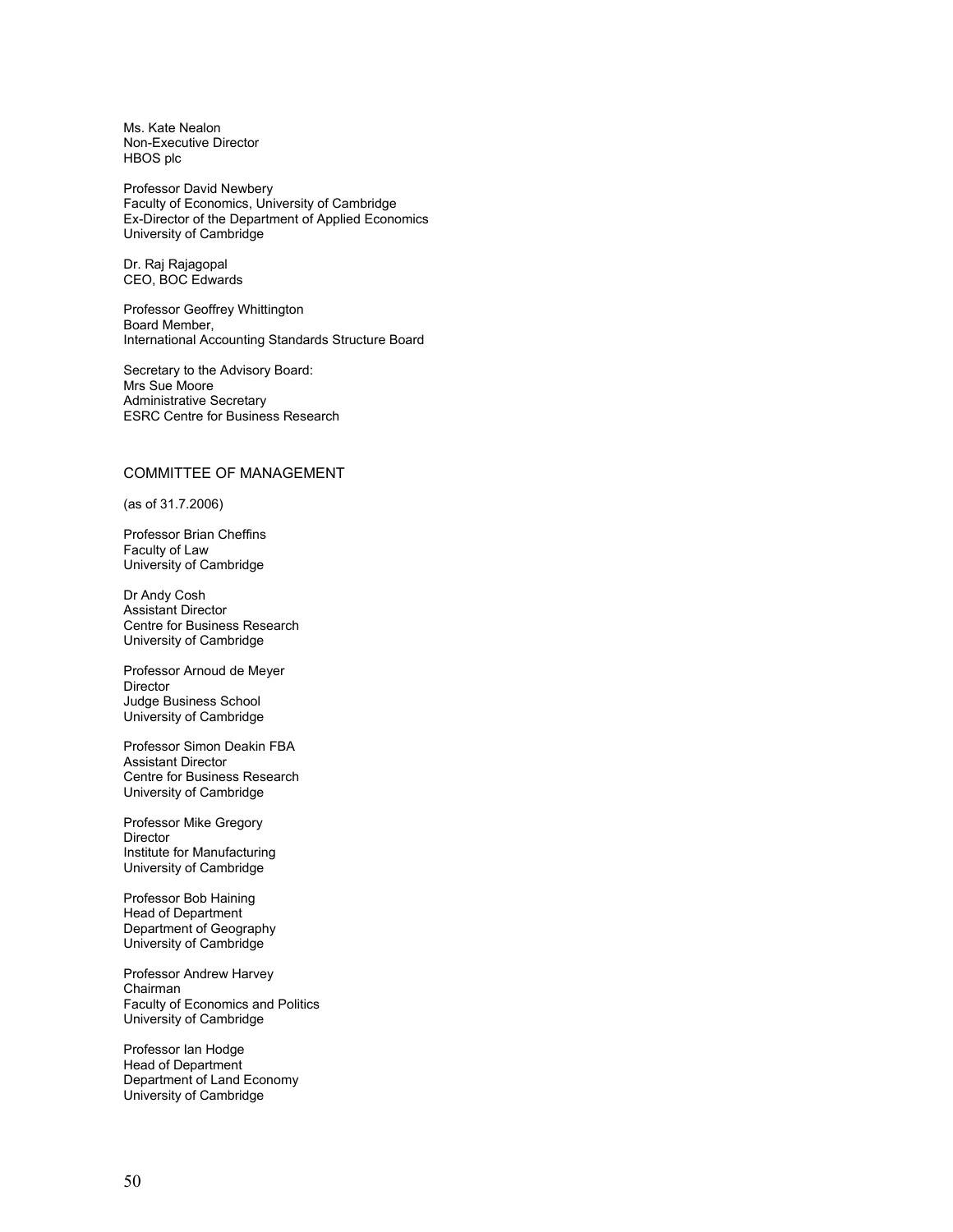Ms. Kate Nealon  
Non-Executive Director  
HBOS plc

Professor David Newbery  
Faculty of Economics, University of Cambridge  
Ex-Director of the Department of Applied Economics  
University of Cambridge

Dr. Raj Rajagopal  
CEO, BOC Edwards

Professor Geoffrey Whittington  
Board Member,  
International Accounting Standards Structure Board

Secretary to the Advisory Board:  
Mrs Sue Moore  
Administrative Secretary  
ESRC Centre for Business Research

## COMMITTEE OF MANAGEMENT

(as of 31.7.2006)

Professor Brian Cheffins  
Faculty of Law  
University of Cambridge

Dr Andy Cosh  
Assistant Director  
Centre for Business Research  
University of Cambridge

Professor Arnoud de Meyer  
Director  
Judge Business School  
University of Cambridge

Professor Simon Deakin FBA  
Assistant Director  
Centre for Business Research  
University of Cambridge

Professor Mike Gregory  
Director  
Institute for Manufacturing  
University of Cambridge

Professor Bob Haining  
Head of Department  
Department of Geography  
University of Cambridge

Professor Andrew Harvey  
Chairman  
Faculty of Economics and Politics  
University of Cambridge

Professor Ian Hodge  
Head of Department  
Department of Land Economy  
University of Cambridge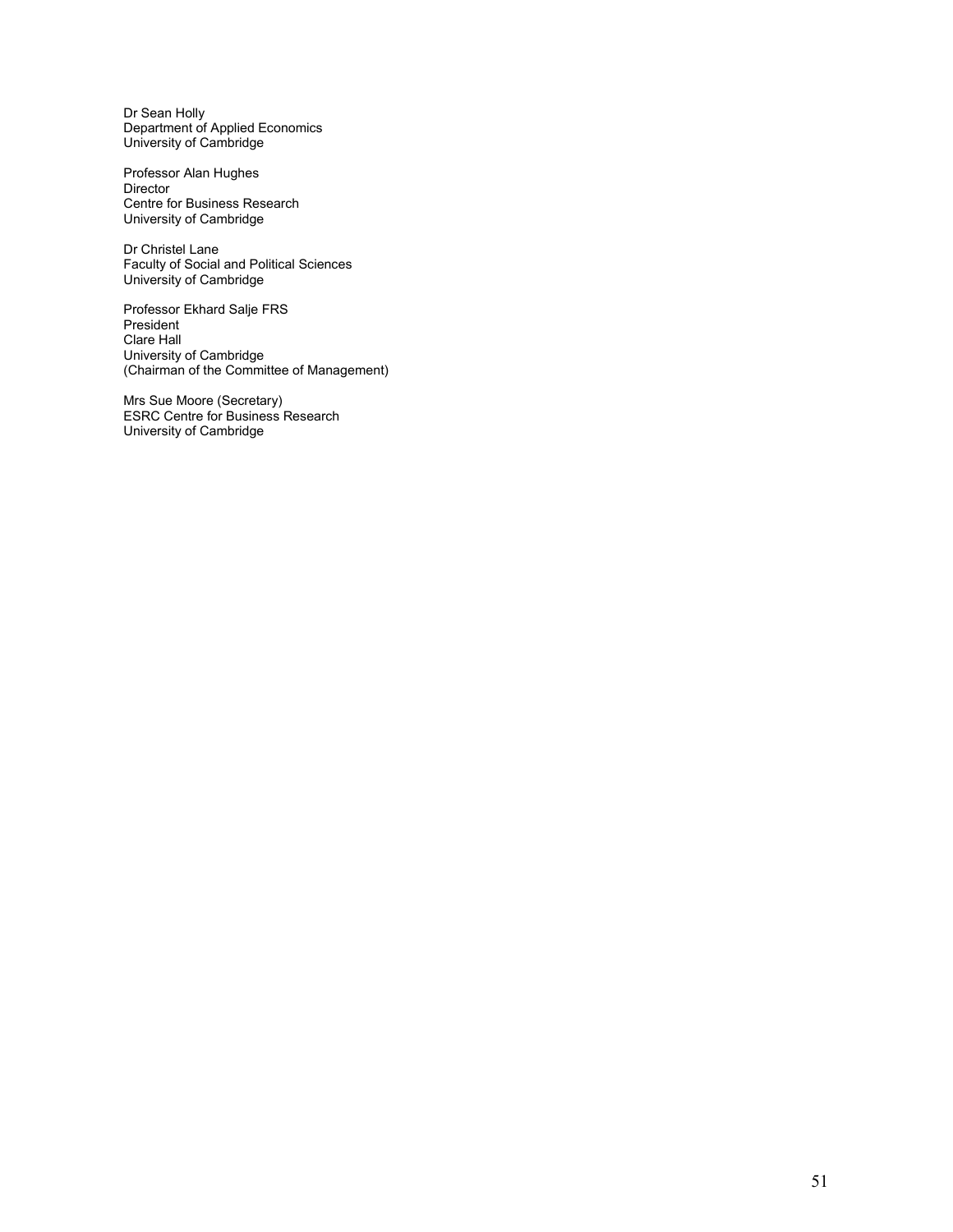Dr Sean Holly
Department of Applied Economics
University of Cambridge

Professor Alan Hughes
Director
Centre for Business Research
University of Cambridge

Dr Christel Lane
Faculty of Social and Political Sciences
University of Cambridge

Professor Ekhard Salje FRS
President
Clare Hall
University of Cambridge
(Chairman of the Committee of Management)

Mrs Sue Moore (Secretary)
ESRC Centre for Business Research
University of Cambridge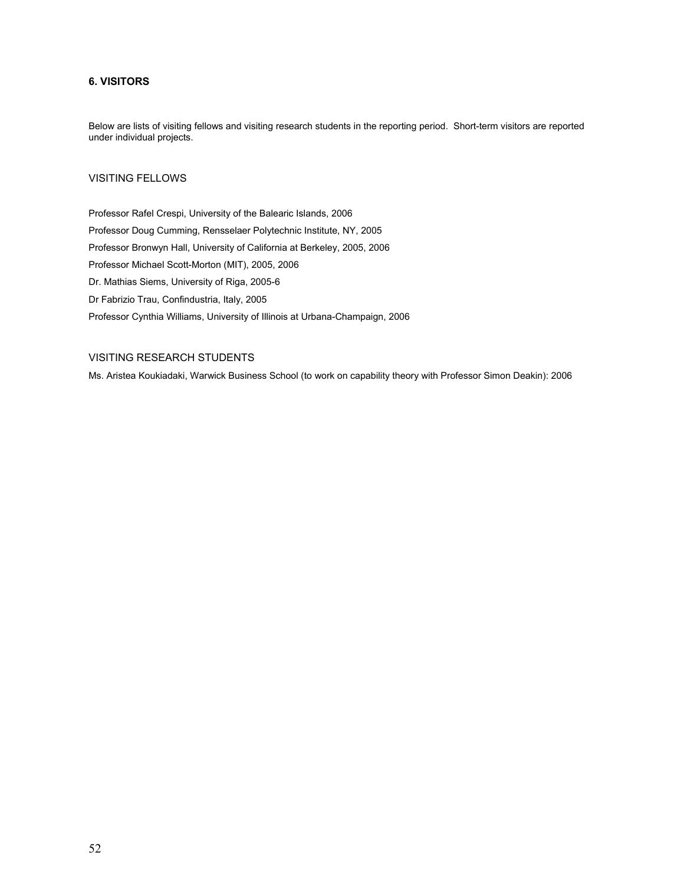## 6. VISITORS

Below are lists of visiting fellows and visiting research students in the reporting period. Short-term visitors are reported under individual projects.

### VISITING FELLOWS

Professor Rafel Crespi, University of the Balearic Islands, 2006

Professor Doug Cumming, Rensselaer Polytechnic Institute, NY, 2005

Professor Bronwyn Hall, University of California at Berkeley, 2005, 2006

Professor Michael Scott-Morton (MIT), 2005, 2006

Dr. Mathias Siems, University of Riga, 2005-6

Dr Fabrizio Trau, Confindustria, Italy, 2005

Professor Cynthia Williams, University of Illinois at Urbana-Champaign, 2006

### VISITING RESEARCH STUDENTS

Ms. Aristea Koukiadaki, Warwick Business School (to work on capability theory with Professor Simon Deakin): 2006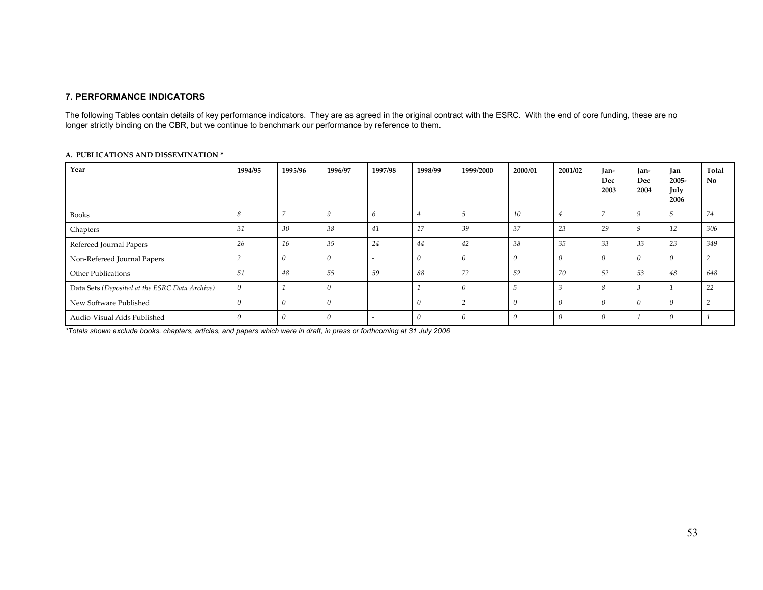## 7. PERFORMANCE INDICATORS

The following Tables contain details of key performance indicators. They are as agreed in the original contract with the ESRC. With the end of core funding, these are no longer strictly binding on the CBR, but we continue to benchmark our performance by reference to them.

**A. PUBLICATIONS AND DISSEMINATION \***

| Year | 1994/95 | 1995/96 | 1996/97 | 1997/98 | 1998/99 | 1999/2000 | 2000/01 | 2001/02 | Jan-Dec 2003 | Jan-Dec 2004 | Jan 2005-July 2006 | Total No |
|---|---|---|---|---|---|---|---|---|---|---|---|---|
| Books | *8* | *7* | *9* | *6* | *4* | *5* | *10* | *4* | *7* | *9* | *5* | *74* |
| Chapters | *31* | *30* | *38* | *41* | *17* | *39* | *37* | *23* | *29* | *9* | *12* | *306* |
| Refereed Journal Papers | *26* | *16* | *35* | *24* | *44* | *42* | *38* | *35* | *33* | *33* | *23* | *349* |
| Non-Refereed Journal Papers | *2* | *0* | *0* | - | *0* | *0* | *0* | *0* | *0* | *0* | *0* | *2* |
| Other Publications | *51* | *48* | *55* | *59* | *88* | *72* | *52* | *70* | *52* | *53* | *48* | *648* |
| Data Sets *(Deposited at the ESRC Data Archive)* | *0* | *1* | *0* | - | *1* | *0* | *5* | *3* | *8* | *3* | *1* | *22* |
| New Software Published | *0* | *0* | *0* | - | *0* | *2* | *0* | *0* | *0* | *0* | *0* | *2* |
| Audio-Visual Aids Published | *0* | *0* | *0* | - | *0* | *0* | *0* | *0* | *0* | *1* | *0* | *1* |

*\*Totals shown exclude books, chapters, articles, and papers which were in draft, in press or forthcoming at 31 July 2006*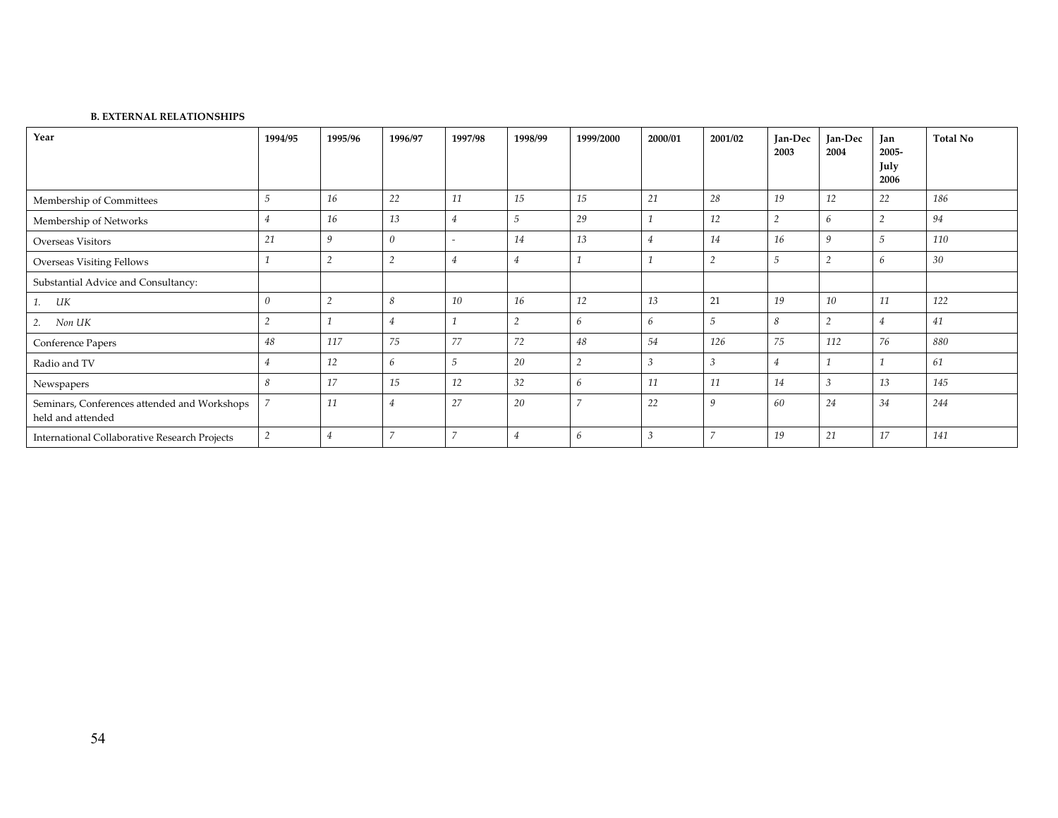**B. EXTERNAL RELATIONSHIPS**

| Year | 1994/95 | 1995/96 | 1996/97 | 1997/98 | 1998/99 | 1999/2000 | 2000/01 | 2001/02 | Jan-Dec 2003 | Jan-Dec 2004 | Jan 2005-July 2006 | Total No |
|---|---|---|---|---|---|---|---|---|---|---|---|---|
| Membership of Committees | *5* | *16* | *22* | *11* | *15* | *15* | *21* | *28* | *19* | *12* | *22* | *186* |
| Membership of Networks | *4* | *16* | *13* | *4* | *5* | *29* | *1* | *12* | *2* | *6* | *2* | *94* |
| Overseas Visitors | *21* | *9* | *0* | - | *14* | *13* | *4* | *14* | *16* | *9* | *5* | *110* |
| Overseas Visiting Fellows | *1* | *2* | *2* | *4* | *4* | *1* | *1* | *2* | *5* | *2* | *6* | *30* |
| Substantial Advice and Consultancy: | | | | | | | | | | | | |
| *1. UK* | *0* | *2* | *8* | *10* | *16* | *12* | *13* | 21 | *19* | *10* | *11* | *122* |
| *2. Non UK* | *2* | *1* | *4* | *1* | *2* | *6* | *6* | *5* | *8* | *2* | *4* | *41* |
| Conference Papers | *48* | *117* | *75* | *77* | *72* | *48* | *54* | *126* | *75* | *112* | *76* | *880* |
| Radio and TV | *4* | *12* | *6* | *5* | *20* | *2* | *3* | *3* | *4* | *1* | *1* | *61* |
| Newspapers | *8* | *17* | *15* | *12* | *32* | *6* | *11* | *11* | *14* | *3* | *13* | *145* |
| Seminars, Conferences attended and Workshops held and attended | *7* | *11* | *4* | *27* | *20* | *7* | *22* | *9* | *60* | *24* | *34* | *244* |
| International Collaborative Research Projects | *2* | *4* | *7* | *7* | *4* | *6* | *3* | *7* | *19* | *21* | *17* | *141* |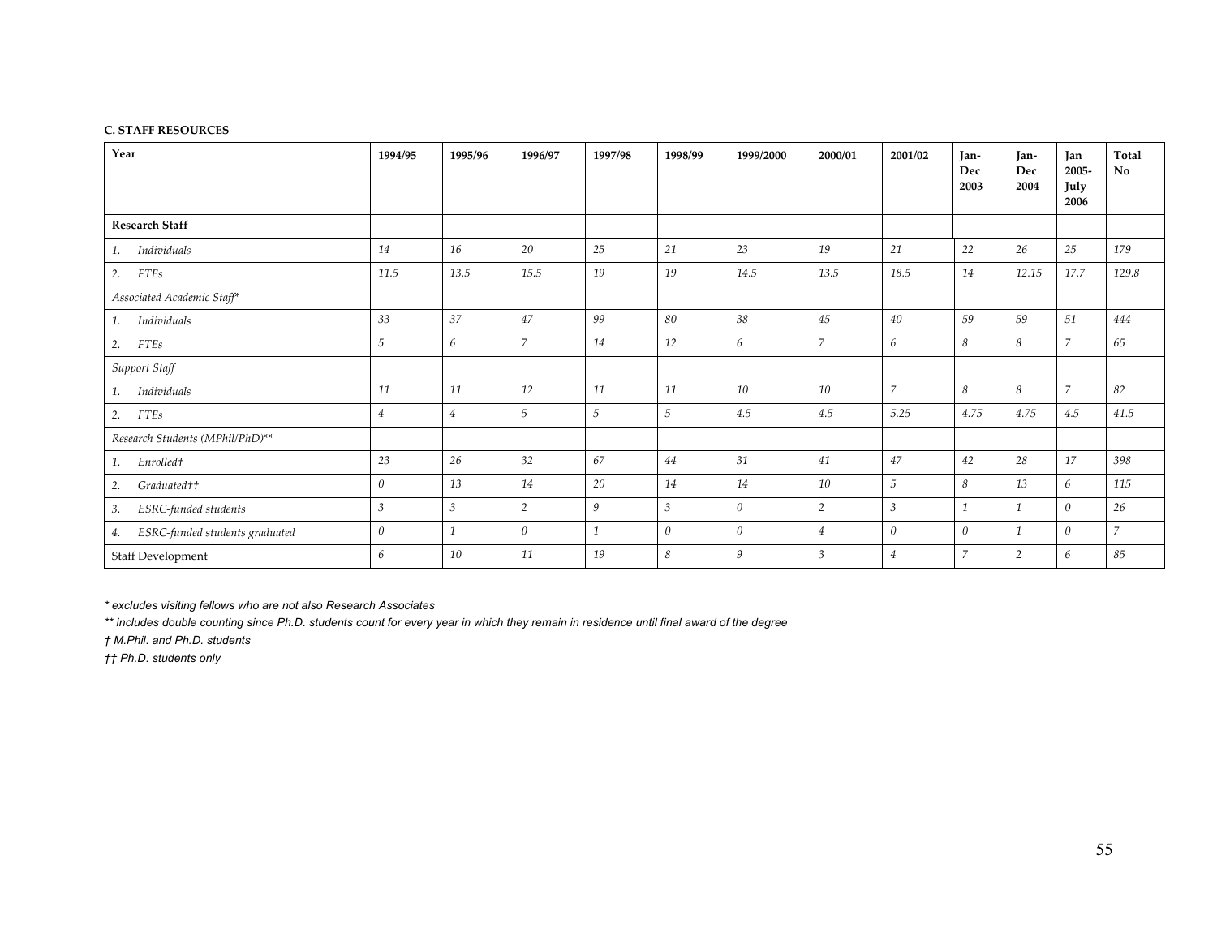**C. STAFF RESOURCES**

| Year | 1994/95 | 1995/96 | 1996/97 | 1997/98 | 1998/99 | 1999/2000 | 2000/01 | 2001/02 | Jan-Dec 2003 | Jan-Dec 2004 | Jan 2005-July 2006 | Total No |
|---|---|---|---|---|---|---|---|---|---|---|---|---|
| **Research Staff** | | | | | | | | | | | | |
| 1. *Individuals* | *14* | *16* | *20* | *25* | *21* | *23* | *19* | *21* | *22* | *26* | *25* | *179* |
| 2. *FTEs* | *11.5* | *13.5* | *15.5* | *19* | *19* | *14.5* | *13.5* | *18.5* | *14* | *12.15* | *17.7* | *129.8* |
| *Associated Academic Staff** | | | | | | | | | | | | |
| 1. *Individuals* | *33* | *37* | *47* | *99* | *80* | *38* | *45* | *40* | *59* | *59* | *51* | *444* |
| 2. *FTEs* | *5* | *6* | *7* | *14* | *12* | *6* | *7* | *6* | *8* | *8* | *7* | *65* |
| *Support Staff* | | | | | | | | | | | | |
| 1. *Individuals* | *11* | *11* | *12* | *11* | *11* | *10* | *10* | *7* | *8* | *8* | *7* | *82* |
| 2. *FTEs* | *4* | *4* | *5* | *5* | *5* | *4.5* | *4.5* | *5.25* | *4.75* | *4.75* | *4.5* | *41.5* |
| *Research Students (MPhil/PhD)*** | | | | | | | | | | | | |
| 1. *Enrolled†* | *23* | *26* | *32* | *67* | *44* | *31* | *41* | *47* | *42* | *28* | *17* | *398* |
| 2. *Graduated††* | *0* | *13* | *14* | *20* | *14* | *14* | *10* | *5* | *8* | *13* | *6* | *115* |
| 3. *ESRC-funded students* | *3* | *3* | *2* | *9* | *3* | *0* | *2* | *3* | *1* | *1* | *0* | *26* |
| 4. *ESRC-funded students graduated* | *0* | *1* | *0* | *1* | *0* | *0* | *4* | *0* | *0* | *1* | *0* | *7* |
| Staff Development | *6* | *10* | *11* | *19* | *8* | *9* | *3* | *4* | *7* | *2* | *6* | *85* |

*\* excludes visiting fellows who are not also Research Associates*

*\*\* includes double counting since Ph.D. students count for every year in which they remain in residence until final award of the degree*

*† M.Phil. and Ph.D. students*

*†† Ph.D. students only*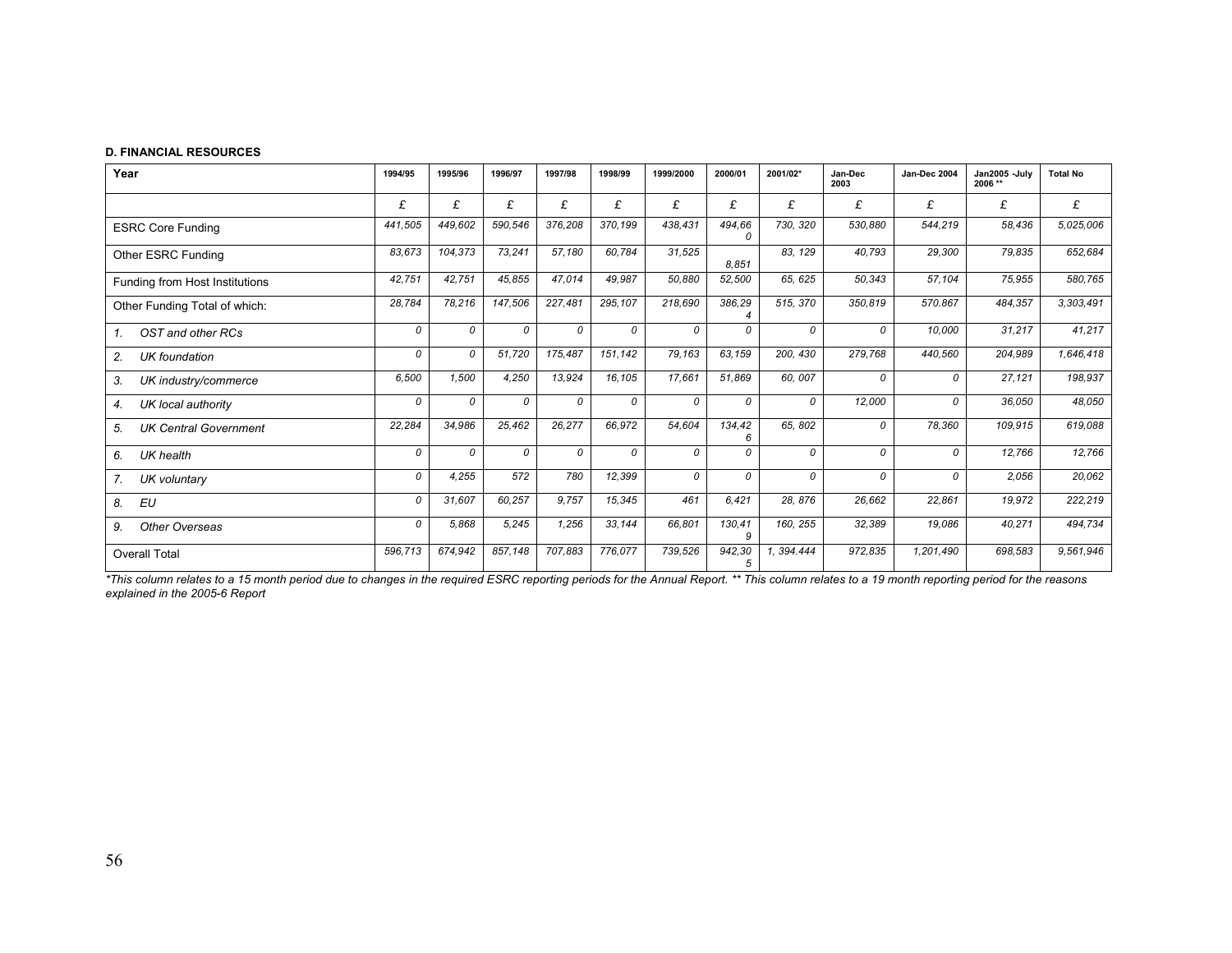**D. FINANCIAL RESOURCES**

| Year | 1994/95 | 1995/96 | 1996/97 | 1997/98 | 1998/99 | 1999/2000 | 2000/01 | 2001/02* | Jan-Dec 2003 | Jan-Dec 2004 | Jan2005 -July 2006 ** | Total No |
|---|---|---|---|---|---|---|---|---|---|---|---|---|
| | £ | £ | £ | £ | £ | £ | £ | £ | £ | £ | £ | £ |
| ESRC Core Funding | 441,505 | 449,602 | 590,546 | 376,208 | 370,199 | 438,431 | 494,660 | 730, 320 | 530,880 | 544,219 | 58,436 | 5,025,006 |
| Other ESRC Funding | 83,673 | 104,373 | 73,241 | 57,180 | 60,784 | 31,525 | 8,851 | 83, 129 | 40,793 | 29,300 | 79,835 | 652,684 |
| Funding from Host Institutions | 42,751 | 42,751 | 45,855 | 47,014 | 49,987 | 50,880 | 52,500 | 65, 625 | 50,343 | 57,104 | 75,955 | 580,765 |
| Other Funding Total of which: | 28,784 | 78,216 | 147,506 | 227,481 | 295,107 | 218,690 | 386,294 | 515, 370 | 350,819 | 570.867 | 484,357 | 3,303,491 |
| 1. OST and other RCs | 0 | 0 | 0 | 0 | 0 | 0 | 0 | 0 | 0 | 10,000 | 31,217 | 41,217 |
| 2. UK foundation | 0 | 0 | 51,720 | 175,487 | 151,142 | 79,163 | 63,159 | 200, 430 | 279,768 | 440,560 | 204,989 | 1,646,418 |
| 3. UK industry/commerce | 6,500 | 1,500 | 4,250 | 13,924 | 16,105 | 17,661 | 51,869 | 60, 007 | 0 | 0 | 27,121 | 198,937 |
| 4. UK local authority | 0 | 0 | 0 | 0 | 0 | 0 | 0 | 0 | 12,000 | 0 | 36,050 | 48,050 |
| 5. UK Central Government | 22,284 | 34,986 | 25,462 | 26,277 | 66,972 | 54,604 | 134,426 | 65, 802 | 0 | 78,360 | 109,915 | 619,088 |
| 6. UK health | 0 | 0 | 0 | 0 | 0 | 0 | 0 | 0 | 0 | 0 | 12,766 | 12,766 |
| 7. UK voluntary | 0 | 4,255 | 572 | 780 | 12,399 | 0 | 0 | 0 | 0 | 0 | 2,056 | 20,062 |
| 8. EU | 0 | 31,607 | 60,257 | 9,757 | 15,345 | 461 | 6,421 | 28, 876 | 26,662 | 22,861 | 19,972 | 222,219 |
| 9. Other Overseas | 0 | 5,868 | 5,245 | 1,256 | 33,144 | 66,801 | 130,419 | 160, 255 | 32,389 | 19,086 | 40,271 | 494,734 |
| Overall Total | 596,713 | 674,942 | 857,148 | 707,883 | 776,077 | 739,526 | 942,305 | 1, 394.444 | 972,835 | 1,201,490 | 698,583 | 9,561,946 |

*\*This column relates to a 15 month period due to changes in the required ESRC reporting periods for the Annual Report. \*\* This column relates to a 19 month reporting period for the reasons explained in the 2005-6 Report*